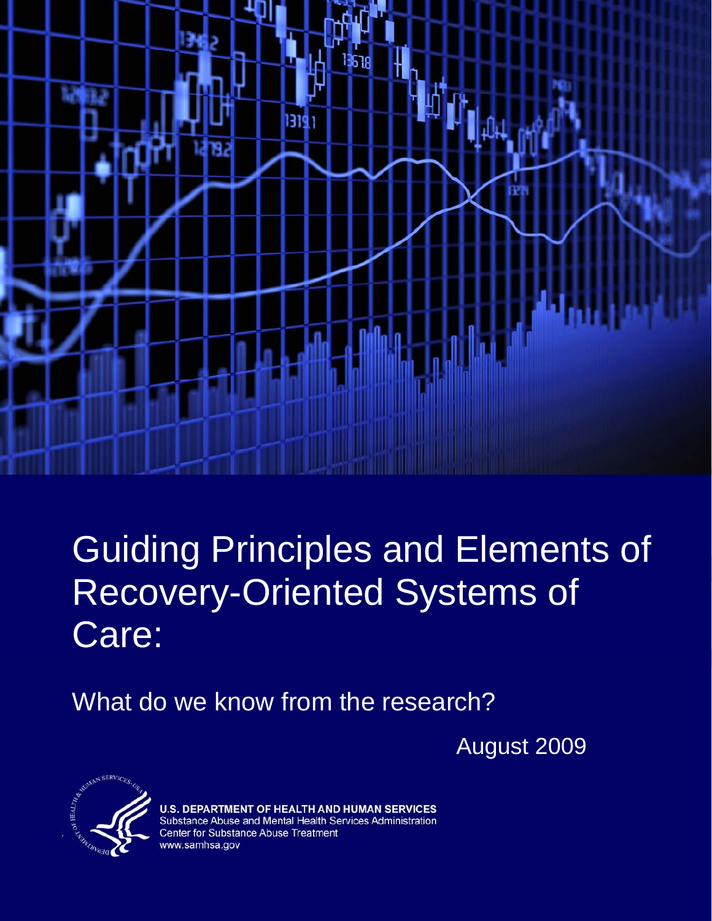# Guiding Principles and Elements of Recovery-Oriented Systems of Care:

## What do we know from the research?

August 2009

**U.S. DEPARTMENT OF HEALTH AND HUMAN SERVICES**
Substance Abuse and Mental Health Services Administration
Center for Substance Abuse Treatment
www.samhsa.gov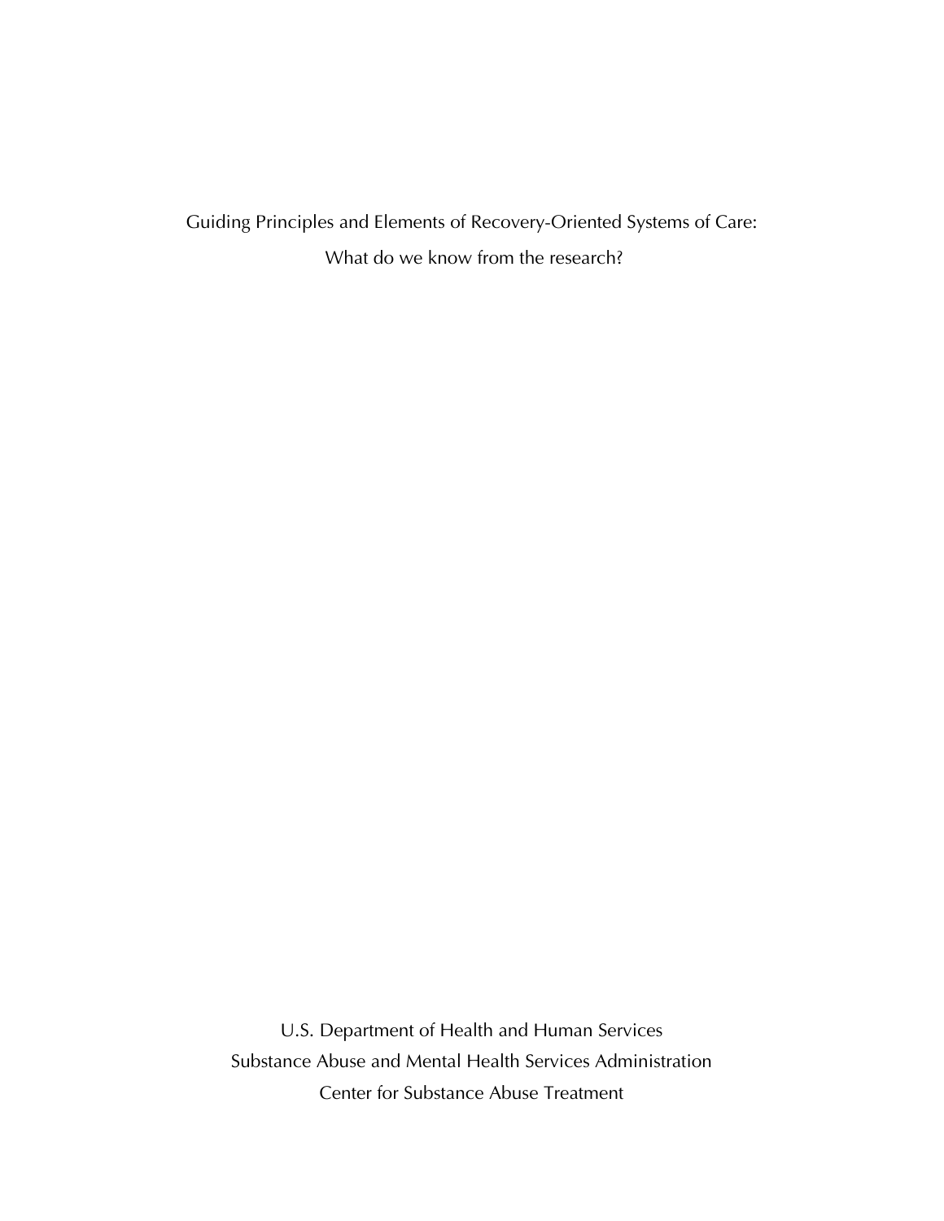# Guiding Principles and Elements of Recovery-Oriented Systems of Care:

## What do we know from the research?

U.S. Department of Health and Human Services

Substance Abuse and Mental Health Services Administration

Center for Substance Abuse Treatment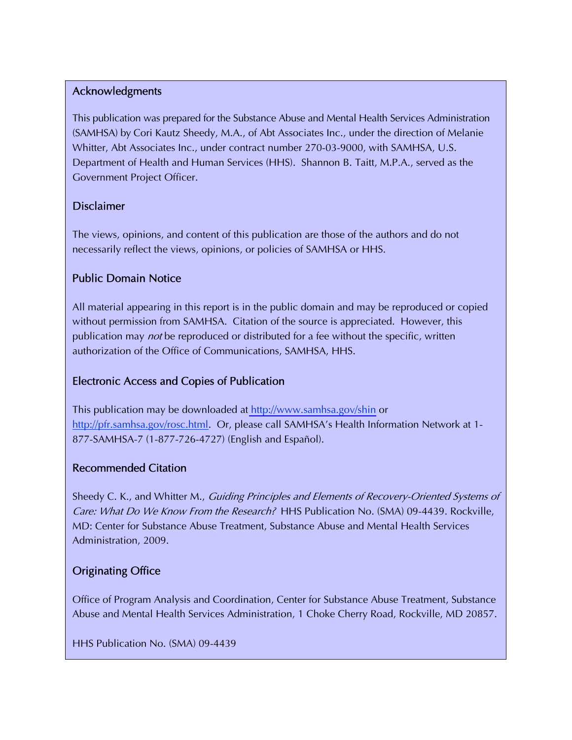## Acknowledgments

This publication was prepared for the Substance Abuse and Mental Health Services Administration (SAMHSA) by Cori Kautz Sheedy, M.A., of Abt Associates Inc., under the direction of Melanie Whitter, Abt Associates Inc., under contract number 270-03-9000, with SAMHSA, U.S. Department of Health and Human Services (HHS). Shannon B. Taitt, M.P.A., served as the Government Project Officer.

## Disclaimer

The views, opinions, and content of this publication are those of the authors and do not necessarily reflect the views, opinions, or policies of SAMHSA or HHS.

## Public Domain Notice

All material appearing in this report is in the public domain and may be reproduced or copied without permission from SAMHSA. Citation of the source is appreciated. However, this publication may *not* be reproduced or distributed for a fee without the specific, written authorization of the Office of Communications, SAMHSA, HHS.

## Electronic Access and Copies of Publication

This publication may be downloaded at http://www.samhsa.gov/shin or http://pfr.samhsa.gov/rosc.html. Or, please call SAMHSA's Health Information Network at 1-877-SAMHSA-7 (1-877-726-4727) (English and Español).

## Recommended Citation

Sheedy C. K., and Whitter M., *Guiding Principles and Elements of Recovery-Oriented Systems of Care: What Do We Know From the Research?* HHS Publication No. (SMA) 09-4439. Rockville, MD: Center for Substance Abuse Treatment, Substance Abuse and Mental Health Services Administration, 2009.

## Originating Office

Office of Program Analysis and Coordination, Center for Substance Abuse Treatment, Substance Abuse and Mental Health Services Administration, 1 Choke Cherry Road, Rockville, MD 20857.

HHS Publication No. (SMA) 09-4439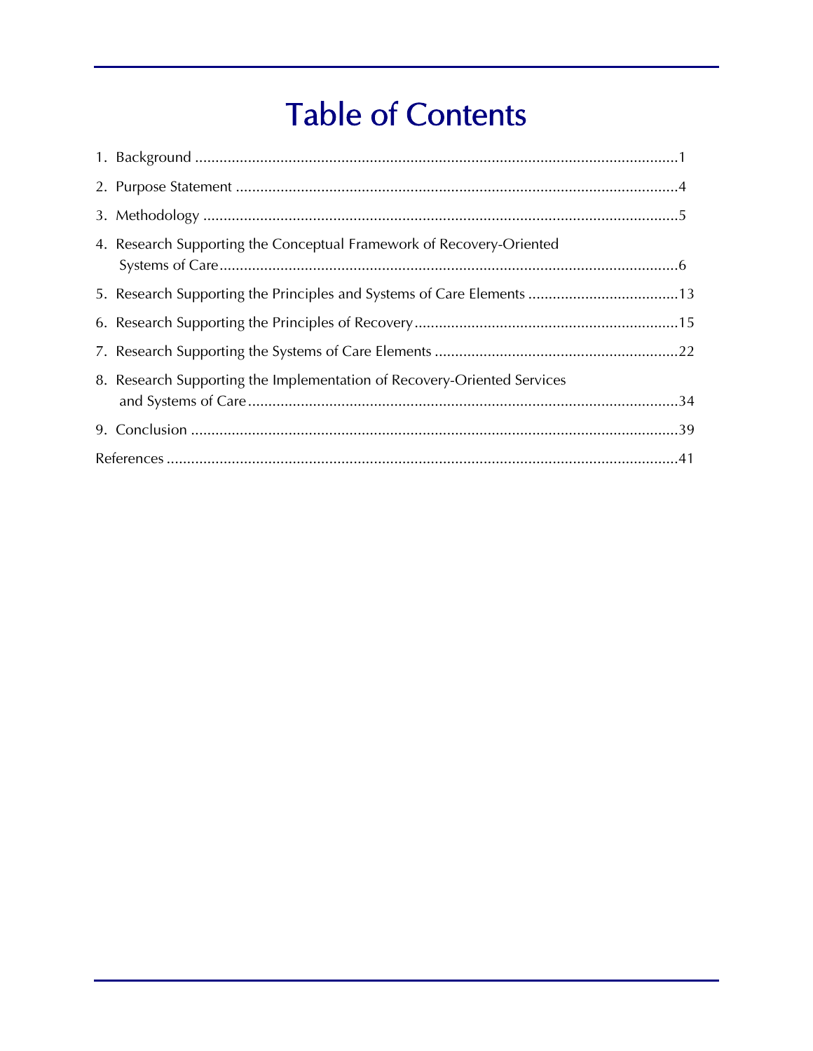# Table of Contents

1. Background ..................................................................................................................1
2. Purpose Statement ........................................................................................................4
3. Methodology .................................................................................................................5
4. Research Supporting the Conceptual Framework of Recovery-Oriented Systems of Care.............................................................................................................6
5. Research Supporting the Principles and Systems of Care Elements ....................................13
6. Research Supporting the Principles of Recovery................................................................15
7. Research Supporting the Systems of Care Elements ...........................................................22
8. Research Supporting the Implementation of Recovery-Oriented Services and Systems of Care........................................................................................................34
9. Conclusion ...................................................................................................................39

References ..........................................................................................................................41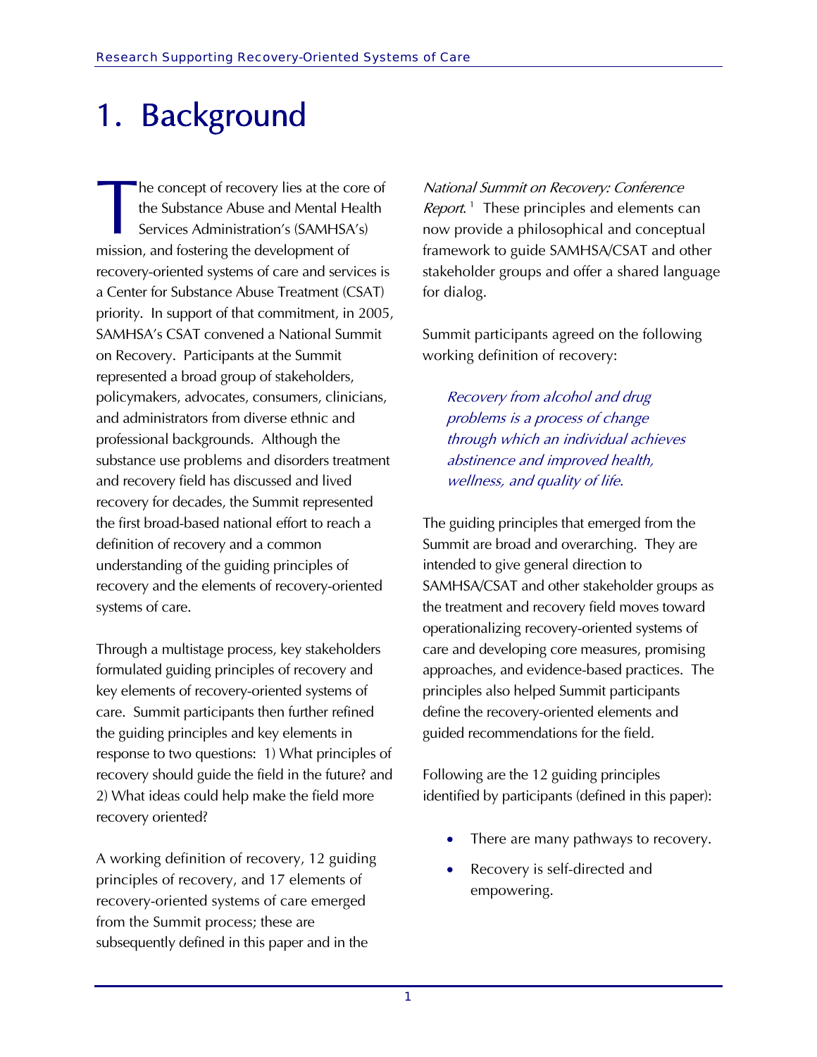# 1. Background

The concept of recovery lies at the core of the Substance Abuse and Mental Health Services Administration's (SAMHSA's) mission, and fostering the development of recovery-oriented systems of care and services is a Center for Substance Abuse Treatment (CSAT) priority. In support of that commitment, in 2005, SAMHSA's CSAT convened a National Summit on Recovery. Participants at the Summit represented a broad group of stakeholders, policymakers, advocates, consumers, clinicians, and administrators from diverse ethnic and professional backgrounds. Although the substance use problems and disorders treatment and recovery field has discussed and lived recovery for decades, the Summit represented the first broad-based national effort to reach a definition of recovery and a common understanding of the guiding principles of recovery and the elements of recovery-oriented systems of care.

Through a multistage process, key stakeholders formulated guiding principles of recovery and key elements of recovery-oriented systems of care. Summit participants then further refined the guiding principles and key elements in response to two questions: 1) What principles of recovery should guide the field in the future? and 2) What ideas could help make the field more recovery oriented?

A working definition of recovery, 12 guiding principles of recovery, and 17 elements of recovery-oriented systems of care emerged from the Summit process; these are subsequently defined in this paper and in the *National Summit on Recovery: Conference Report.*[1] These principles and elements can now provide a philosophical and conceptual framework to guide SAMHSA/CSAT and other stakeholder groups and offer a shared language for dialog.

Summit participants agreed on the following working definition of recovery:

> *Recovery from alcohol and drug problems is a process of change through which an individual achieves abstinence and improved health, wellness, and quality of life.*

The guiding principles that emerged from the Summit are broad and overarching. They are intended to give general direction to SAMHSA/CSAT and other stakeholder groups as the treatment and recovery field moves toward operationalizing recovery-oriented systems of care and developing core measures, promising approaches, and evidence-based practices. The principles also helped Summit participants define the recovery-oriented elements and guided recommendations for the field.

Following are the 12 guiding principles identified by participants (defined in this paper):

- There are many pathways to recovery.
- Recovery is self-directed and empowering.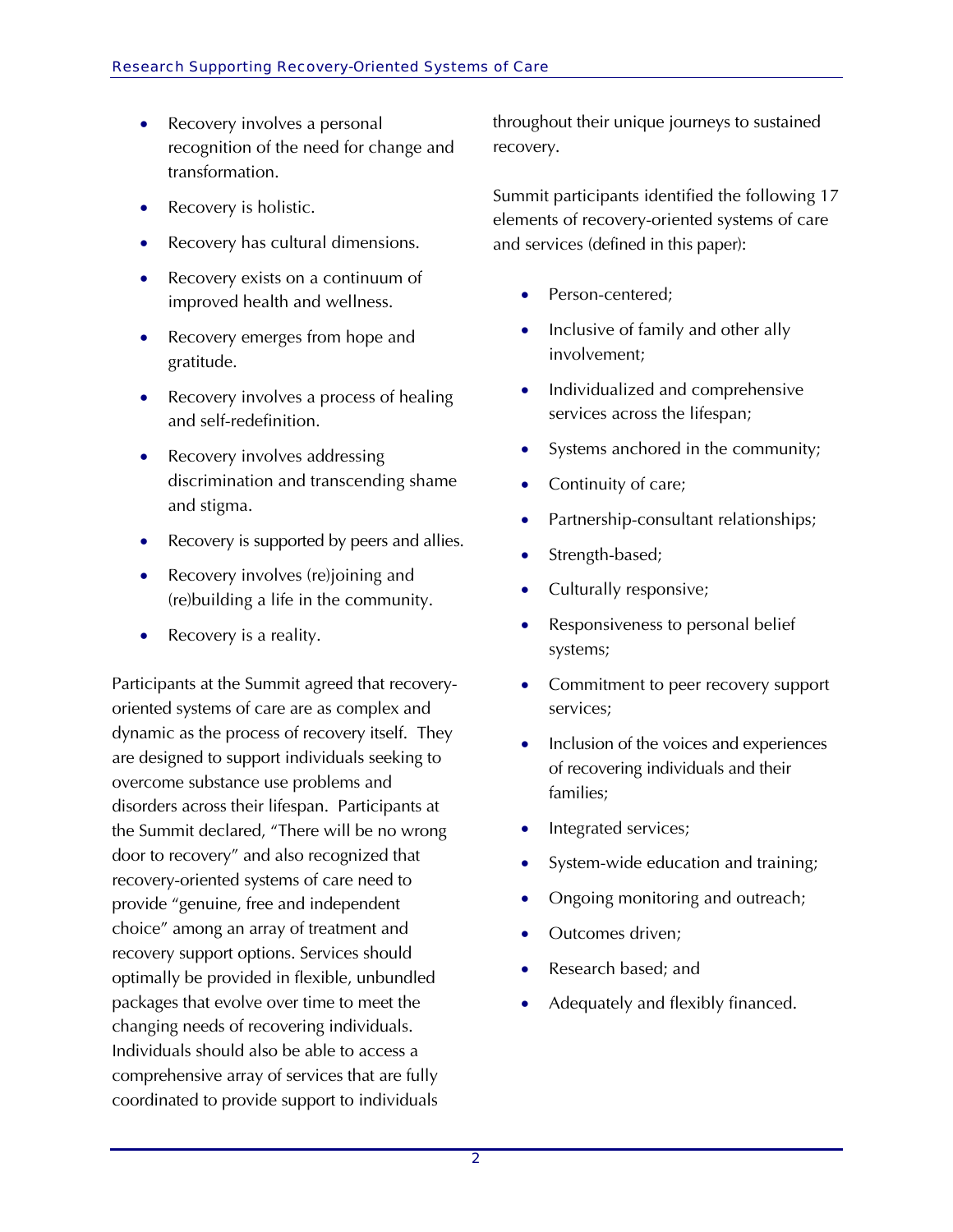- Recovery involves a personal recognition of the need for change and transformation.
- Recovery is holistic.
- Recovery has cultural dimensions.
- Recovery exists on a continuum of improved health and wellness.
- Recovery emerges from hope and gratitude.
- Recovery involves a process of healing and self-redefinition.
- Recovery involves addressing discrimination and transcending shame and stigma.
- Recovery is supported by peers and allies.
- Recovery involves (re)joining and (re)building a life in the community.
- Recovery is a reality.

Participants at the Summit agreed that recovery-oriented systems of care are as complex and dynamic as the process of recovery itself. They are designed to support individuals seeking to overcome substance use problems and disorders across their lifespan. Participants at the Summit declared, "There will be no wrong door to recovery" and also recognized that recovery-oriented systems of care need to provide "genuine, free and independent choice" among an array of treatment and recovery support options. Services should optimally be provided in flexible, unbundled packages that evolve over time to meet the changing needs of recovering individuals. Individuals should also be able to access a comprehensive array of services that are fully coordinated to provide support to individuals throughout their unique journeys to sustained recovery.

Summit participants identified the following 17 elements of recovery-oriented systems of care and services (defined in this paper):

- Person-centered;
- Inclusive of family and other ally involvement;
- Individualized and comprehensive services across the lifespan;
- Systems anchored in the community;
- Continuity of care;
- Partnership-consultant relationships;
- Strength-based;
- Culturally responsive;
- Responsiveness to personal belief systems;
- Commitment to peer recovery support services;
- Inclusion of the voices and experiences of recovering individuals and their families;
- Integrated services;
- System-wide education and training;
- Ongoing monitoring and outreach;
- Outcomes driven;
- Research based; and
- Adequately and flexibly financed.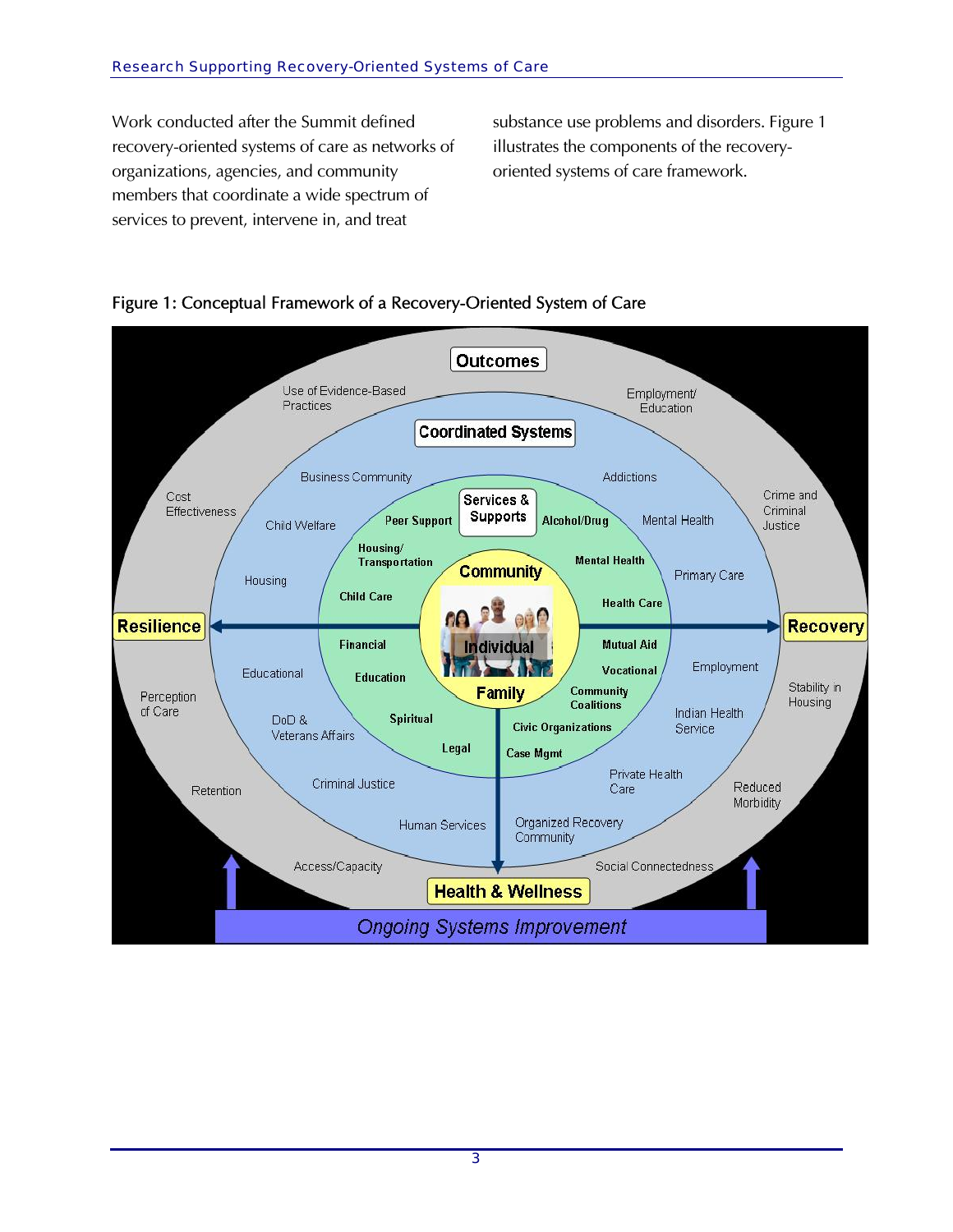Work conducted after the Summit defined recovery-oriented systems of care as networks of organizations, agencies, and community members that coordinate a wide spectrum of services to prevent, intervene in, and treat substance use problems and disorders. Figure 1 illustrates the components of the recovery-oriented systems of care framework.

Figure 1: Conceptual Framework of a Recovery-Oriented System of Care

Outcomes

Use of Evidence-Based Practices

Employment/ Education

Cost Effectiveness

Crime and Criminal Justice

Perception of Care

Stability in Housing

Retention

Reduced Morbidity

Access/Capacity

Social Connectedness

Coordinated Systems

Business Community

Addictions

Child Welfare

Mental Health

Housing

Primary Care

Educational

Employment

DoD & Veterans Affairs

Indian Health Service

Criminal Justice

Private Health Care

Human Services

Organized Recovery Community

Services & Supports

Peer Support

Alcohol/Drug

Housing/ Transportation

Mental Health

Child Care

Health Care

Financial

Mutual Aid

Education

Vocational

Spiritual

Community Coalitions

Legal

Civic Organizations

Case Mgmt

Community

Individual

Family

Resilience

Recovery

Health & Wellness

Ongoing Systems Improvement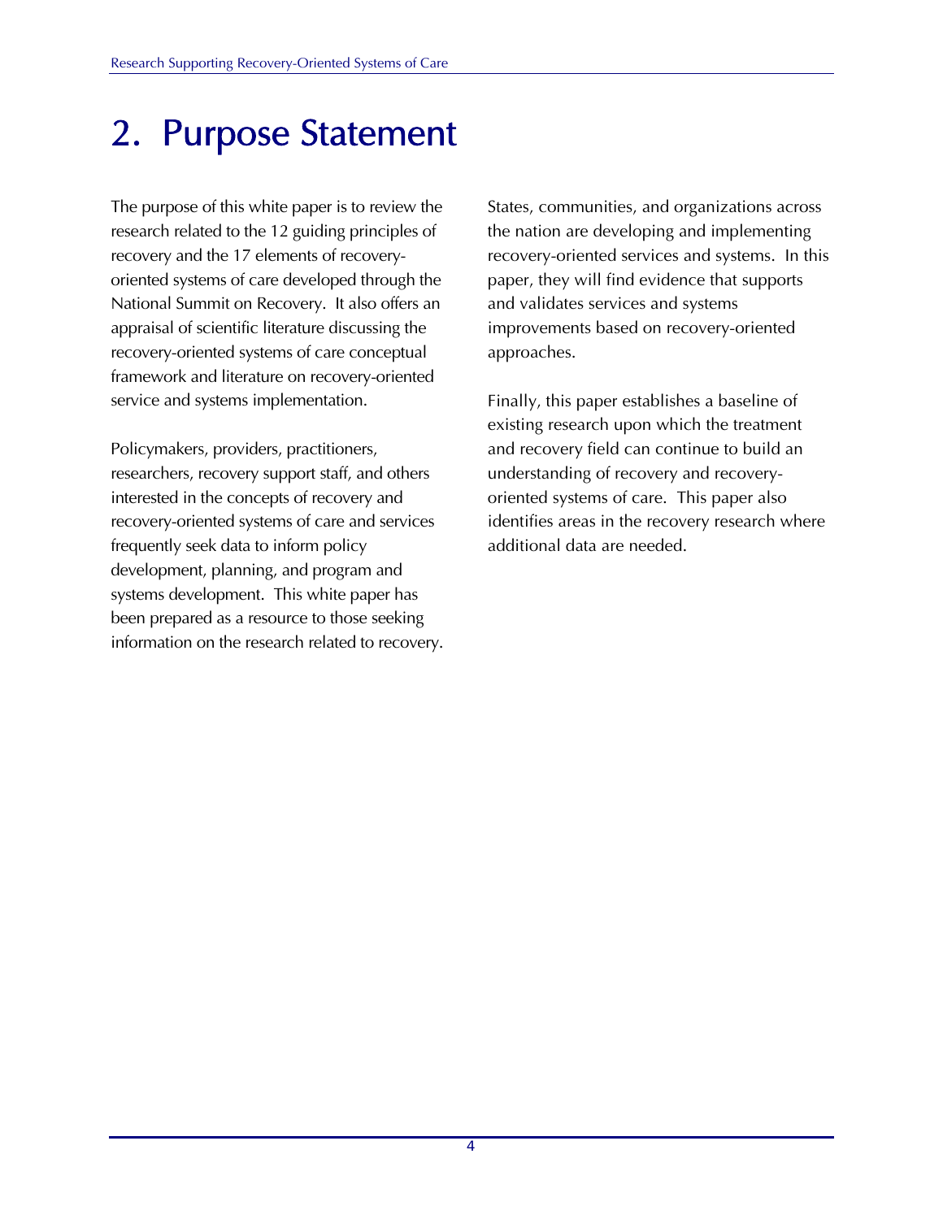# 2. Purpose Statement

The purpose of this white paper is to review the research related to the 12 guiding principles of recovery and the 17 elements of recovery-oriented systems of care developed through the National Summit on Recovery. It also offers an appraisal of scientific literature discussing the recovery-oriented systems of care conceptual framework and literature on recovery-oriented service and systems implementation.

Policymakers, providers, practitioners, researchers, recovery support staff, and others interested in the concepts of recovery and recovery-oriented systems of care and services frequently seek data to inform policy development, planning, and program and systems development. This white paper has been prepared as a resource to those seeking information on the research related to recovery. States, communities, and organizations across the nation are developing and implementing recovery-oriented services and systems. In this paper, they will find evidence that supports and validates services and systems improvements based on recovery-oriented approaches.

Finally, this paper establishes a baseline of existing research upon which the treatment and recovery field can continue to build an understanding of recovery and recovery-oriented systems of care. This paper also identifies areas in the recovery research where additional data are needed.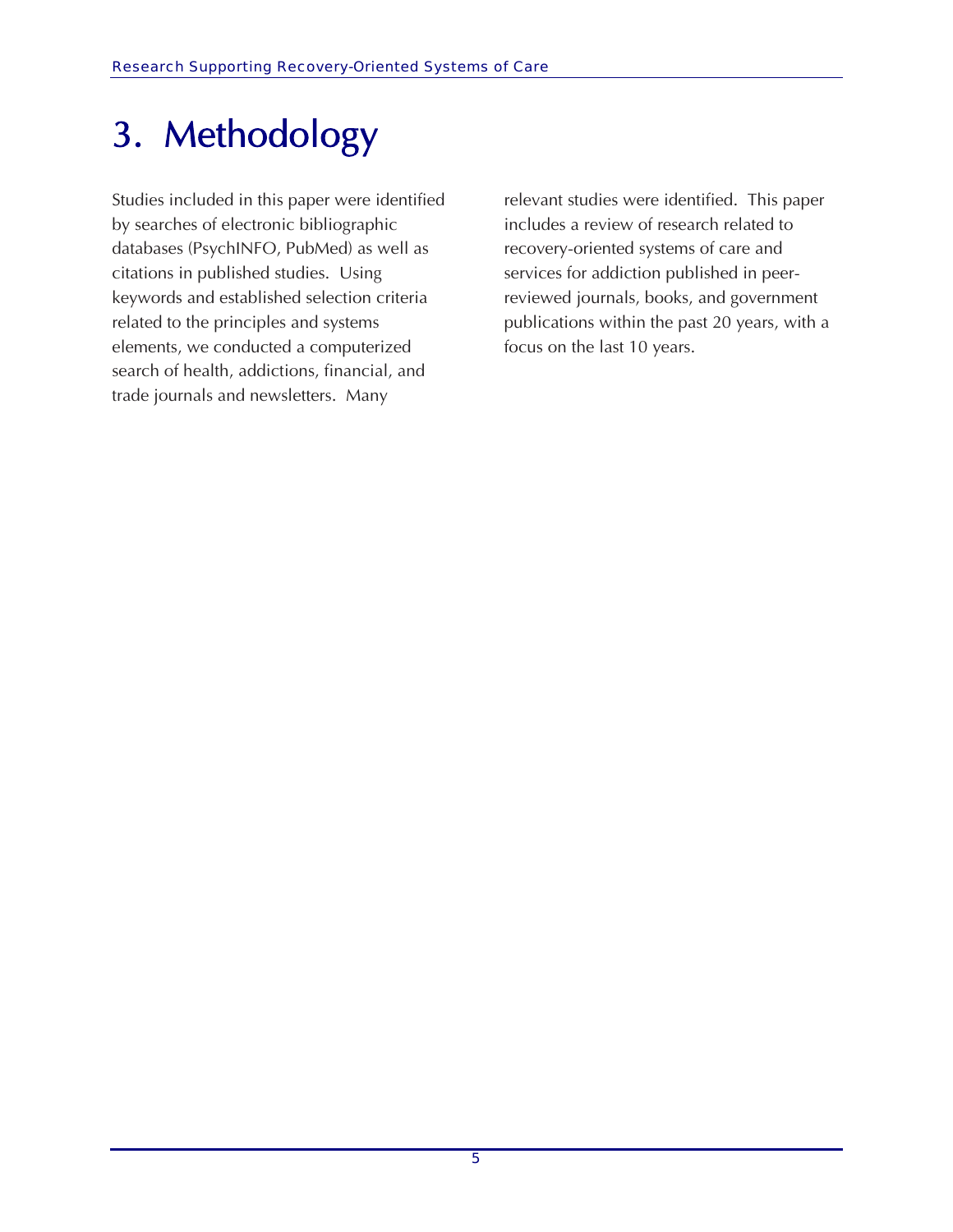# 3. Methodology

Studies included in this paper were identified by searches of electronic bibliographic databases (PsychINFO, PubMed) as well as citations in published studies. Using keywords and established selection criteria related to the principles and systems elements, we conducted a computerized search of health, addictions, financial, and trade journals and newsletters. Many relevant studies were identified. This paper includes a review of research related to recovery-oriented systems of care and services for addiction published in peer-reviewed journals, books, and government publications within the past 20 years, with a focus on the last 10 years.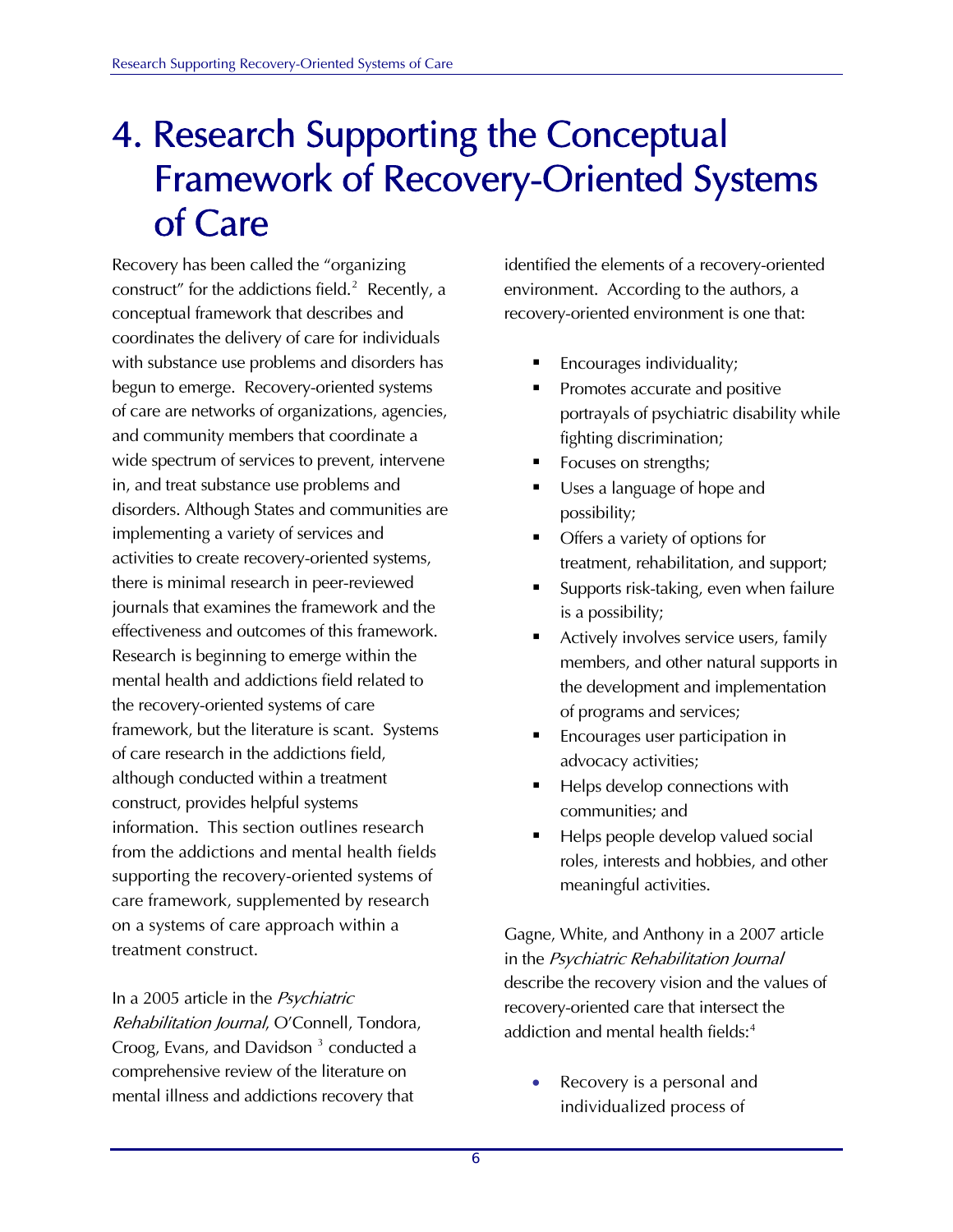# 4. Research Supporting the Conceptual Framework of Recovery-Oriented Systems of Care

Recovery has been called the "organizing construct" for the addictions field.[2] Recently, a conceptual framework that describes and coordinates the delivery of care for individuals with substance use problems and disorders has begun to emerge. Recovery-oriented systems of care are networks of organizations, agencies, and community members that coordinate a wide spectrum of services to prevent, intervene in, and treat substance use problems and disorders. Although States and communities are implementing a variety of services and activities to create recovery-oriented systems, there is minimal research in peer-reviewed journals that examines the framework and the effectiveness and outcomes of this framework. Research is beginning to emerge within the mental health and addictions field related to the recovery-oriented systems of care framework, but the literature is scant. Systems of care research in the addictions field, although conducted within a treatment construct, provides helpful systems information. This section outlines research from the addictions and mental health fields supporting the recovery-oriented systems of care framework, supplemented by research on a systems of care approach within a treatment construct.

In a 2005 article in the *Psychiatric Rehabilitation Journal*, O'Connell, Tondora, Croog, Evans, and Davidson [3] conducted a comprehensive review of the literature on mental illness and addictions recovery that identified the elements of a recovery-oriented environment. According to the authors, a recovery-oriented environment is one that:

- Encourages individuality;
- Promotes accurate and positive portrayals of psychiatric disability while fighting discrimination;
- Focuses on strengths;
- Uses a language of hope and possibility;
- Offers a variety of options for treatment, rehabilitation, and support;
- Supports risk-taking, even when failure is a possibility;
- Actively involves service users, family members, and other natural supports in the development and implementation of programs and services;
- Encourages user participation in advocacy activities;
- Helps develop connections with communities; and
- Helps people develop valued social roles, interests and hobbies, and other meaningful activities.

Gagne, White, and Anthony in a 2007 article in the *Psychiatric Rehabilitation Journal* describe the recovery vision and the values of recovery-oriented care that intersect the addiction and mental health fields:[4]

- Recovery is a personal and individualized process of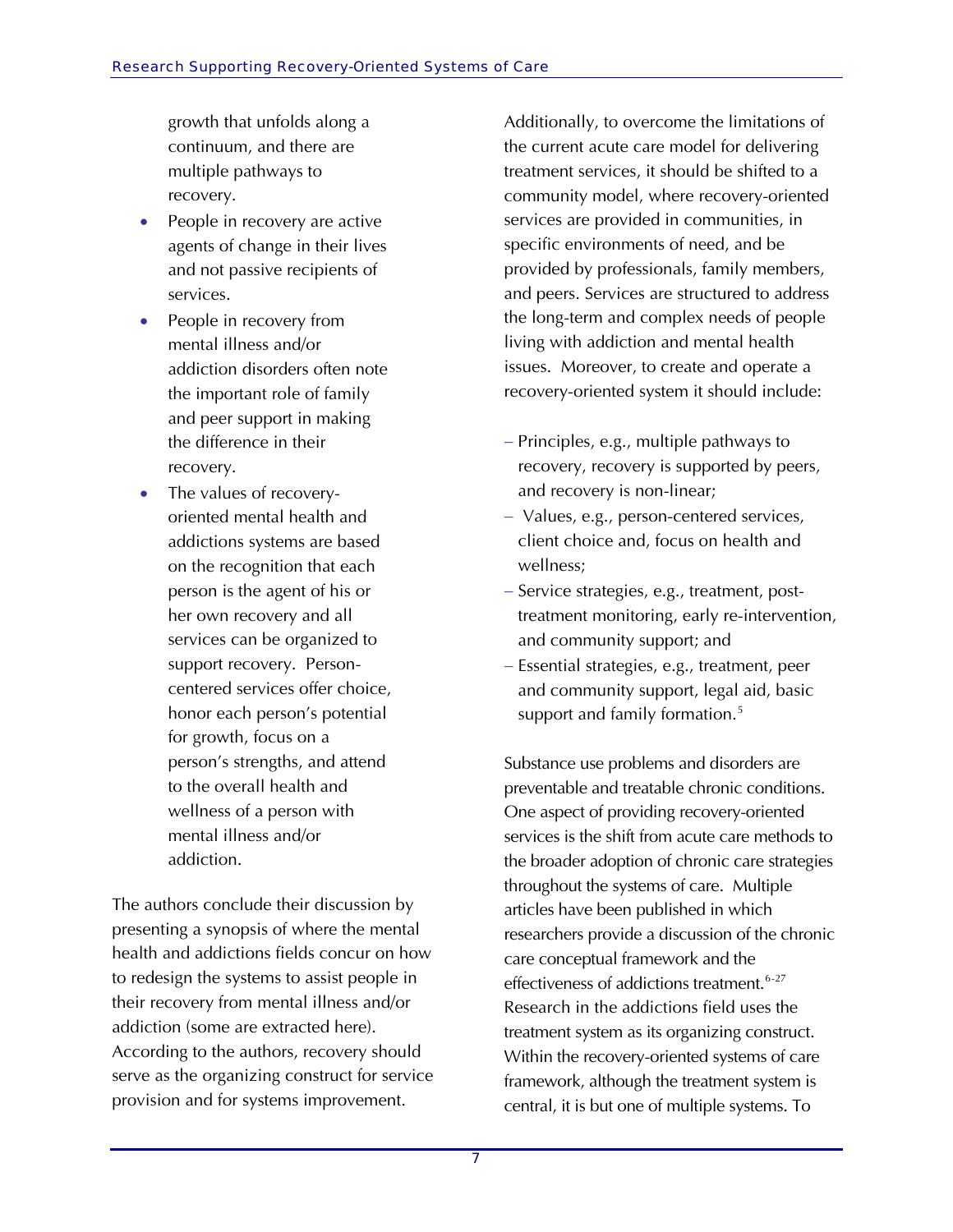growth that unfolds along a continuum, and there are multiple pathways to recovery.

- People in recovery are active agents of change in their lives and not passive recipients of services.
- People in recovery from mental illness and/or addiction disorders often note the important role of family and peer support in making the difference in their recovery.
- The values of recovery-oriented mental health and addictions systems are based on the recognition that each person is the agent of his or her own recovery and all services can be organized to support recovery. Person-centered services offer choice, honor each person's potential for growth, focus on a person's strengths, and attend to the overall health and wellness of a person with mental illness and/or addiction.

The authors conclude their discussion by presenting a synopsis of where the mental health and addictions fields concur on how to redesign the systems to assist people in their recovery from mental illness and/or addiction (some are extracted here). According to the authors, recovery should serve as the organizing construct for service provision and for systems improvement.

Additionally, to overcome the limitations of the current acute care model for delivering treatment services, it should be shifted to a community model, where recovery-oriented services are provided in communities, in specific environments of need, and be provided by professionals, family members, and peers. Services are structured to address the long-term and complex needs of people living with addiction and mental health issues. Moreover, to create and operate a recovery-oriented system it should include:

- Principles, e.g., multiple pathways to recovery, recovery is supported by peers, and recovery is non-linear;
- Values, e.g., person-centered services, client choice and, focus on health and wellness;
- Service strategies, e.g., treatment, post-treatment monitoring, early re-intervention, and community support; and
- Essential strategies, e.g., treatment, peer and community support, legal aid, basic support and family formation.[5]

Substance use problems and disorders are preventable and treatable chronic conditions. One aspect of providing recovery-oriented services is the shift from acute care methods to the broader adoption of chronic care strategies throughout the systems of care. Multiple articles have been published in which researchers provide a discussion of the chronic care conceptual framework and the effectiveness of addictions treatment.[6-27] Research in the addictions field uses the treatment system as its organizing construct. Within the recovery-oriented systems of care framework, although the treatment system is central, it is but one of multiple systems. To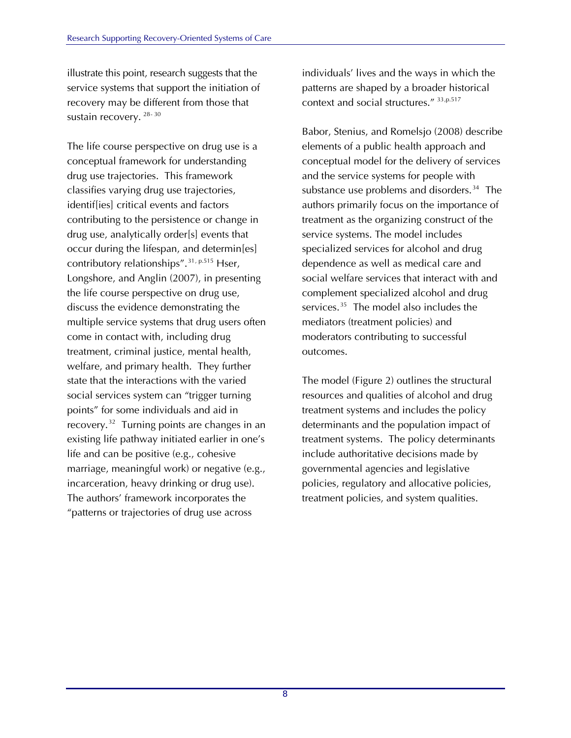illustrate this point, research suggests that the service systems that support the initiation of recovery may be different from those that sustain recovery. [28-30]

The life course perspective on drug use is a conceptual framework for understanding drug use trajectories. This framework classifies varying drug use trajectories, identif[ies] critical events and factors contributing to the persistence or change in drug use, analytically order[s] events that occur during the lifespan, and determin[es] contributory relationships". [31, p.515] Hser, Longshore, and Anglin (2007), in presenting the life course perspective on drug use, discuss the evidence demonstrating the multiple service systems that drug users often come in contact with, including drug treatment, criminal justice, mental health, welfare, and primary health. They further state that the interactions with the varied social services system can "trigger turning points" for some individuals and aid in recovery. [32] Turning points are changes in an existing life pathway initiated earlier in one's life and can be positive (e.g., cohesive marriage, meaningful work) or negative (e.g., incarceration, heavy drinking or drug use). The authors' framework incorporates the "patterns or trajectories of drug use across individuals' lives and the ways in which the patterns are shaped by a broader historical context and social structures." [33,p.517]

Babor, Stenius, and Romelsjo (2008) describe elements of a public health approach and conceptual model for the delivery of services and the service systems for people with substance use problems and disorders. [34] The authors primarily focus on the importance of treatment as the organizing construct of the service systems. The model includes specialized services for alcohol and drug dependence as well as medical care and social welfare services that interact with and complement specialized alcohol and drug services. [35] The model also includes the mediators (treatment policies) and moderators contributing to successful outcomes.

The model (Figure 2) outlines the structural resources and qualities of alcohol and drug treatment systems and includes the policy determinants and the population impact of treatment systems. The policy determinants include authoritative decisions made by governmental agencies and legislative policies, regulatory and allocative policies, treatment policies, and system qualities.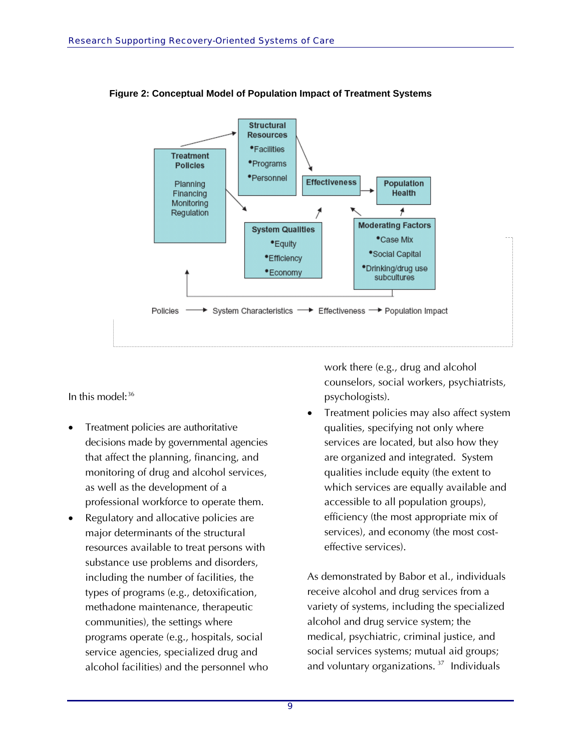**Figure 2: Conceptual Model of Population Impact of Treatment Systems**

In this model:[36]

- Treatment policies are authoritative decisions made by governmental agencies that affect the planning, financing, and monitoring of drug and alcohol services, as well as the development of a professional workforce to operate them.
- Regulatory and allocative policies are major determinants of the structural resources available to treat persons with substance use problems and disorders, including the number of facilities, the types of programs (e.g., detoxification, methadone maintenance, therapeutic communities), the settings where programs operate (e.g., hospitals, social service agencies, specialized drug and alcohol facilities) and the personnel who work there (e.g., drug and alcohol counselors, social workers, psychiatrists, psychologists).
- Treatment policies may also affect system qualities, specifying not only where services are located, but also how they are organized and integrated. System qualities include equity (the extent to which services are equally available and accessible to all population groups), efficiency (the most appropriate mix of services), and economy (the most cost-effective services).

As demonstrated by Babor et al., individuals receive alcohol and drug services from a variety of systems, including the specialized alcohol and drug service system; the medical, psychiatric, criminal justice, and social services systems; mutual aid groups; and voluntary organizations.[37] Individuals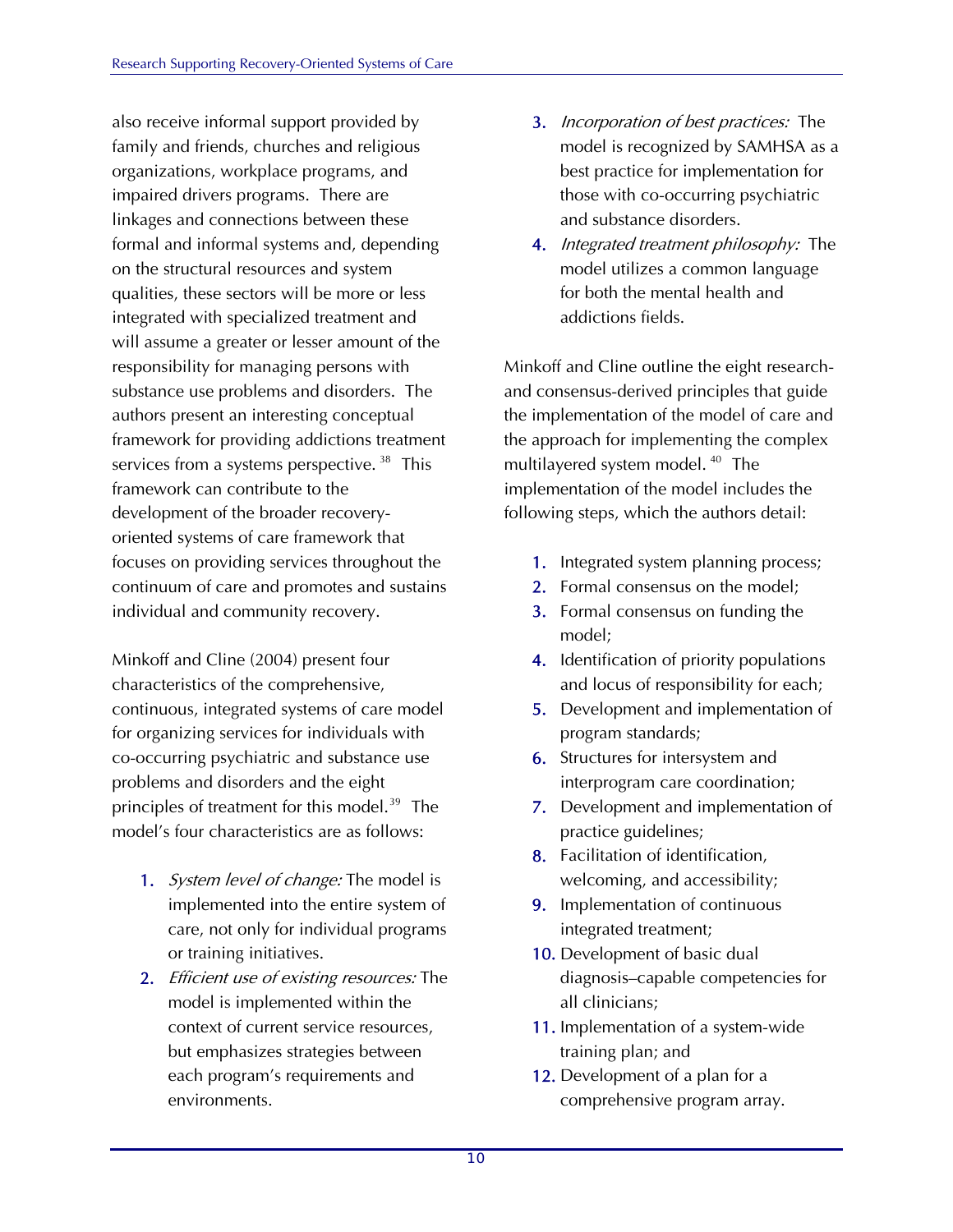also receive informal support provided by family and friends, churches and religious organizations, workplace programs, and impaired drivers programs. There are linkages and connections between these formal and informal systems and, depending on the structural resources and system qualities, these sectors will be more or less integrated with specialized treatment and will assume a greater or lesser amount of the responsibility for managing persons with substance use problems and disorders. The authors present an interesting conceptual framework for providing addictions treatment services from a systems perspective.[38] This framework can contribute to the development of the broader recovery-oriented systems of care framework that focuses on providing services throughout the continuum of care and promotes and sustains individual and community recovery.

Minkoff and Cline (2004) present four characteristics of the comprehensive, continuous, integrated systems of care model for organizing services for individuals with co-occurring psychiatric and substance use problems and disorders and the eight principles of treatment for this model.[39] The model's four characteristics are as follows:

1. *System level of change:* The model is implemented into the entire system of care, not only for individual programs or training initiatives.
2. *Efficient use of existing resources:* The model is implemented within the context of current service resources, but emphasizes strategies between each program's requirements and environments.
3. *Incorporation of best practices:* The model is recognized by SAMHSA as a best practice for implementation for those with co-occurring psychiatric and substance disorders.
4. *Integrated treatment philosophy:* The model utilizes a common language for both the mental health and addictions fields.

Minkoff and Cline outline the eight research- and consensus-derived principles that guide the implementation of the model of care and the approach for implementing the complex multilayered system model.[40] The implementation of the model includes the following steps, which the authors detail:

1. Integrated system planning process;
2. Formal consensus on the model;
3. Formal consensus on funding the model;
4. Identification of priority populations and locus of responsibility for each;
5. Development and implementation of program standards;
6. Structures for intersystem and interprogram care coordination;
7. Development and implementation of practice guidelines;
8. Facilitation of identification, welcoming, and accessibility;
9. Implementation of continuous integrated treatment;
10. Development of basic dual diagnosis–capable competencies for all clinicians;
11. Implementation of a system-wide training plan; and
12. Development of a plan for a comprehensive program array.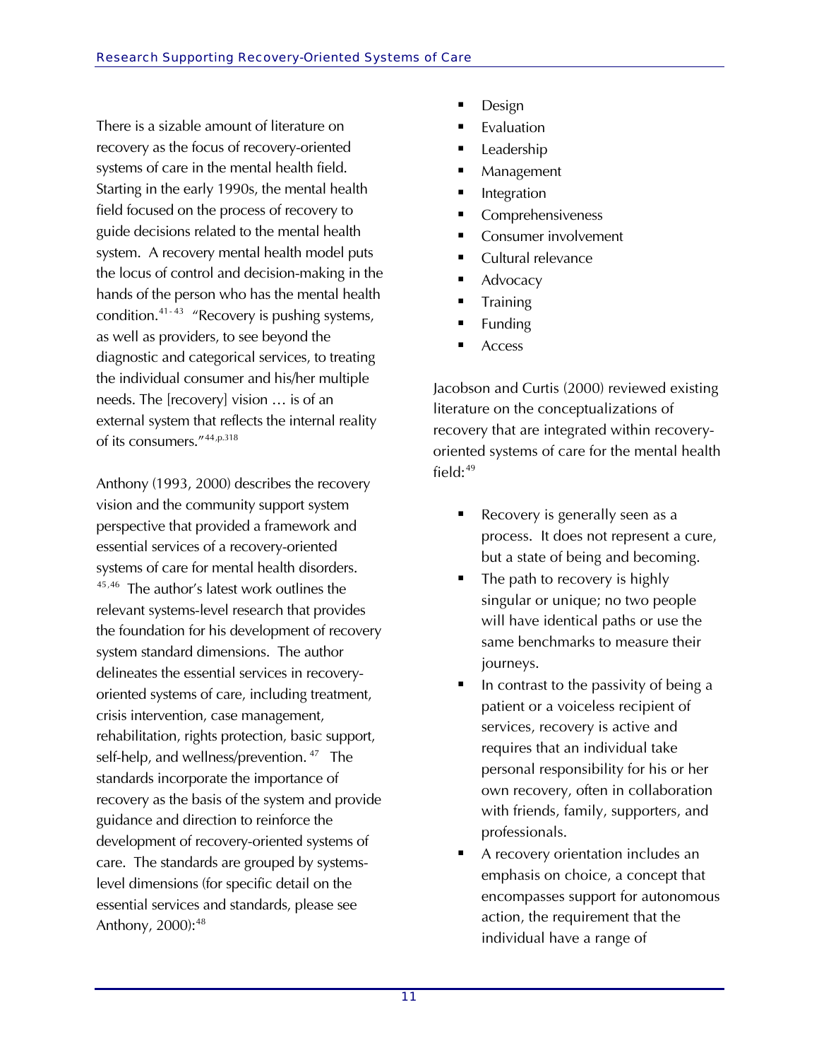There is a sizable amount of literature on recovery as the focus of recovery-oriented systems of care in the mental health field. Starting in the early 1990s, the mental health field focused on the process of recovery to guide decisions related to the mental health system. A recovery mental health model puts the locus of control and decision-making in the hands of the person who has the mental health condition.[41-43] "Recovery is pushing systems, as well as providers, to see beyond the diagnostic and categorical services, to treating the individual consumer and his/her multiple needs. The [recovery] vision … is of an external system that reflects the internal reality of its consumers."[44,p.318]

Anthony (1993, 2000) describes the recovery vision and the community support system perspective that provided a framework and essential services of a recovery-oriented systems of care for mental health disorders.[45,46] The author's latest work outlines the relevant systems-level research that provides the foundation for his development of recovery system standard dimensions. The author delineates the essential services in recovery-oriented systems of care, including treatment, crisis intervention, case management, rehabilitation, rights protection, basic support, self-help, and wellness/prevention.[47] The standards incorporate the importance of recovery as the basis of the system and provide guidance and direction to reinforce the development of recovery-oriented systems of care. The standards are grouped by systems-level dimensions (for specific detail on the essential services and standards, please see Anthony, 2000):[48]

- Design
- Evaluation
- Leadership
- Management
- Integration
- Comprehensiveness
- Consumer involvement
- Cultural relevance
- Advocacy
- Training
- Funding
- Access

Jacobson and Curtis (2000) reviewed existing literature on the conceptualizations of recovery that are integrated within recovery-oriented systems of care for the mental health field:[49]

- Recovery is generally seen as a process. It does not represent a cure, but a state of being and becoming.
- The path to recovery is highly singular or unique; no two people will have identical paths or use the same benchmarks to measure their journeys.
- In contrast to the passivity of being a patient or a voiceless recipient of services, recovery is active and requires that an individual take personal responsibility for his or her own recovery, often in collaboration with friends, family, supporters, and professionals.
- A recovery orientation includes an emphasis on choice, a concept that encompasses support for autonomous action, the requirement that the individual have a range of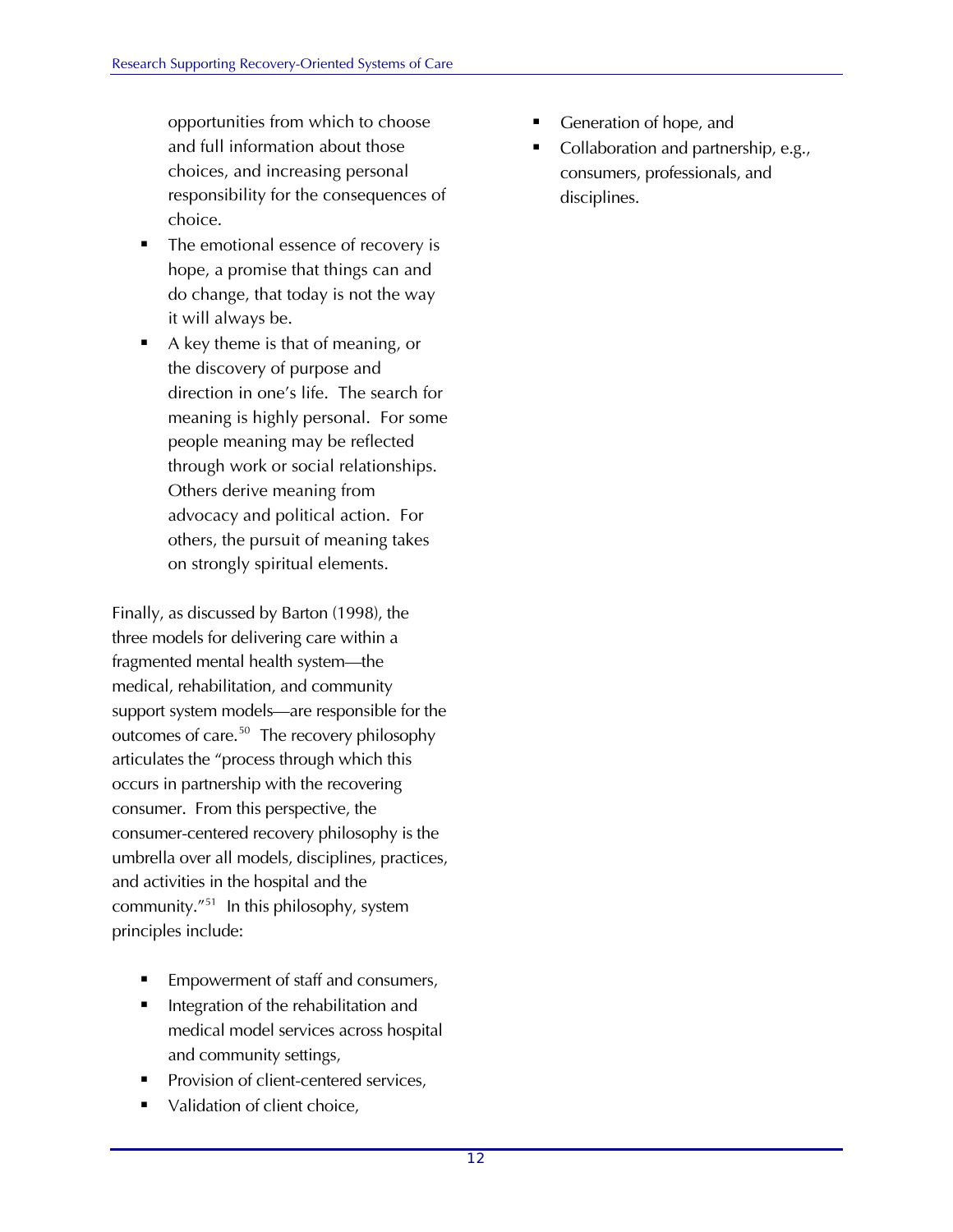opportunities from which to choose and full information about those choices, and increasing personal responsibility for the consequences of choice.

- The emotional essence of recovery is hope, a promise that things can and do change, that today is not the way it will always be.
- A key theme is that of meaning, or the discovery of purpose and direction in one's life. The search for meaning is highly personal. For some people meaning may be reflected through work or social relationships. Others derive meaning from advocacy and political action. For others, the pursuit of meaning takes on strongly spiritual elements.

Finally, as discussed by Barton (1998), the three models for delivering care within a fragmented mental health system—the medical, rehabilitation, and community support system models—are responsible for the outcomes of care.[50] The recovery philosophy articulates the "process through which this occurs in partnership with the recovering consumer. From this perspective, the consumer-centered recovery philosophy is the umbrella over all models, disciplines, practices, and activities in the hospital and the community."[51] In this philosophy, system principles include:

- Empowerment of staff and consumers,
- Integration of the rehabilitation and medical model services across hospital and community settings,
- Provision of client-centered services,
- Validation of client choice,
- Generation of hope, and
- Collaboration and partnership, e.g., consumers, professionals, and disciplines.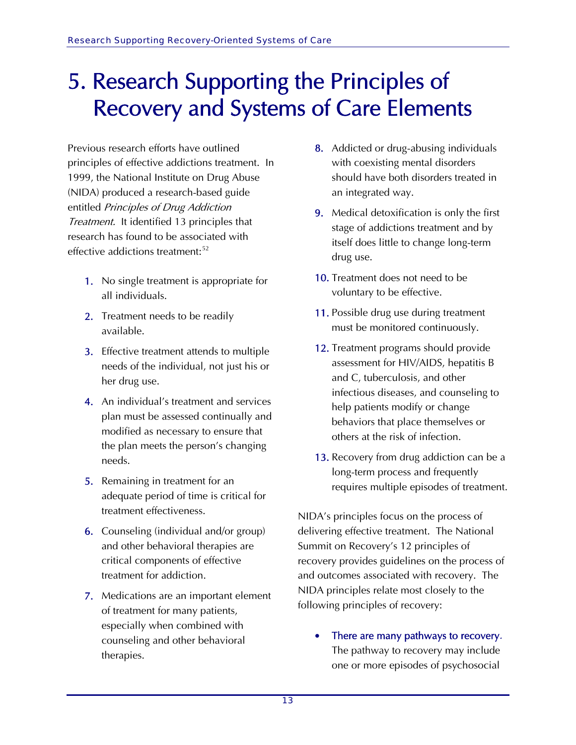# 5. Research Supporting the Principles of Recovery and Systems of Care Elements

Previous research efforts have outlined principles of effective addictions treatment. In 1999, the National Institute on Drug Abuse (NIDA) produced a research-based guide entitled *Principles of Drug Addiction Treatment.* It identified 13 principles that research has found to be associated with effective addictions treatment:[52]

1. No single treatment is appropriate for all individuals.
2. Treatment needs to be readily available.
3. Effective treatment attends to multiple needs of the individual, not just his or her drug use.
4. An individual's treatment and services plan must be assessed continually and modified as necessary to ensure that the plan meets the person's changing needs.
5. Remaining in treatment for an adequate period of time is critical for treatment effectiveness.
6. Counseling (individual and/or group) and other behavioral therapies are critical components of effective treatment for addiction.
7. Medications are an important element of treatment for many patients, especially when combined with counseling and other behavioral therapies.
8. Addicted or drug-abusing individuals with coexisting mental disorders should have both disorders treated in an integrated way.
9. Medical detoxification is only the first stage of addictions treatment and by itself does little to change long-term drug use.
10. Treatment does not need to be voluntary to be effective.
11. Possible drug use during treatment must be monitored continuously.
12. Treatment programs should provide assessment for HIV/AIDS, hepatitis B and C, tuberculosis, and other infectious diseases, and counseling to help patients modify or change behaviors that place themselves or others at the risk of infection.
13. Recovery from drug addiction can be a long-term process and frequently requires multiple episodes of treatment.

NIDA's principles focus on the process of delivering effective treatment. The National Summit on Recovery's 12 principles of recovery provides guidelines on the process of and outcomes associated with recovery. The NIDA principles relate most closely to the following principles of recovery:

- **There are many pathways to recovery.** The pathway to recovery may include one or more episodes of psychosocial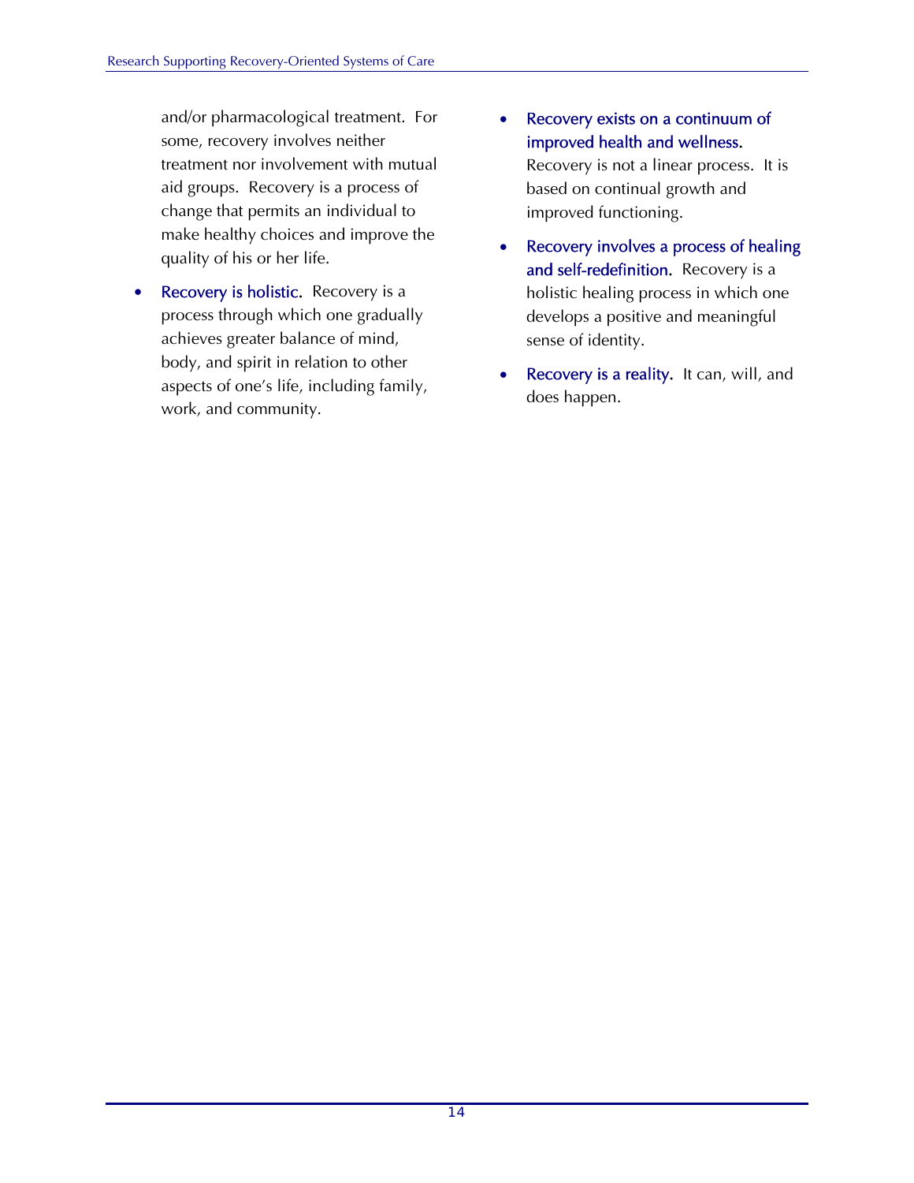and/or pharmacological treatment. For some, recovery involves neither treatment nor involvement with mutual aid groups. Recovery is a process of change that permits an individual to make healthy choices and improve the quality of his or her life.

- **Recovery is holistic.** Recovery is a process through which one gradually achieves greater balance of mind, body, and spirit in relation to other aspects of one's life, including family, work, and community.
- **Recovery exists on a continuum of improved health and wellness.** Recovery is not a linear process. It is based on continual growth and improved functioning.
- **Recovery involves a process of healing and self-redefinition.** Recovery is a holistic healing process in which one develops a positive and meaningful sense of identity.
- **Recovery is a reality.** It can, will, and does happen.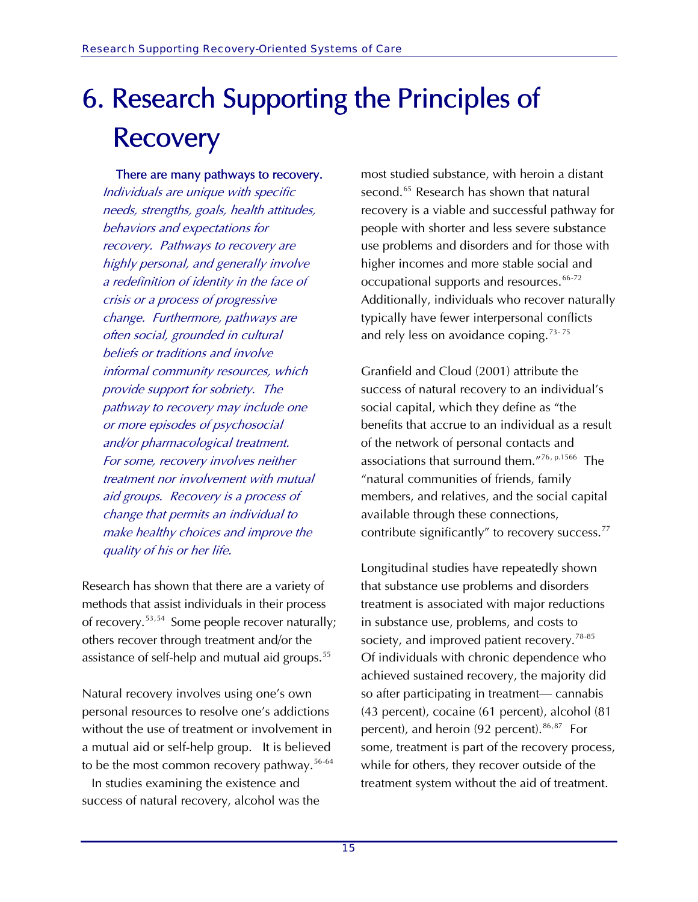# 6. Research Supporting the Principles of Recovery

**There are many pathways to recovery.** *Individuals are unique with specific needs, strengths, goals, health attitudes, behaviors and expectations for recovery. Pathways to recovery are highly personal, and generally involve a redefinition of identity in the face of crisis or a process of progressive change. Furthermore, pathways are often social, grounded in cultural beliefs or traditions and involve informal community resources, which provide support for sobriety. The pathway to recovery may include one or more episodes of psychosocial and/or pharmacological treatment. For some, recovery involves neither treatment nor involvement with mutual aid groups. Recovery is a process of change that permits an individual to make healthy choices and improve the quality of his or her life.*

Research has shown that there are a variety of methods that assist individuals in their process of recovery.[53,54] Some people recover naturally; others recover through treatment and/or the assistance of self-help and mutual aid groups.[55]

Natural recovery involves using one's own personal resources to resolve one's addictions without the use of treatment or involvement in a mutual aid or self-help group. It is believed to be the most common recovery pathway.[56-64] In studies examining the existence and success of natural recovery, alcohol was the most studied substance, with heroin a distant second.[65] Research has shown that natural recovery is a viable and successful pathway for people with shorter and less severe substance use problems and disorders and for those with higher incomes and more stable social and occupational supports and resources.[66-72] Additionally, individuals who recover naturally typically have fewer interpersonal conflicts and rely less on avoidance coping.[73-75]

Granfield and Cloud (2001) attribute the success of natural recovery to an individual's social capital, which they define as "the benefits that accrue to an individual as a result of the network of personal contacts and associations that surround them."[76, p.1566] The "natural communities of friends, family members, and relatives, and the social capital available through these connections, contribute significantly" to recovery success.[77]

Longitudinal studies have repeatedly shown that substance use problems and disorders treatment is associated with major reductions in substance use, problems, and costs to society, and improved patient recovery.[78-85] Of individuals with chronic dependence who achieved sustained recovery, the majority did so after participating in treatment— cannabis (43 percent), cocaine (61 percent), alcohol (81 percent), and heroin (92 percent).[86,87] For some, treatment is part of the recovery process, while for others, they recover outside of the treatment system without the aid of treatment.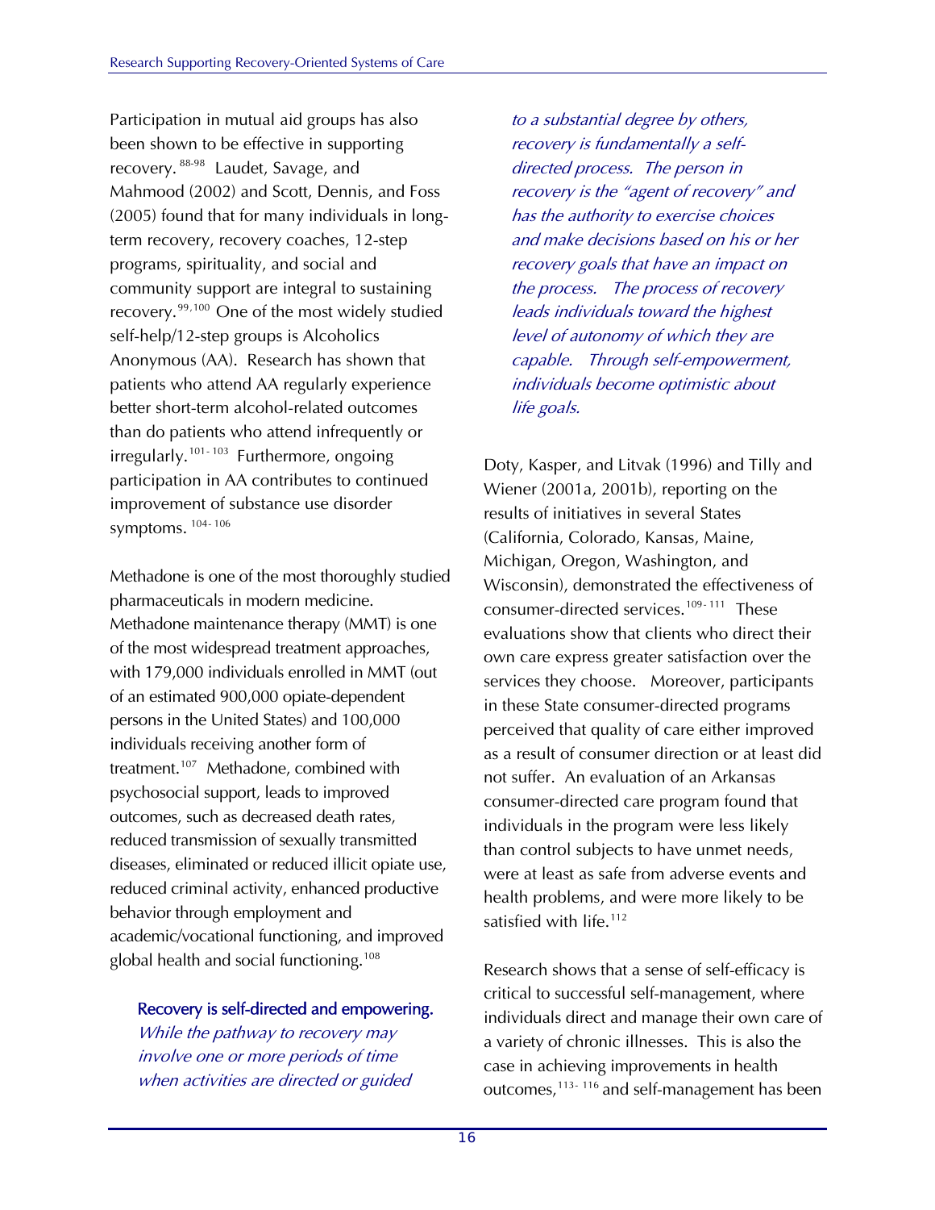Participation in mutual aid groups has also been shown to be effective in supporting recovery.[88-98] Laudet, Savage, and Mahmood (2002) and Scott, Dennis, and Foss (2005) found that for many individuals in long-term recovery, recovery coaches, 12-step programs, spirituality, and social and community support are integral to sustaining recovery.[99,100] One of the most widely studied self-help/12-step groups is Alcoholics Anonymous (AA). Research has shown that patients who attend AA regularly experience better short-term alcohol-related outcomes than do patients who attend infrequently or irregularly.[101-103] Furthermore, ongoing participation in AA contributes to continued improvement of substance use disorder symptoms.[104-106]

Methadone is one of the most thoroughly studied pharmaceuticals in modern medicine. Methadone maintenance therapy (MMT) is one of the most widespread treatment approaches, with 179,000 individuals enrolled in MMT (out of an estimated 900,000 opiate-dependent persons in the United States) and 100,000 individuals receiving another form of treatment.[107] Methadone, combined with psychosocial support, leads to improved outcomes, such as decreased death rates, reduced transmission of sexually transmitted diseases, eliminated or reduced illicit opiate use, reduced criminal activity, enhanced productive behavior through employment and academic/vocational functioning, and improved global health and social functioning.[108]

> **Recovery is self-directed and empowering.** *While the pathway to recovery may involve one or more periods of time when activities are directed or guided to a substantial degree by others, recovery is fundamentally a self-directed process. The person in recovery is the "agent of recovery" and has the authority to exercise choices and make decisions based on his or her recovery goals that have an impact on the process. The process of recovery leads individuals toward the highest level of autonomy of which they are capable. Through self-empowerment, individuals become optimistic about life goals.*

Doty, Kasper, and Litvak (1996) and Tilly and Wiener (2001a, 2001b), reporting on the results of initiatives in several States (California, Colorado, Kansas, Maine, Michigan, Oregon, Washington, and Wisconsin), demonstrated the effectiveness of consumer-directed services.[109-111] These evaluations show that clients who direct their own care express greater satisfaction over the services they choose. Moreover, participants in these State consumer-directed programs perceived that quality of care either improved as a result of consumer direction or at least did not suffer. An evaluation of an Arkansas consumer-directed care program found that individuals in the program were less likely than control subjects to have unmet needs, were at least as safe from adverse events and health problems, and were more likely to be satisfied with life.[112]

Research shows that a sense of self-efficacy is critical to successful self-management, where individuals direct and manage their own care of a variety of chronic illnesses. This is also the case in achieving improvements in health outcomes,[113-116] and self-management has been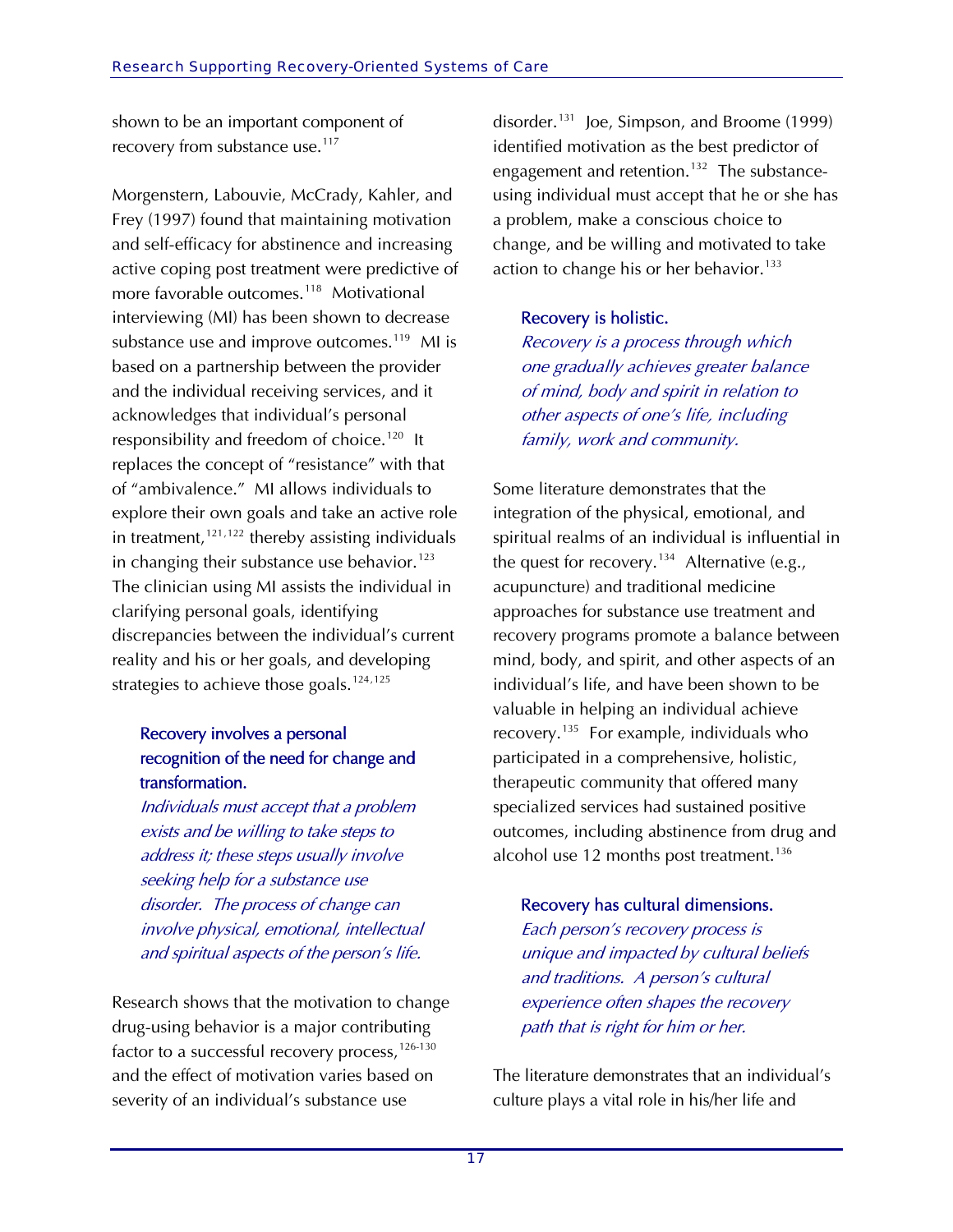shown to be an important component of recovery from substance use.[117]

Morgenstern, Labouvie, McCrady, Kahler, and Frey (1997) found that maintaining motivation and self-efficacy for abstinence and increasing active coping post treatment were predictive of more favorable outcomes.[118] Motivational interviewing (MI) has been shown to decrease substance use and improve outcomes.[119] MI is based on a partnership between the provider and the individual receiving services, and it acknowledges that individual's personal responsibility and freedom of choice.[120] It replaces the concept of "resistance" with that of "ambivalence." MI allows individuals to explore their own goals and take an active role in treatment,[121,122] thereby assisting individuals in changing their substance use behavior.[123] The clinician using MI assists the individual in clarifying personal goals, identifying discrepancies between the individual's current reality and his or her goals, and developing strategies to achieve those goals.[124,125]

> **Recovery involves a personal recognition of the need for change and transformation.**
> *Individuals must accept that a problem exists and be willing to take steps to address it; these steps usually involve seeking help for a substance use disorder. The process of change can involve physical, emotional, intellectual and spiritual aspects of the person's life.*

Research shows that the motivation to change drug-using behavior is a major contributing factor to a successful recovery process,[126-130] and the effect of motivation varies based on severity of an individual's substance use disorder.[131] Joe, Simpson, and Broome (1999) identified motivation as the best predictor of engagement and retention.[132] The substance-using individual must accept that he or she has a problem, make a conscious choice to change, and be willing and motivated to take action to change his or her behavior.[133]

> **Recovery is holistic.**
> *Recovery is a process through which one gradually achieves greater balance of mind, body and spirit in relation to other aspects of one's life, including family, work and community.*

Some literature demonstrates that the integration of the physical, emotional, and spiritual realms of an individual is influential in the quest for recovery.[134] Alternative (e.g., acupuncture) and traditional medicine approaches for substance use treatment and recovery programs promote a balance between mind, body, and spirit, and other aspects of an individual's life, and have been shown to be valuable in helping an individual achieve recovery.[135] For example, individuals who participated in a comprehensive, holistic, therapeutic community that offered many specialized services had sustained positive outcomes, including abstinence from drug and alcohol use 12 months post treatment.[136]

> **Recovery has cultural dimensions.**
> *Each person's recovery process is unique and impacted by cultural beliefs and traditions. A person's cultural experience often shapes the recovery path that is right for him or her.*

The literature demonstrates that an individual's culture plays a vital role in his/her life and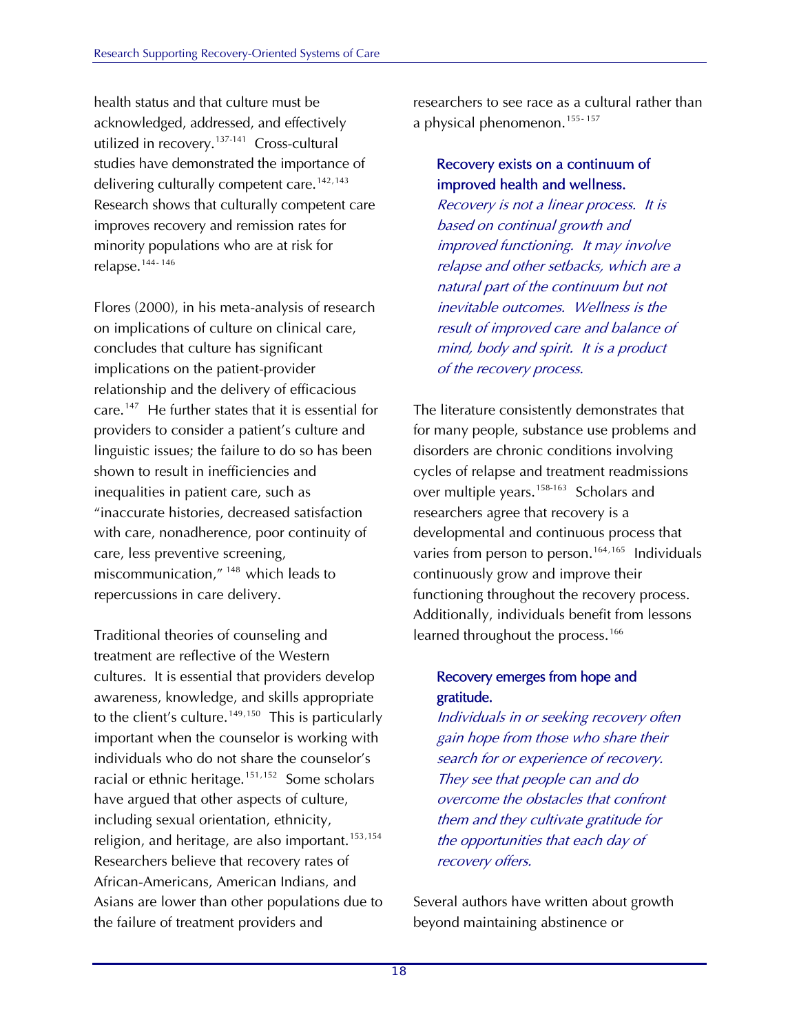health status and that culture must be acknowledged, addressed, and effectively utilized in recovery.[137-141] Cross-cultural studies have demonstrated the importance of delivering culturally competent care.[142,143] Research shows that culturally competent care improves recovery and remission rates for minority populations who are at risk for relapse.[144-146]

Flores (2000), in his meta-analysis of research on implications of culture on clinical care, concludes that culture has significant implications on the patient-provider relationship and the delivery of efficacious care.[147] He further states that it is essential for providers to consider a patient's culture and linguistic issues; the failure to do so has been shown to result in inefficiencies and inequalities in patient care, such as "inaccurate histories, decreased satisfaction with care, nonadherence, poor continuity of care, less preventive screening, miscommunication,"[148] which leads to repercussions in care delivery.

Traditional theories of counseling and treatment are reflective of the Western cultures. It is essential that providers develop awareness, knowledge, and skills appropriate to the client's culture.[149,150] This is particularly important when the counselor is working with individuals who do not share the counselor's racial or ethnic heritage.[151,152] Some scholars have argued that other aspects of culture, including sexual orientation, ethnicity, religion, and heritage, are also important.[153,154] Researchers believe that recovery rates of African-Americans, American Indians, and Asians are lower than other populations due to the failure of treatment providers and researchers to see race as a cultural rather than a physical phenomenon.[155-157]

### Recovery exists on a continuum of improved health and wellness.

*Recovery is not a linear process. It is based on continual growth and improved functioning. It may involve relapse and other setbacks, which are a natural part of the continuum but not inevitable outcomes. Wellness is the result of improved care and balance of mind, body and spirit. It is a product of the recovery process.*

The literature consistently demonstrates that for many people, substance use problems and disorders are chronic conditions involving cycles of relapse and treatment readmissions over multiple years.[158-163] Scholars and researchers agree that recovery is a developmental and continuous process that varies from person to person.[164,165] Individuals continuously grow and improve their functioning throughout the recovery process. Additionally, individuals benefit from lessons learned throughout the process.[166]

### Recovery emerges from hope and gratitude.

*Individuals in or seeking recovery often gain hope from those who share their search for or experience of recovery. They see that people can and do overcome the obstacles that confront them and they cultivate gratitude for the opportunities that each day of recovery offers.*

Several authors have written about growth beyond maintaining abstinence or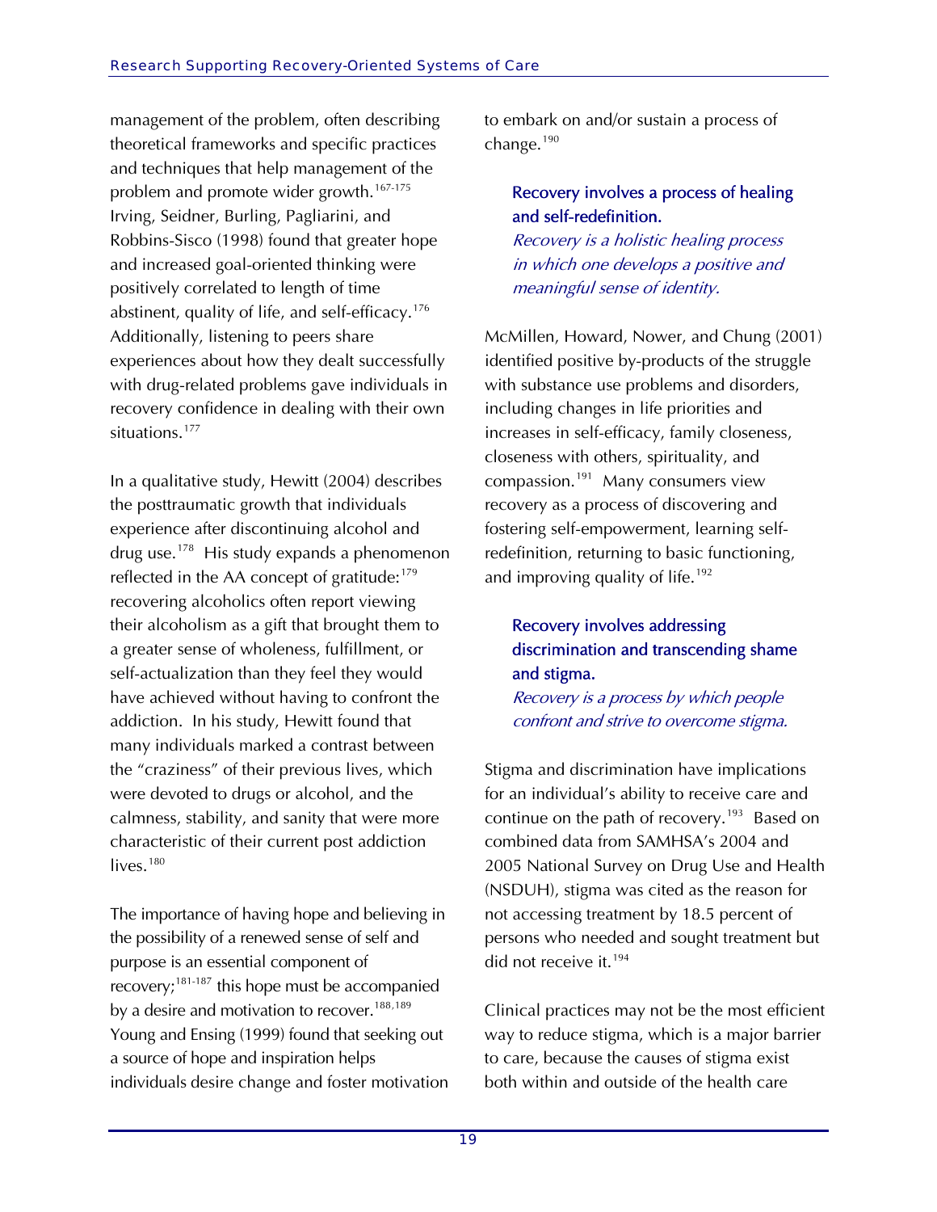management of the problem, often describing theoretical frameworks and specific practices and techniques that help management of the problem and promote wider growth.[167-175] Irving, Seidner, Burling, Pagliarini, and Robbins-Sisco (1998) found that greater hope and increased goal-oriented thinking were positively correlated to length of time abstinent, quality of life, and self-efficacy.[176] Additionally, listening to peers share experiences about how they dealt successfully with drug-related problems gave individuals in recovery confidence in dealing with their own situations.[177]

In a qualitative study, Hewitt (2004) describes the posttraumatic growth that individuals experience after discontinuing alcohol and drug use.[178] His study expands a phenomenon reflected in the AA concept of gratitude:[179] recovering alcoholics often report viewing their alcoholism as a gift that brought them to a greater sense of wholeness, fulfillment, or self-actualization than they feel they would have achieved without having to confront the addiction. In his study, Hewitt found that many individuals marked a contrast between the "craziness" of their previous lives, which were devoted to drugs or alcohol, and the calmness, stability, and sanity that were more characteristic of their current post addiction lives.[180]

The importance of having hope and believing in the possibility of a renewed sense of self and purpose is an essential component of recovery;[181-187] this hope must be accompanied by a desire and motivation to recover.[188,189] Young and Ensing (1999) found that seeking out a source of hope and inspiration helps individuals desire change and foster motivation to embark on and/or sustain a process of change.[190]

### Recovery involves a process of healing and self-redefinition.

*Recovery is a holistic healing process in which one develops a positive and meaningful sense of identity.*

McMillen, Howard, Nower, and Chung (2001) identified positive by-products of the struggle with substance use problems and disorders, including changes in life priorities and increases in self-efficacy, family closeness, closeness with others, spirituality, and compassion.[191] Many consumers view recovery as a process of discovering and fostering self-empowerment, learning self-redefinition, returning to basic functioning, and improving quality of life.[192]

### Recovery involves addressing discrimination and transcending shame and stigma.

*Recovery is a process by which people confront and strive to overcome stigma.*

Stigma and discrimination have implications for an individual's ability to receive care and continue on the path of recovery.[193] Based on combined data from SAMHSA's 2004 and 2005 National Survey on Drug Use and Health (NSDUH), stigma was cited as the reason for not accessing treatment by 18.5 percent of persons who needed and sought treatment but did not receive it.[194]

Clinical practices may not be the most efficient way to reduce stigma, which is a major barrier to care, because the causes of stigma exist both within and outside of the health care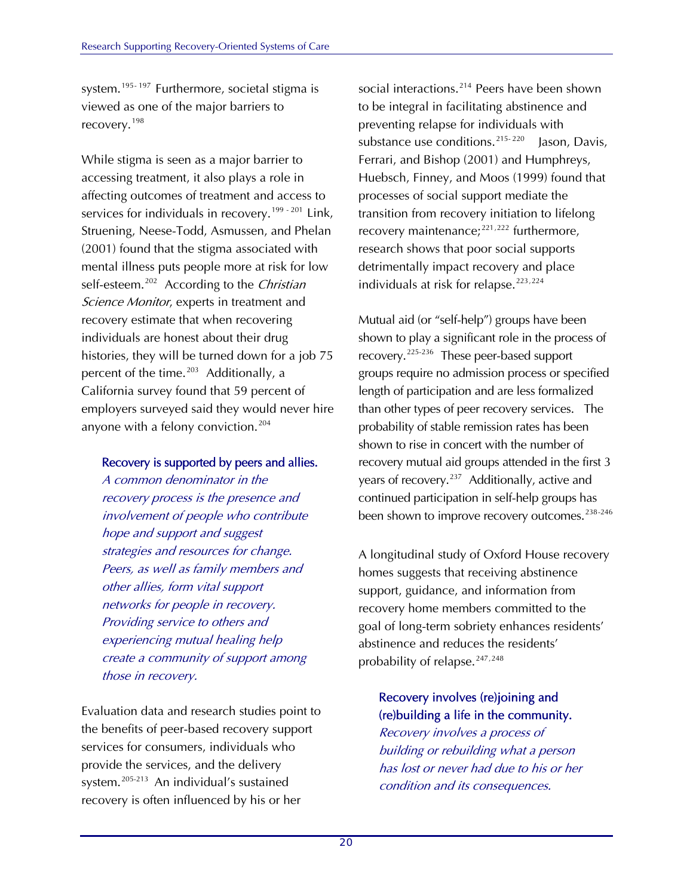system.[195-197] Furthermore, societal stigma is viewed as one of the major barriers to recovery.[198]

While stigma is seen as a major barrier to accessing treatment, it also plays a role in affecting outcomes of treatment and access to services for individuals in recovery.[199-201] Link, Struening, Neese-Todd, Asmussen, and Phelan (2001) found that the stigma associated with mental illness puts people more at risk for low self-esteem.[202] According to the *Christian Science Monitor*, experts in treatment and recovery estimate that when recovering individuals are honest about their drug histories, they will be turned down for a job 75 percent of the time.[203] Additionally, a California survey found that 59 percent of employers surveyed said they would never hire anyone with a felony conviction.[204]

### Recovery is supported by peers and allies.

*A common denominator in the recovery process is the presence and involvement of people who contribute hope and support and suggest strategies and resources for change. Peers, as well as family members and other allies, form vital support networks for people in recovery. Providing service to others and experiencing mutual healing help create a community of support among those in recovery.*

Evaluation data and research studies point to the benefits of peer-based recovery support services for consumers, individuals who provide the services, and the delivery system.[205-213] An individual's sustained recovery is often influenced by his or her social interactions.[214] Peers have been shown to be integral in facilitating abstinence and preventing relapse for individuals with substance use conditions.[215-220] Jason, Davis, Ferrari, and Bishop (2001) and Humphreys, Huebsch, Finney, and Moos (1999) found that processes of social support mediate the transition from recovery initiation to lifelong recovery maintenance;[221,222] furthermore, research shows that poor social supports detrimentally impact recovery and place individuals at risk for relapse.[223,224]

Mutual aid (or "self-help") groups have been shown to play a significant role in the process of recovery.[225-236] These peer-based support groups require no admission process or specified length of participation and are less formalized than other types of peer recovery services. The probability of stable remission rates has been shown to rise in concert with the number of recovery mutual aid groups attended in the first 3 years of recovery.[237] Additionally, active and continued participation in self-help groups has been shown to improve recovery outcomes.[238-246]

A longitudinal study of Oxford House recovery homes suggests that receiving abstinence support, guidance, and information from recovery home members committed to the goal of long-term sobriety enhances residents' abstinence and reduces the residents' probability of relapse.[247,248]

### Recovery involves (re)joining and (re)building a life in the community.

*Recovery involves a process of building or rebuilding what a person has lost or never had due to his or her condition and its consequences.*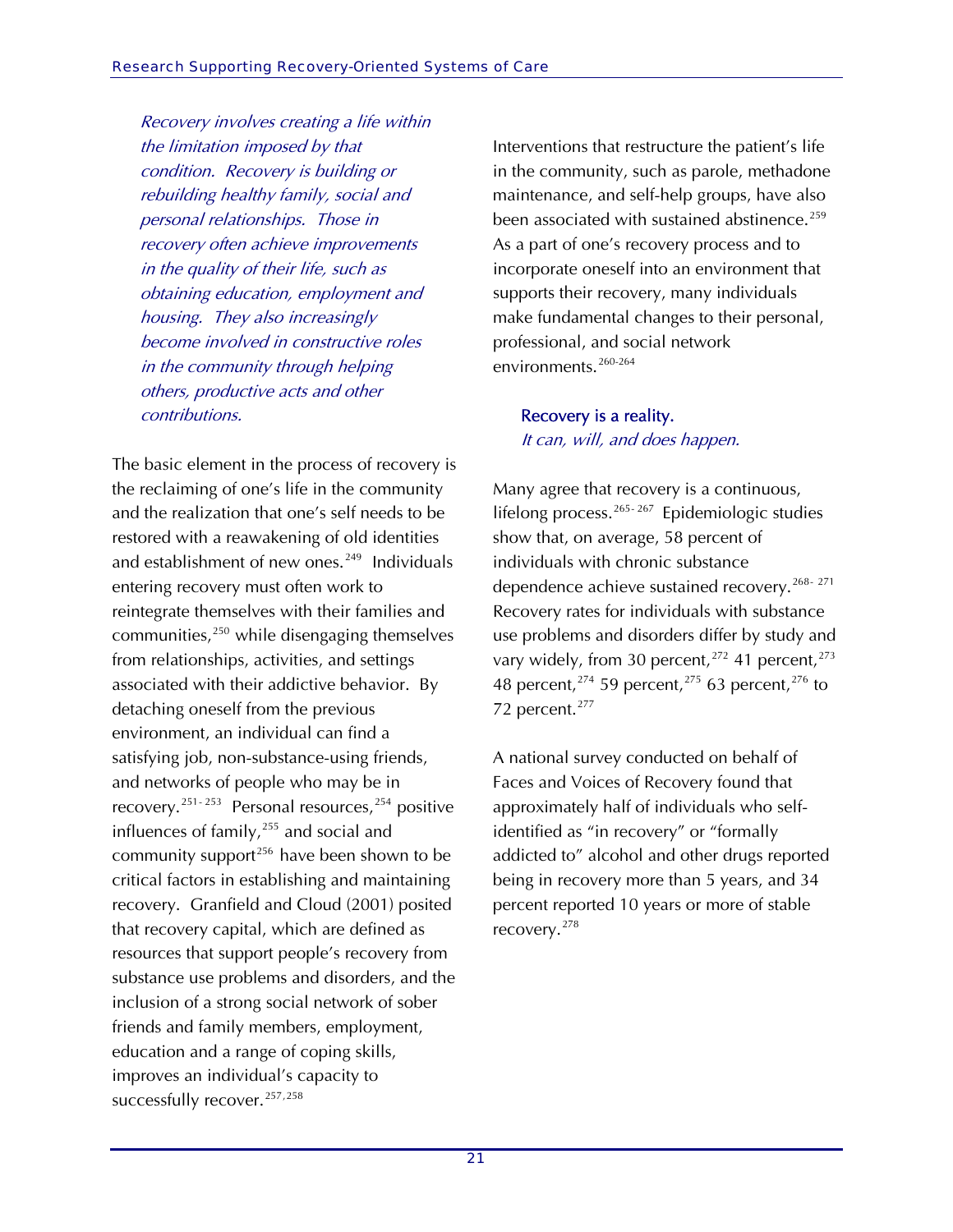*Recovery involves creating a life within the limitation imposed by that condition. Recovery is building or rebuilding healthy family, social and personal relationships. Those in recovery often achieve improvements in the quality of their life, such as obtaining education, employment and housing. They also increasingly become involved in constructive roles in the community through helping others, productive acts and other contributions.*

The basic element in the process of recovery is the reclaiming of one's life in the community and the realization that one's self needs to be restored with a reawakening of old identities and establishment of new ones.[249] Individuals entering recovery must often work to reintegrate themselves with their families and communities,[250] while disengaging themselves from relationships, activities, and settings associated with their addictive behavior. By detaching oneself from the previous environment, an individual can find a satisfying job, non-substance-using friends, and networks of people who may be in recovery.[251-253] Personal resources,[254] positive influences of family,[255] and social and community support[256] have been shown to be critical factors in establishing and maintaining recovery. Granfield and Cloud (2001) posited that recovery capital, which are defined as resources that support people's recovery from substance use problems and disorders, and the inclusion of a strong social network of sober friends and family members, employment, education and a range of coping skills, improves an individual's capacity to successfully recover.[257,258]

Interventions that restructure the patient's life in the community, such as parole, methadone maintenance, and self-help groups, have also been associated with sustained abstinence.[259] As a part of one's recovery process and to incorporate oneself into an environment that supports their recovery, many individuals make fundamental changes to their personal, professional, and social network environments.[260-264]

**Recovery is a reality.**
*It can, will, and does happen.*

Many agree that recovery is a continuous, lifelong process.[265-267] Epidemiologic studies show that, on average, 58 percent of individuals with chronic substance dependence achieve sustained recovery.[268-271] Recovery rates for individuals with substance use problems and disorders differ by study and vary widely, from 30 percent,[272] 41 percent,[273] 48 percent,[274] 59 percent,[275] 63 percent,[276] to 72 percent.[277]

A national survey conducted on behalf of Faces and Voices of Recovery found that approximately half of individuals who self-identified as "in recovery" or "formally addicted to" alcohol and other drugs reported being in recovery more than 5 years, and 34 percent reported 10 years or more of stable recovery.[278]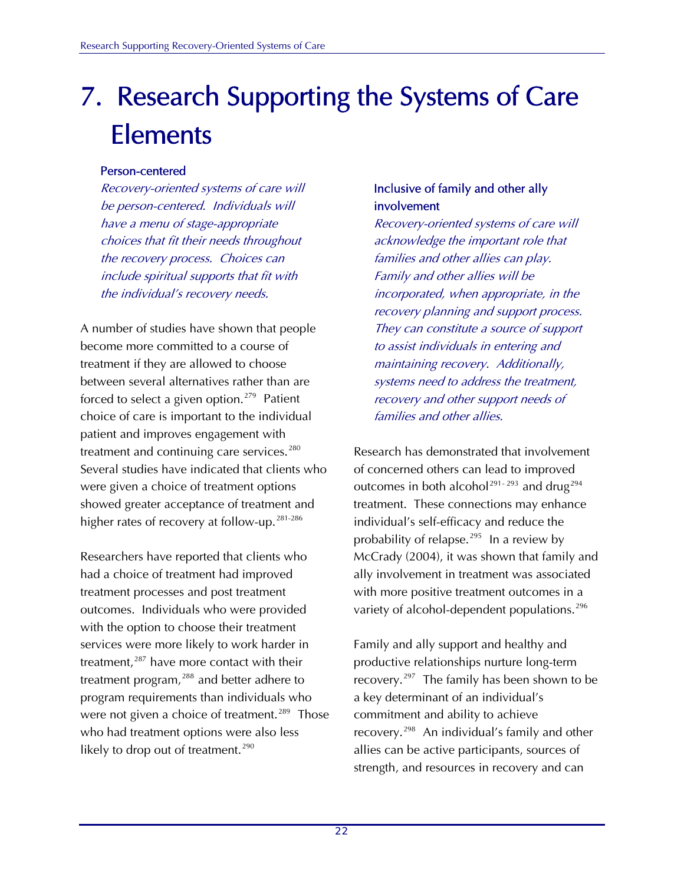# 7. Research Supporting the Systems of Care Elements

### Person-centered

*Recovery-oriented systems of care will be person-centered. Individuals will have a menu of stage-appropriate choices that fit their needs throughout the recovery process. Choices can include spiritual supports that fit with the individual's recovery needs.*

A number of studies have shown that people become more committed to a course of treatment if they are allowed to choose between several alternatives rather than are forced to select a given option.[279] Patient choice of care is important to the individual patient and improves engagement with treatment and continuing care services.[280] Several studies have indicated that clients who were given a choice of treatment options showed greater acceptance of treatment and higher rates of recovery at follow-up.[281-286]

Researchers have reported that clients who had a choice of treatment had improved treatment processes and post treatment outcomes. Individuals who were provided with the option to choose their treatment services were more likely to work harder in treatment,[287] have more contact with their treatment program,[288] and better adhere to program requirements than individuals who were not given a choice of treatment.[289] Those who had treatment options were also less likely to drop out of treatment.[290]

### Inclusive of family and other ally involvement

*Recovery-oriented systems of care will acknowledge the important role that families and other allies can play. Family and other allies will be incorporated, when appropriate, in the recovery planning and support process. They can constitute a source of support to assist individuals in entering and maintaining recovery. Additionally, systems need to address the treatment, recovery and other support needs of families and other allies.*

Research has demonstrated that involvement of concerned others can lead to improved outcomes in both alcohol[291-293] and drug[294] treatment. These connections may enhance individual's self-efficacy and reduce the probability of relapse.[295] In a review by McCrady (2004), it was shown that family and ally involvement in treatment was associated with more positive treatment outcomes in a variety of alcohol-dependent populations.[296]

Family and ally support and healthy and productive relationships nurture long-term recovery.[297] The family has been shown to be a key determinant of an individual's commitment and ability to achieve recovery.[298] An individual's family and other allies can be active participants, sources of strength, and resources in recovery and can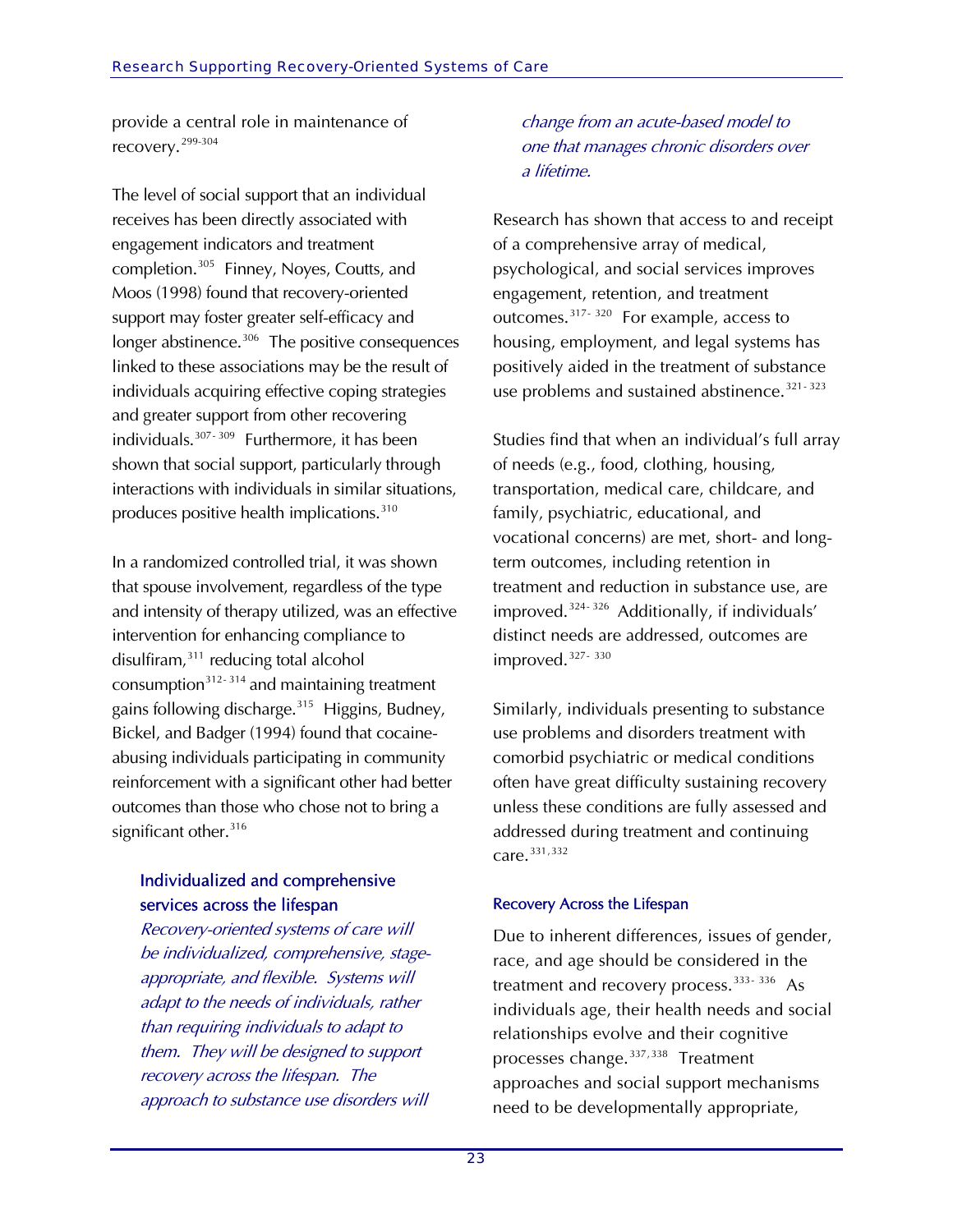provide a central role in maintenance of recovery.[299-304]

The level of social support that an individual receives has been directly associated with engagement indicators and treatment completion.[305] Finney, Noyes, Coutts, and Moos (1998) found that recovery-oriented support may foster greater self-efficacy and longer abstinence.[306] The positive consequences linked to these associations may be the result of individuals acquiring effective coping strategies and greater support from other recovering individuals.[307-309] Furthermore, it has been shown that social support, particularly through interactions with individuals in similar situations, produces positive health implications.[310]

In a randomized controlled trial, it was shown that spouse involvement, regardless of the type and intensity of therapy utilized, was an effective intervention for enhancing compliance to disulfiram,[311] reducing total alcohol consumption[312-314] and maintaining treatment gains following discharge.[315] Higgins, Budney, Bickel, and Badger (1994) found that cocaine-abusing individuals participating in community reinforcement with a significant other had better outcomes than those who chose not to bring a significant other.[316]

### Individualized and comprehensive services across the lifespan

*Recovery-oriented systems of care will be individualized, comprehensive, stage-appropriate, and flexible. Systems will adapt to the needs of individuals, rather than requiring individuals to adapt to them. They will be designed to support recovery across the lifespan. The approach to substance use disorders will change from an acute-based model to one that manages chronic disorders over a lifetime.*

Research has shown that access to and receipt of a comprehensive array of medical, psychological, and social services improves engagement, retention, and treatment outcomes.[317-320] For example, access to housing, employment, and legal systems has positively aided in the treatment of substance use problems and sustained abstinence.[321-323]

Studies find that when an individual's full array of needs (e.g., food, clothing, housing, transportation, medical care, childcare, and family, psychiatric, educational, and vocational concerns) are met, short- and long-term outcomes, including retention in treatment and reduction in substance use, are improved.[324-326] Additionally, if individuals' distinct needs are addressed, outcomes are improved.[327-330]

Similarly, individuals presenting to substance use problems and disorders treatment with comorbid psychiatric or medical conditions often have great difficulty sustaining recovery unless these conditions are fully assessed and addressed during treatment and continuing care.[331,332]

#### Recovery Across the Lifespan

Due to inherent differences, issues of gender, race, and age should be considered in the treatment and recovery process.[333-336] As individuals age, their health needs and social relationships evolve and their cognitive processes change.[337,338] Treatment approaches and social support mechanisms need to be developmentally appropriate,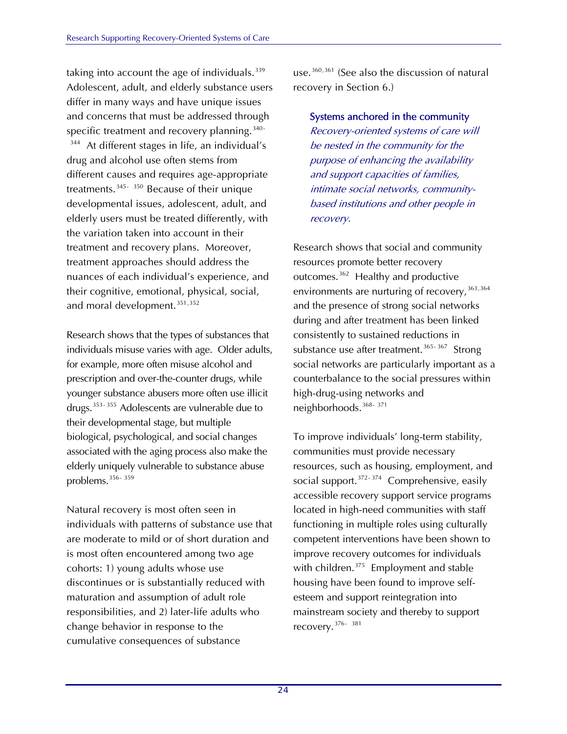taking into account the age of individuals.[339] Adolescent, adult, and elderly substance users differ in many ways and have unique issues and concerns that must be addressed through specific treatment and recovery planning.[340-344] At different stages in life, an individual's drug and alcohol use often stems from different causes and requires age-appropriate treatments.[345-350] Because of their unique developmental issues, adolescent, adult, and elderly users must be treated differently, with the variation taken into account in their treatment and recovery plans. Moreover, treatment approaches should address the nuances of each individual's experience, and their cognitive, emotional, physical, social, and moral development.[351,352]

Research shows that the types of substances that individuals misuse varies with age. Older adults, for example, more often misuse alcohol and prescription and over-the-counter drugs, while younger substance abusers more often use illicit drugs.[353-355] Adolescents are vulnerable due to their developmental stage, but multiple biological, psychological, and social changes associated with the aging process also make the elderly uniquely vulnerable to substance abuse problems.[356-359]

Natural recovery is most often seen in individuals with patterns of substance use that are moderate to mild or of short duration and is most often encountered among two age cohorts: 1) young adults whose use discontinues or is substantially reduced with maturation and assumption of adult role responsibilities, and 2) later-life adults who change behavior in response to the cumulative consequences of substance use.[360,361] (See also the discussion of natural recovery in Section 6.)

### Systems anchored in the community

*Recovery-oriented systems of care will be nested in the community for the purpose of enhancing the availability and support capacities of families, intimate social networks, community-based institutions and other people in recovery.*

Research shows that social and community resources promote better recovery outcomes.[362] Healthy and productive environments are nurturing of recovery,[363,364] and the presence of strong social networks during and after treatment has been linked consistently to sustained reductions in substance use after treatment.[365-367] Strong social networks are particularly important as a counterbalance to the social pressures within high-drug-using networks and neighborhoods.[368-371]

To improve individuals' long-term stability, communities must provide necessary resources, such as housing, employment, and social support.[372-374] Comprehensive, easily accessible recovery support service programs located in high-need communities with staff functioning in multiple roles using culturally competent interventions have been shown to improve recovery outcomes for individuals with children.[375] Employment and stable housing have been found to improve self-esteem and support reintegration into mainstream society and thereby to support recovery.[376-381]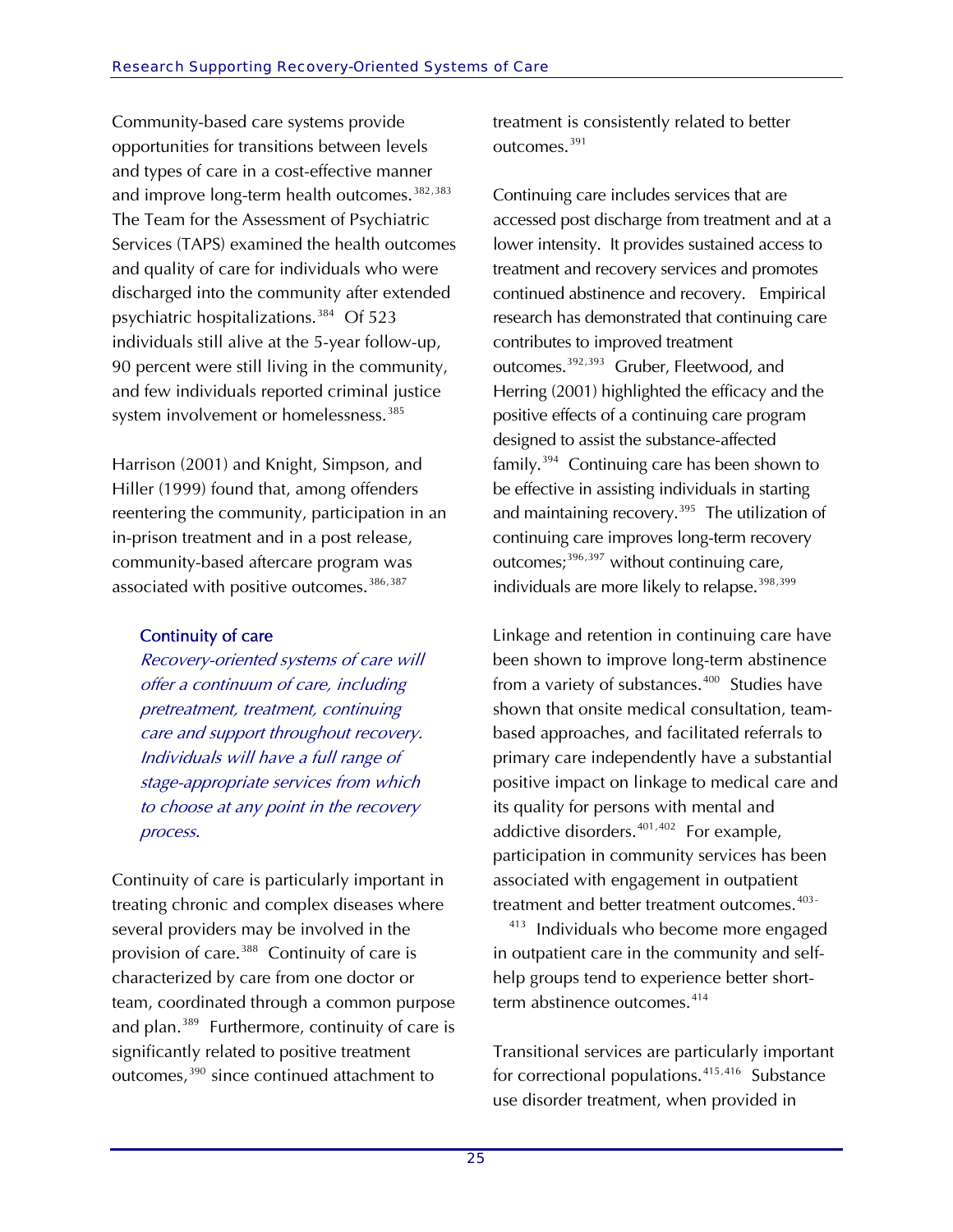Community-based care systems provide opportunities for transitions between levels and types of care in a cost-effective manner and improve long-term health outcomes.[382,383] The Team for the Assessment of Psychiatric Services (TAPS) examined the health outcomes and quality of care for individuals who were discharged into the community after extended psychiatric hospitalizations.[384] Of 523 individuals still alive at the 5-year follow-up, 90 percent were still living in the community, and few individuals reported criminal justice system involvement or homelessness.[385]

Harrison (2001) and Knight, Simpson, and Hiller (1999) found that, among offenders reentering the community, participation in an in-prison treatment and in a post release, community-based aftercare program was associated with positive outcomes.[386,387]

### Continuity of care

*Recovery-oriented systems of care will offer a continuum of care, including pretreatment, treatment, continuing care and support throughout recovery. Individuals will have a full range of stage-appropriate services from which to choose at any point in the recovery process.*

Continuity of care is particularly important in treating chronic and complex diseases where several providers may be involved in the provision of care.[388] Continuity of care is characterized by care from one doctor or team, coordinated through a common purpose and plan.[389] Furthermore, continuity of care is significantly related to positive treatment outcomes,[390] since continued attachment to treatment is consistently related to better outcomes.[391]

Continuing care includes services that are accessed post discharge from treatment and at a lower intensity. It provides sustained access to treatment and recovery services and promotes continued abstinence and recovery. Empirical research has demonstrated that continuing care contributes to improved treatment outcomes.[392,393] Gruber, Fleetwood, and Herring (2001) highlighted the efficacy and the positive effects of a continuing care program designed to assist the substance-affected family.[394] Continuing care has been shown to be effective in assisting individuals in starting and maintaining recovery.[395] The utilization of continuing care improves long-term recovery outcomes;[396,397] without continuing care, individuals are more likely to relapse.[398,399]

Linkage and retention in continuing care have been shown to improve long-term abstinence from a variety of substances.[400] Studies have shown that onsite medical consultation, team-based approaches, and facilitated referrals to primary care independently have a substantial positive impact on linkage to medical care and its quality for persons with mental and addictive disorders.[401,402] For example, participation in community services has been associated with engagement in outpatient treatment and better treatment outcomes.[403-413] Individuals who become more engaged in outpatient care in the community and self-help groups tend to experience better short-term abstinence outcomes.[414]

Transitional services are particularly important for correctional populations.[415,416] Substance use disorder treatment, when provided in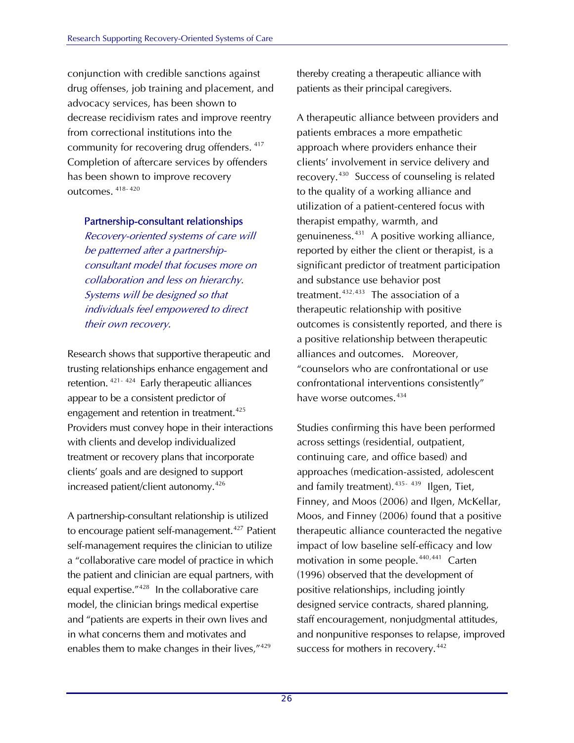conjunction with credible sanctions against drug offenses, job training and placement, and advocacy services, has been shown to decrease recidivism rates and improve reentry from correctional institutions into the community for recovering drug offenders. [417] Completion of aftercare services by offenders has been shown to improve recovery outcomes. [418-420]

### Partnership-consultant relationships

*Recovery-oriented systems of care will be patterned after a partnership-consultant model that focuses more on collaboration and less on hierarchy. Systems will be designed so that individuals feel empowered to direct their own recovery.*

Research shows that supportive therapeutic and trusting relationships enhance engagement and retention. [421-424] Early therapeutic alliances appear to be a consistent predictor of engagement and retention in treatment.[425] Providers must convey hope in their interactions with clients and develop individualized treatment or recovery plans that incorporate clients' goals and are designed to support increased patient/client autonomy.[426]

A partnership-consultant relationship is utilized to encourage patient self-management.[427] Patient self-management requires the clinician to utilize a "collaborative care model of practice in which the patient and clinician are equal partners, with equal expertise."[428] In the collaborative care model, the clinician brings medical expertise and "patients are experts in their own lives and in what concerns them and motivates and enables them to make changes in their lives,"[429] thereby creating a therapeutic alliance with patients as their principal caregivers.

A therapeutic alliance between providers and patients embraces a more empathetic approach where providers enhance their clients' involvement in service delivery and recovery.[430] Success of counseling is related to the quality of a working alliance and utilization of a patient-centered focus with therapist empathy, warmth, and genuineness.[431] A positive working alliance, reported by either the client or therapist, is a significant predictor of treatment participation and substance use behavior post treatment.[432,433] The association of a therapeutic relationship with positive outcomes is consistently reported, and there is a positive relationship between therapeutic alliances and outcomes. Moreover, "counselors who are confrontational or use confrontational interventions consistently" have worse outcomes.[434]

Studies confirming this have been performed across settings (residential, outpatient, continuing care, and office based) and approaches (medication-assisted, adolescent and family treatment).[435-439] Ilgen, Tiet, Finney, and Moos (2006) and Ilgen, McKellar, Moos, and Finney (2006) found that a positive therapeutic alliance counteracted the negative impact of low baseline self-efficacy and low motivation in some people.[440,441] Carten (1996) observed that the development of positive relationships, including jointly designed service contracts, shared planning, staff encouragement, nonjudgmental attitudes, and nonpunitive responses to relapse, improved success for mothers in recovery.[442]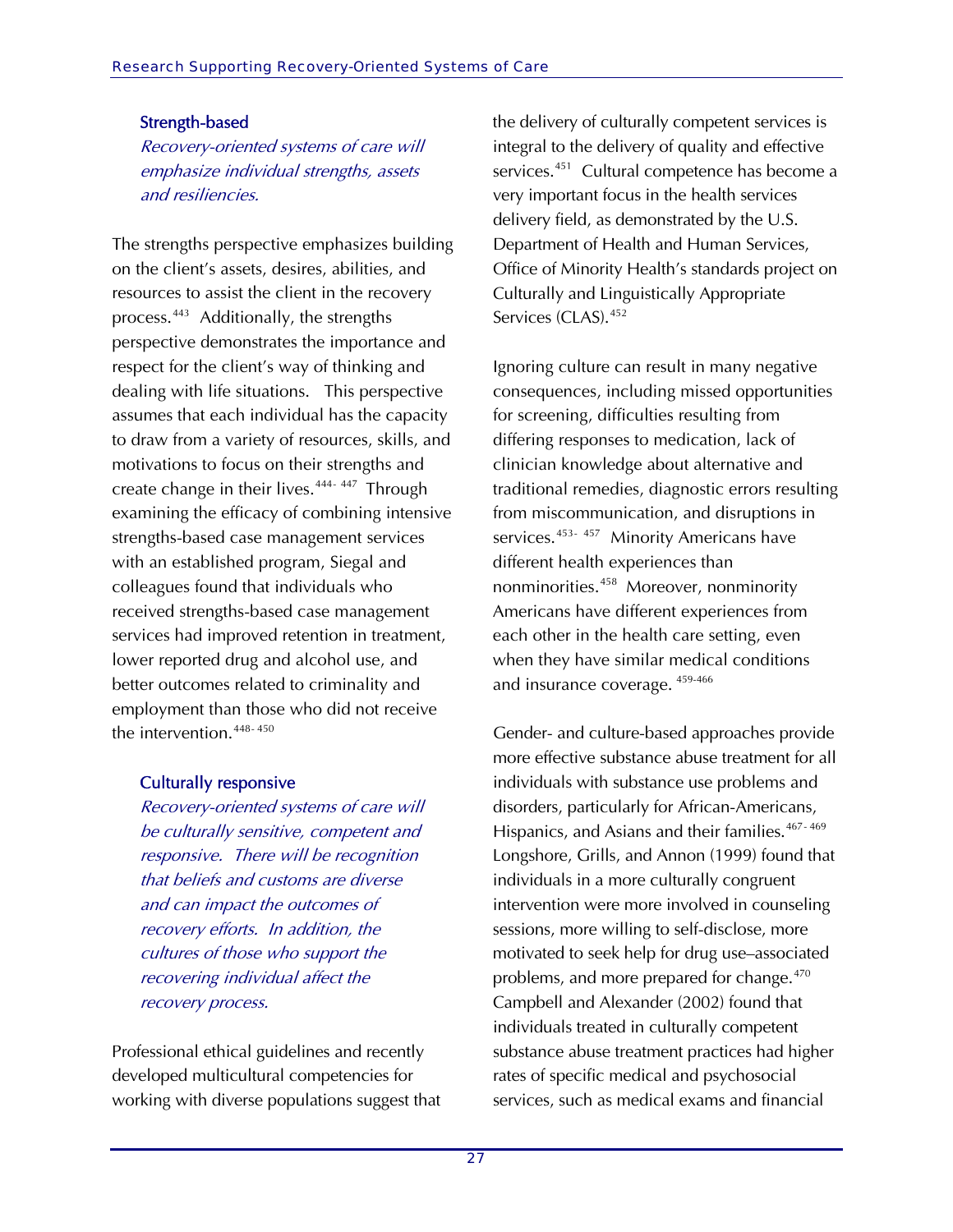### Strength-based

*Recovery-oriented systems of care will emphasize individual strengths, assets and resiliencies.*

The strengths perspective emphasizes building on the client's assets, desires, abilities, and resources to assist the client in the recovery process.[443] Additionally, the strengths perspective demonstrates the importance and respect for the client's way of thinking and dealing with life situations. This perspective assumes that each individual has the capacity to draw from a variety of resources, skills, and motivations to focus on their strengths and create change in their lives.[444-447] Through examining the efficacy of combining intensive strengths-based case management services with an established program, Siegal and colleagues found that individuals who received strengths-based case management services had improved retention in treatment, lower reported drug and alcohol use, and better outcomes related to criminality and employment than those who did not receive the intervention.[448-450]

### Culturally responsive

*Recovery-oriented systems of care will be culturally sensitive, competent and responsive. There will be recognition that beliefs and customs are diverse and can impact the outcomes of recovery efforts. In addition, the cultures of those who support the recovering individual affect the recovery process.*

Professional ethical guidelines and recently developed multicultural competencies for working with diverse populations suggest that the delivery of culturally competent services is integral to the delivery of quality and effective services.[451] Cultural competence has become a very important focus in the health services delivery field, as demonstrated by the U.S. Department of Health and Human Services, Office of Minority Health's standards project on Culturally and Linguistically Appropriate Services (CLAS).[452]

Ignoring culture can result in many negative consequences, including missed opportunities for screening, difficulties resulting from differing responses to medication, lack of clinician knowledge about alternative and traditional remedies, diagnostic errors resulting from miscommunication, and disruptions in services.[453-457] Minority Americans have different health experiences than nonminorities.[458] Moreover, nonminority Americans have different experiences from each other in the health care setting, even when they have similar medical conditions and insurance coverage.[459-466]

Gender- and culture-based approaches provide more effective substance abuse treatment for all individuals with substance use problems and disorders, particularly for African-Americans, Hispanics, and Asians and their families.[467-469] Longshore, Grills, and Annon (1999) found that individuals in a more culturally congruent intervention were more involved in counseling sessions, more willing to self-disclose, more motivated to seek help for drug use–associated problems, and more prepared for change.[470] Campbell and Alexander (2002) found that individuals treated in culturally competent substance abuse treatment practices had higher rates of specific medical and psychosocial services, such as medical exams and financial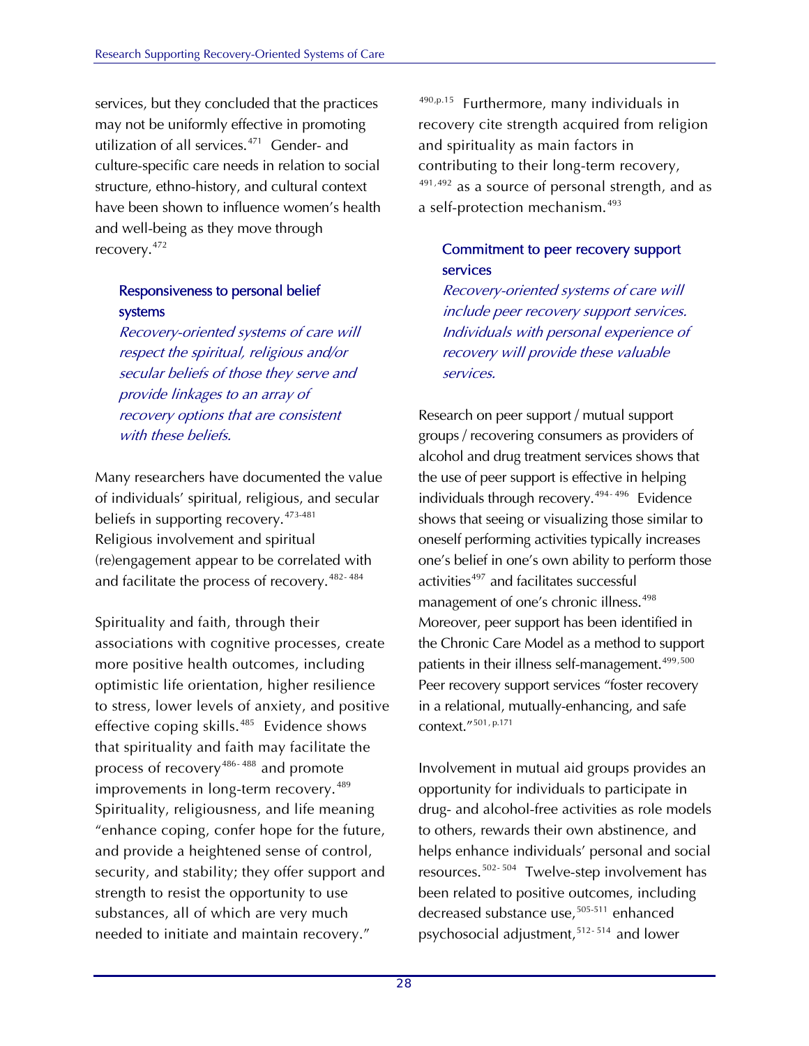services, but they concluded that the practices may not be uniformly effective in promoting utilization of all services.[471] Gender- and culture-specific care needs in relation to social structure, ethno-history, and cultural context have been shown to influence women's health and well-being as they move through recovery.[472]

### Responsiveness to personal belief systems

*Recovery-oriented systems of care will respect the spiritual, religious and/or secular beliefs of those they serve and provide linkages to an array of recovery options that are consistent with these beliefs.*

Many researchers have documented the value of individuals' spiritual, religious, and secular beliefs in supporting recovery.[473-481] Religious involvement and spiritual (re)engagement appear to be correlated with and facilitate the process of recovery.[482-484]

Spirituality and faith, through their associations with cognitive processes, create more positive health outcomes, including optimistic life orientation, higher resilience to stress, lower levels of anxiety, and positive effective coping skills.[485] Evidence shows that spirituality and faith may facilitate the process of recovery[486-488] and promote improvements in long-term recovery.[489] Spirituality, religiousness, and life meaning "enhance coping, confer hope for the future, and provide a heightened sense of control, security, and stability; they offer support and strength to resist the opportunity to use substances, all of which are very much needed to initiate and maintain recovery."[490,p.15] Furthermore, many individuals in recovery cite strength acquired from religion and spirituality as main factors in contributing to their long-term recovery,[491,492] as a source of personal strength, and as a self-protection mechanism.[493]

### Commitment to peer recovery support services

*Recovery-oriented systems of care will include peer recovery support services. Individuals with personal experience of recovery will provide these valuable services.*

Research on peer support / mutual support groups / recovering consumers as providers of alcohol and drug treatment services shows that the use of peer support is effective in helping individuals through recovery.[494-496] Evidence shows that seeing or visualizing those similar to oneself performing activities typically increases one's belief in one's own ability to perform those activities[497] and facilitates successful management of one's chronic illness.[498] Moreover, peer support has been identified in the Chronic Care Model as a method to support patients in their illness self-management.[499,500] Peer recovery support services "foster recovery in a relational, mutually-enhancing, and safe context."[501, p.171]

Involvement in mutual aid groups provides an opportunity for individuals to participate in drug- and alcohol-free activities as role models to others, rewards their own abstinence, and helps enhance individuals' personal and social resources.[502-504] Twelve-step involvement has been related to positive outcomes, including decreased substance use,[505-511] enhanced psychosocial adjustment,[512-514] and lower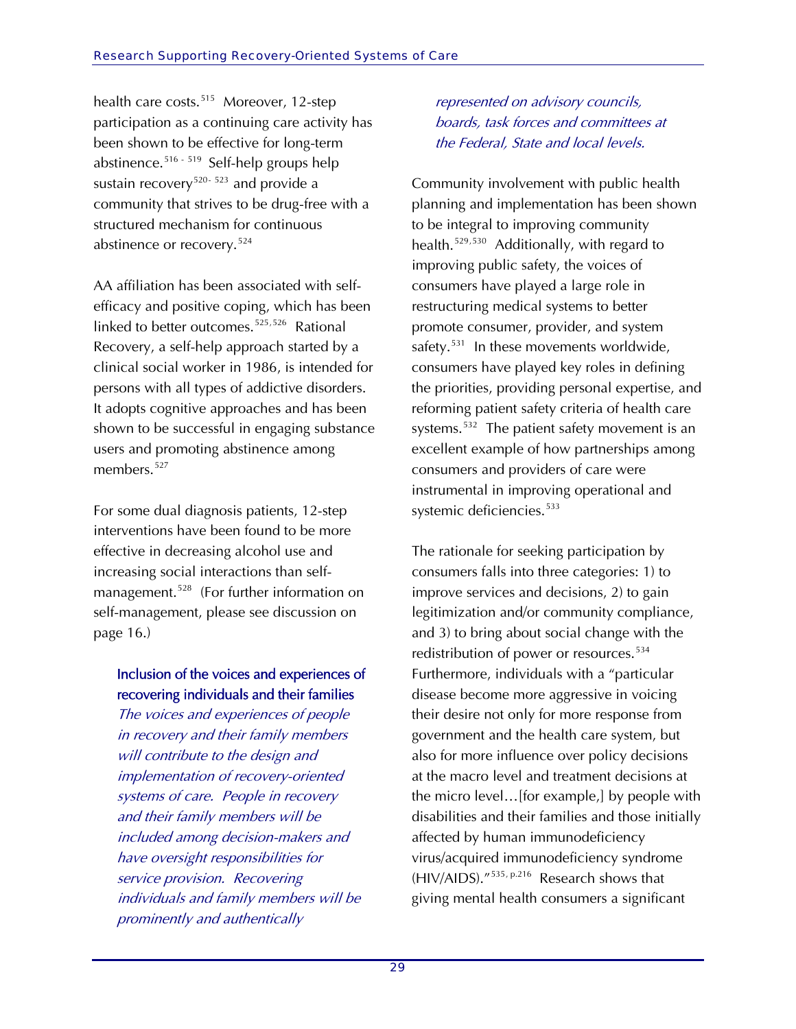health care costs.[515] Moreover, 12-step participation as a continuing care activity has been shown to be effective for long-term abstinence.[516 - 519] Self-help groups help sustain recovery[520- 523] and provide a community that strives to be drug-free with a structured mechanism for continuous abstinence or recovery.[524]

AA affiliation has been associated with self-efficacy and positive coping, which has been linked to better outcomes.[525,526] Rational Recovery, a self-help approach started by a clinical social worker in 1986, is intended for persons with all types of addictive disorders. It adopts cognitive approaches and has been shown to be successful in engaging substance users and promoting abstinence among members.[527]

For some dual diagnosis patients, 12-step interventions have been found to be more effective in decreasing alcohol use and increasing social interactions than self-management.[528] (For further information on self-management, please see discussion on page 16.)

> **Inclusion of the voices and experiences of recovering individuals and their families**
> *The voices and experiences of people in recovery and their family members will contribute to the design and implementation of recovery-oriented systems of care. People in recovery and their family members will be included among decision-makers and have oversight responsibilities for service provision. Recovering individuals and family members will be prominently and authentically represented on advisory councils, boards, task forces and committees at the Federal, State and local levels.*

Community involvement with public health planning and implementation has been shown to be integral to improving community health.[529,530] Additionally, with regard to improving public safety, the voices of consumers have played a large role in restructuring medical systems to better promote consumer, provider, and system safety.[531] In these movements worldwide, consumers have played key roles in defining the priorities, providing personal expertise, and reforming patient safety criteria of health care systems.[532] The patient safety movement is an excellent example of how partnerships among consumers and providers of care were instrumental in improving operational and systemic deficiencies.[533]

The rationale for seeking participation by consumers falls into three categories: 1) to improve services and decisions, 2) to gain legitimization and/or community compliance, and 3) to bring about social change with the redistribution of power or resources.[534] Furthermore, individuals with a "particular disease become more aggressive in voicing their desire not only for more response from government and the health care system, but also for more influence over policy decisions at the macro level and treatment decisions at the micro level…[for example,] by people with disabilities and their families and those initially affected by human immunodeficiency virus/acquired immunodeficiency syndrome (HIV/AIDS)."[535, p.216] Research shows that giving mental health consumers a significant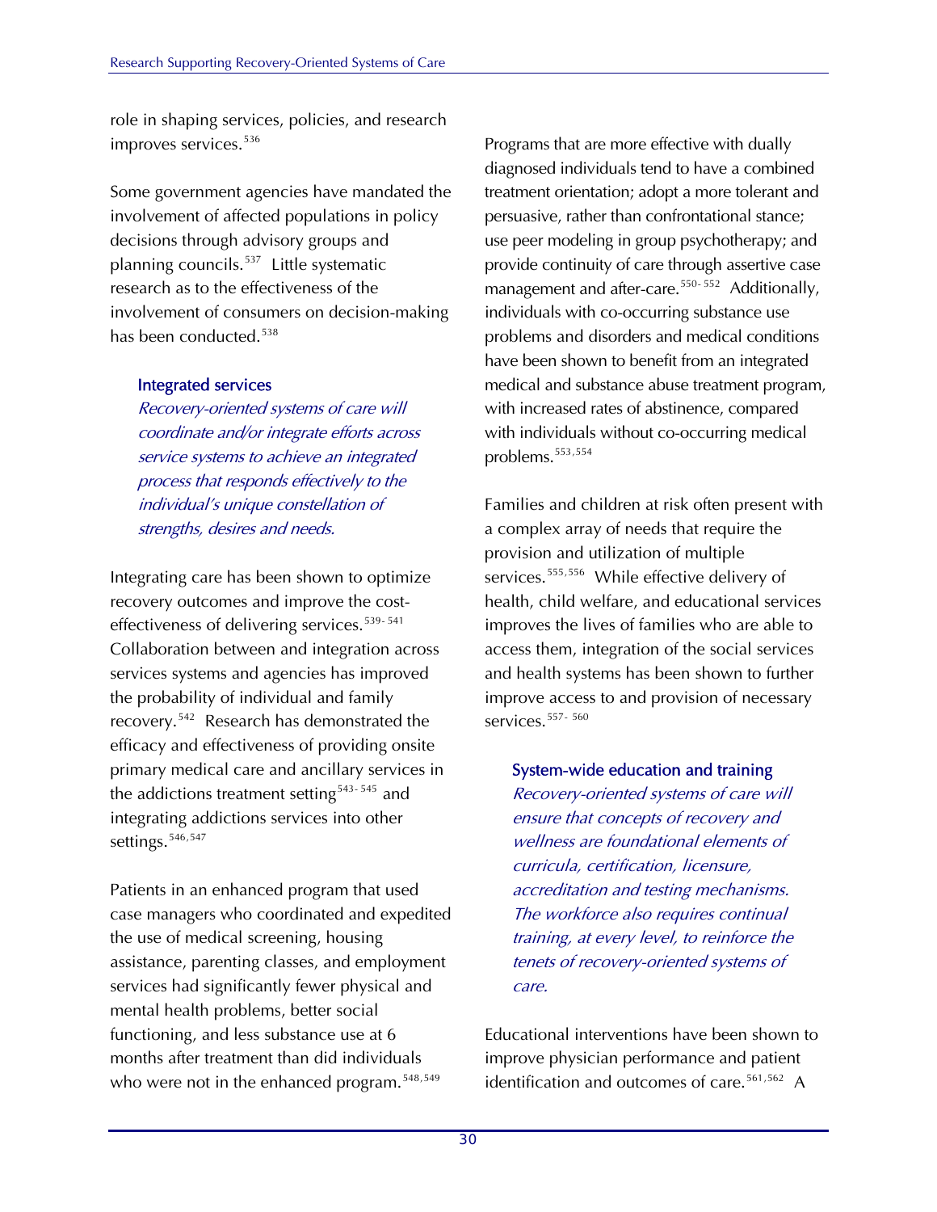role in shaping services, policies, and research improves services.[536]

Some government agencies have mandated the involvement of affected populations in policy decisions through advisory groups and planning councils.[537] Little systematic research as to the effectiveness of the involvement of consumers on decision-making has been conducted.[538]

### Integrated services

*Recovery-oriented systems of care will coordinate and/or integrate efforts across service systems to achieve an integrated process that responds effectively to the individual's unique constellation of strengths, desires and needs.*

Integrating care has been shown to optimize recovery outcomes and improve the cost-effectiveness of delivering services.[539-541] Collaboration between and integration across services systems and agencies has improved the probability of individual and family recovery.[542] Research has demonstrated the efficacy and effectiveness of providing onsite primary medical care and ancillary services in the addictions treatment setting[543-545] and integrating addictions services into other settings.[546,547]

Patients in an enhanced program that used case managers who coordinated and expedited the use of medical screening, housing assistance, parenting classes, and employment services had significantly fewer physical and mental health problems, better social functioning, and less substance use at 6 months after treatment than did individuals who were not in the enhanced program.[548,549]

Programs that are more effective with dually diagnosed individuals tend to have a combined treatment orientation; adopt a more tolerant and persuasive, rather than confrontational stance; use peer modeling in group psychotherapy; and provide continuity of care through assertive case management and after-care.[550-552] Additionally, individuals with co-occurring substance use problems and disorders and medical conditions have been shown to benefit from an integrated medical and substance abuse treatment program, with increased rates of abstinence, compared with individuals without co-occurring medical problems.[553,554]

Families and children at risk often present with a complex array of needs that require the provision and utilization of multiple services.[555,556] While effective delivery of health, child welfare, and educational services improves the lives of families who are able to access them, integration of the social services and health systems has been shown to further improve access to and provision of necessary services.[557-560]

### System-wide education and training

*Recovery-oriented systems of care will ensure that concepts of recovery and wellness are foundational elements of curricula, certification, licensure, accreditation and testing mechanisms. The workforce also requires continual training, at every level, to reinforce the tenets of recovery-oriented systems of care.*

Educational interventions have been shown to improve physician performance and patient identification and outcomes of care.[561,562] A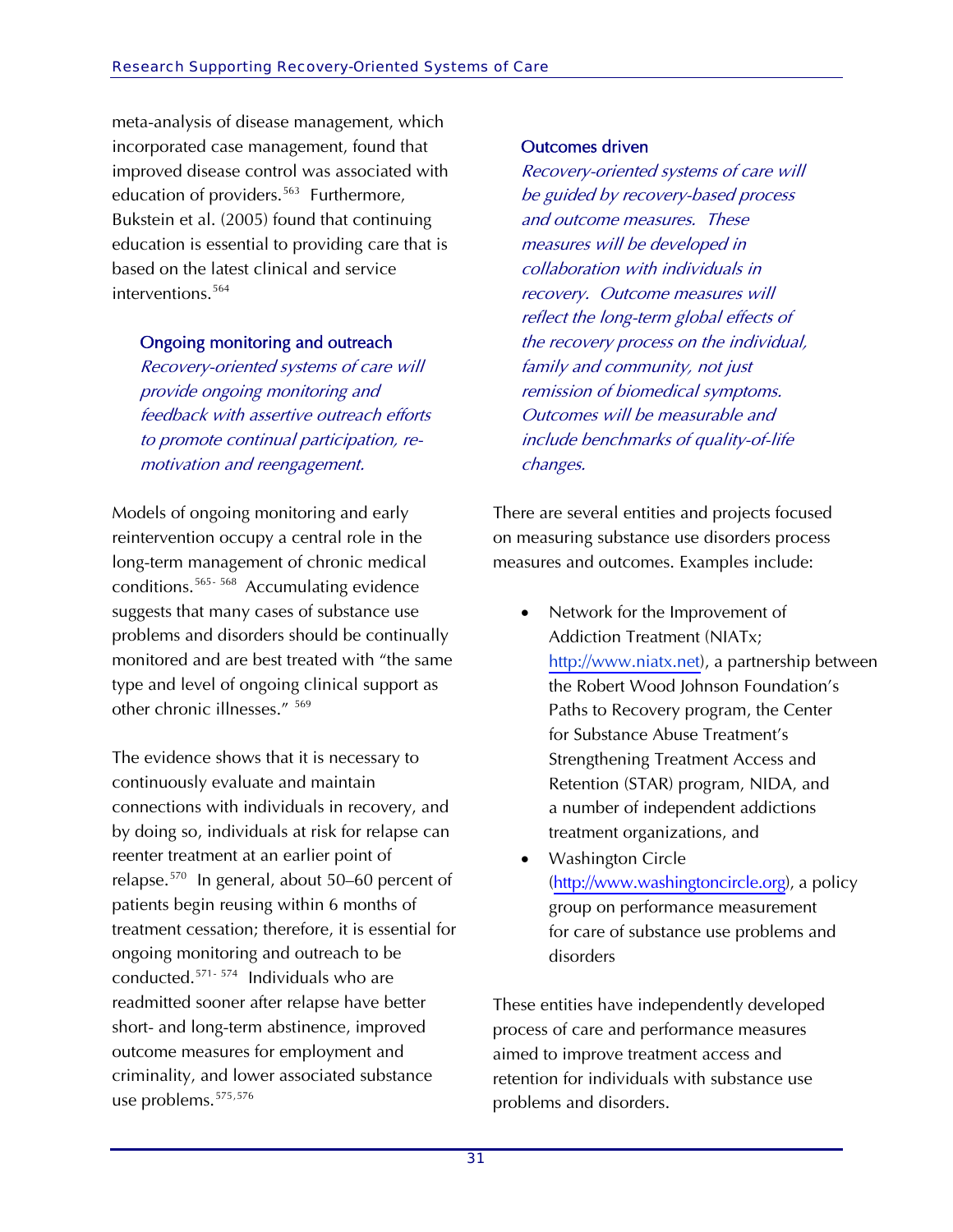meta-analysis of disease management, which incorporated case management, found that improved disease control was associated with education of providers.[563] Furthermore, Bukstein et al. (2005) found that continuing education is essential to providing care that is based on the latest clinical and service interventions.[564]

### Ongoing monitoring and outreach

*Recovery-oriented systems of care will provide ongoing monitoring and feedback with assertive outreach efforts to promote continual participation, re-motivation and reengagement.*

Models of ongoing monitoring and early reintervention occupy a central role in the long-term management of chronic medical conditions.[565-568] Accumulating evidence suggests that many cases of substance use problems and disorders should be continually monitored and are best treated with "the same type and level of ongoing clinical support as other chronic illnesses."[569]

The evidence shows that it is necessary to continuously evaluate and maintain connections with individuals in recovery, and by doing so, individuals at risk for relapse can reenter treatment at an earlier point of relapse.[570] In general, about 50–60 percent of patients begin reusing within 6 months of treatment cessation; therefore, it is essential for ongoing monitoring and outreach to be conducted.[571-574] Individuals who are readmitted sooner after relapse have better short- and long-term abstinence, improved outcome measures for employment and criminality, and lower associated substance use problems.[575,576]

### Outcomes driven

*Recovery-oriented systems of care will be guided by recovery-based process and outcome measures. These measures will be developed in collaboration with individuals in recovery. Outcome measures will reflect the long-term global effects of the recovery process on the individual, family and community, not just remission of biomedical symptoms. Outcomes will be measurable and include benchmarks of quality-of-life changes.*

There are several entities and projects focused on measuring substance use disorders process measures and outcomes. Examples include:

- Network for the Improvement of Addiction Treatment (NIATx; http://www.niatx.net), a partnership between the Robert Wood Johnson Foundation's Paths to Recovery program, the Center for Substance Abuse Treatment's Strengthening Treatment Access and Retention (STAR) program, NIDA, and a number of independent addictions treatment organizations, and
- Washington Circle (http://www.washingtoncircle.org), a policy group on performance measurement for care of substance use problems and disorders

These entities have independently developed process of care and performance measures aimed to improve treatment access and retention for individuals with substance use problems and disorders.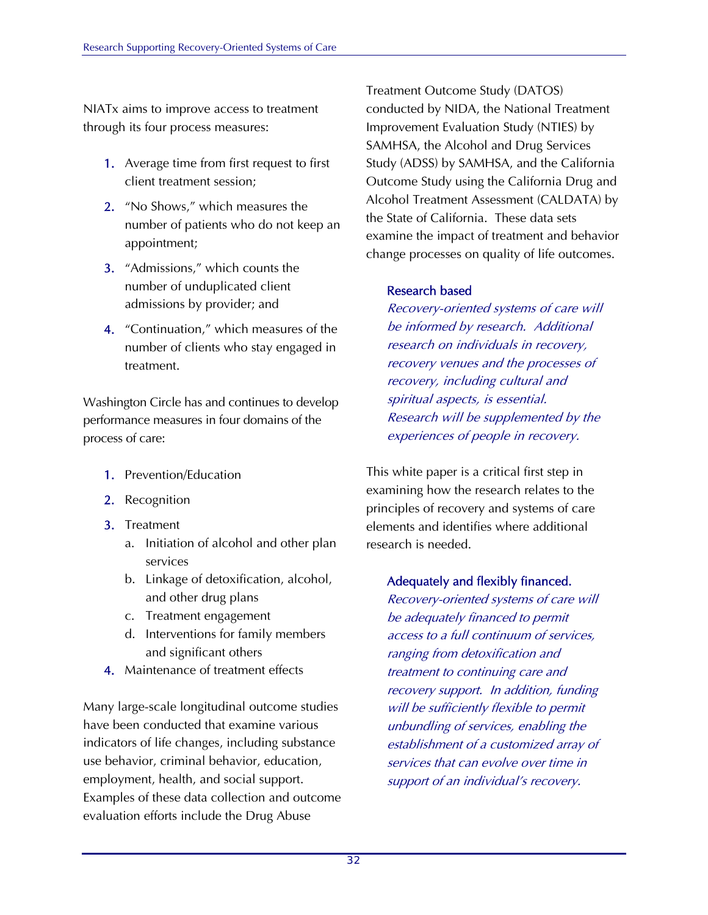NIATx aims to improve access to treatment through its four process measures:

1. Average time from first request to first client treatment session;
2. "No Shows," which measures the number of patients who do not keep an appointment;
3. "Admissions," which counts the number of unduplicated client admissions by provider; and
4. "Continuation," which measures of the number of clients who stay engaged in treatment.

Washington Circle has and continues to develop performance measures in four domains of the process of care:

1. Prevention/Education
2. Recognition
3. Treatment
   a. Initiation of alcohol and other plan services
   b. Linkage of detoxification, alcohol, and other drug plans
   c. Treatment engagement
   d. Interventions for family members and significant others
4. Maintenance of treatment effects

Many large-scale longitudinal outcome studies have been conducted that examine various indicators of life changes, including substance use behavior, criminal behavior, education, employment, health, and social support. Examples of these data collection and outcome evaluation efforts include the Drug Abuse Treatment Outcome Study (DATOS) conducted by NIDA, the National Treatment Improvement Evaluation Study (NTIES) by SAMHSA, the Alcohol and Drug Services Study (ADSS) by SAMHSA, and the California Outcome Study using the California Drug and Alcohol Treatment Assessment (CALDATA) by the State of California. These data sets examine the impact of treatment and behavior change processes on quality of life outcomes.

> **Research based**
>
> *Recovery-oriented systems of care will be informed by research. Additional research on individuals in recovery, recovery venues and the processes of recovery, including cultural and spiritual aspects, is essential. Research will be supplemented by the experiences of people in recovery.*

This white paper is a critical first step in examining how the research relates to the principles of recovery and systems of care elements and identifies where additional research is needed.

> **Adequately and flexibly financed.**
>
> *Recovery-oriented systems of care will be adequately financed to permit access to a full continuum of services, ranging from detoxification and treatment to continuing care and recovery support. In addition, funding will be sufficiently flexible to permit unbundling of services, enabling the establishment of a customized array of services that can evolve over time in support of an individual's recovery.*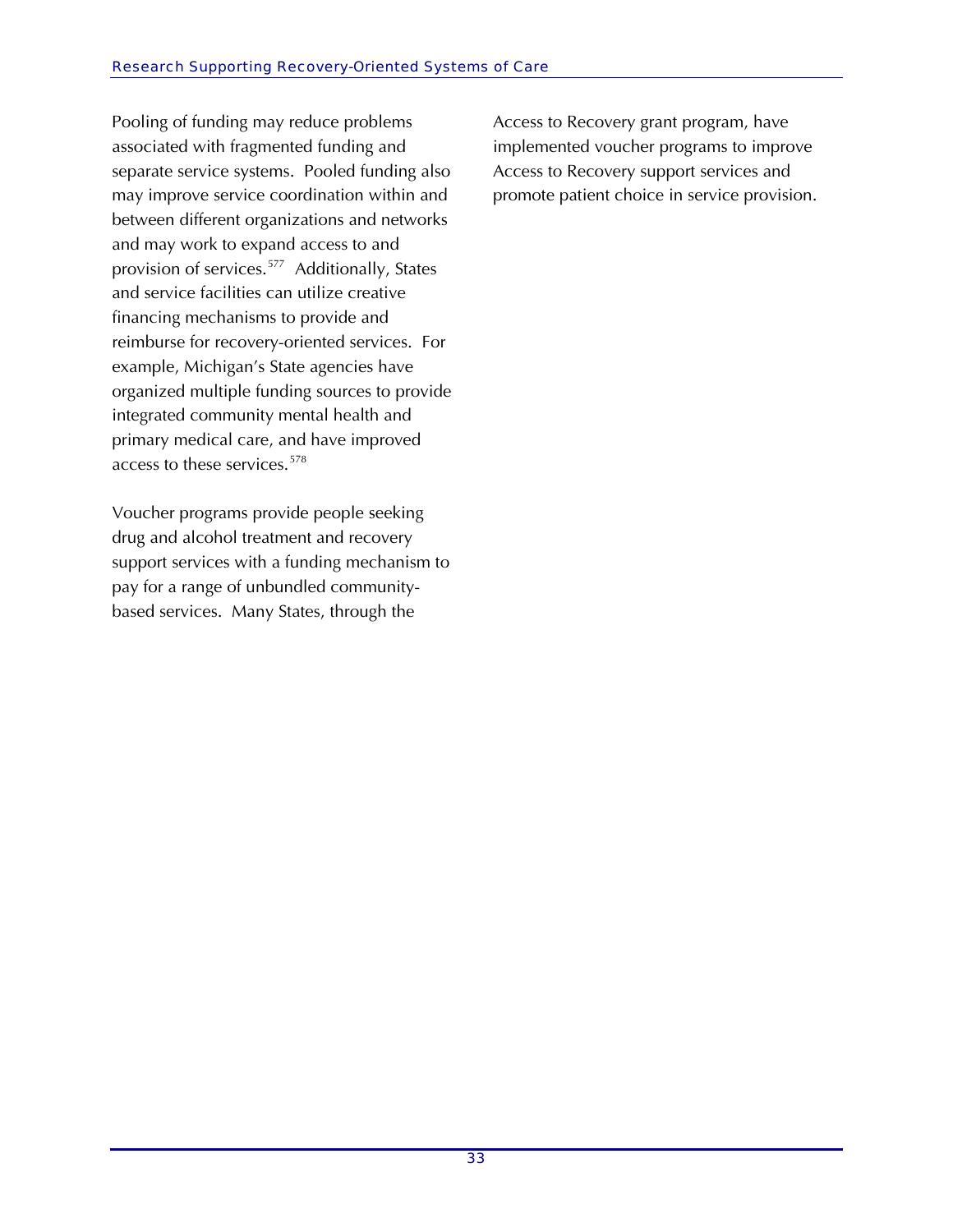Pooling of funding may reduce problems associated with fragmented funding and separate service systems. Pooled funding also may improve service coordination within and between different organizations and networks and may work to expand access to and provision of services.[577] Additionally, States and service facilities can utilize creative financing mechanisms to provide and reimburse for recovery-oriented services. For example, Michigan's State agencies have organized multiple funding sources to provide integrated community mental health and primary medical care, and have improved access to these services.[578]

Voucher programs provide people seeking drug and alcohol treatment and recovery support services with a funding mechanism to pay for a range of unbundled community-based services. Many States, through the Access to Recovery grant program, have implemented voucher programs to improve Access to Recovery support services and promote patient choice in service provision.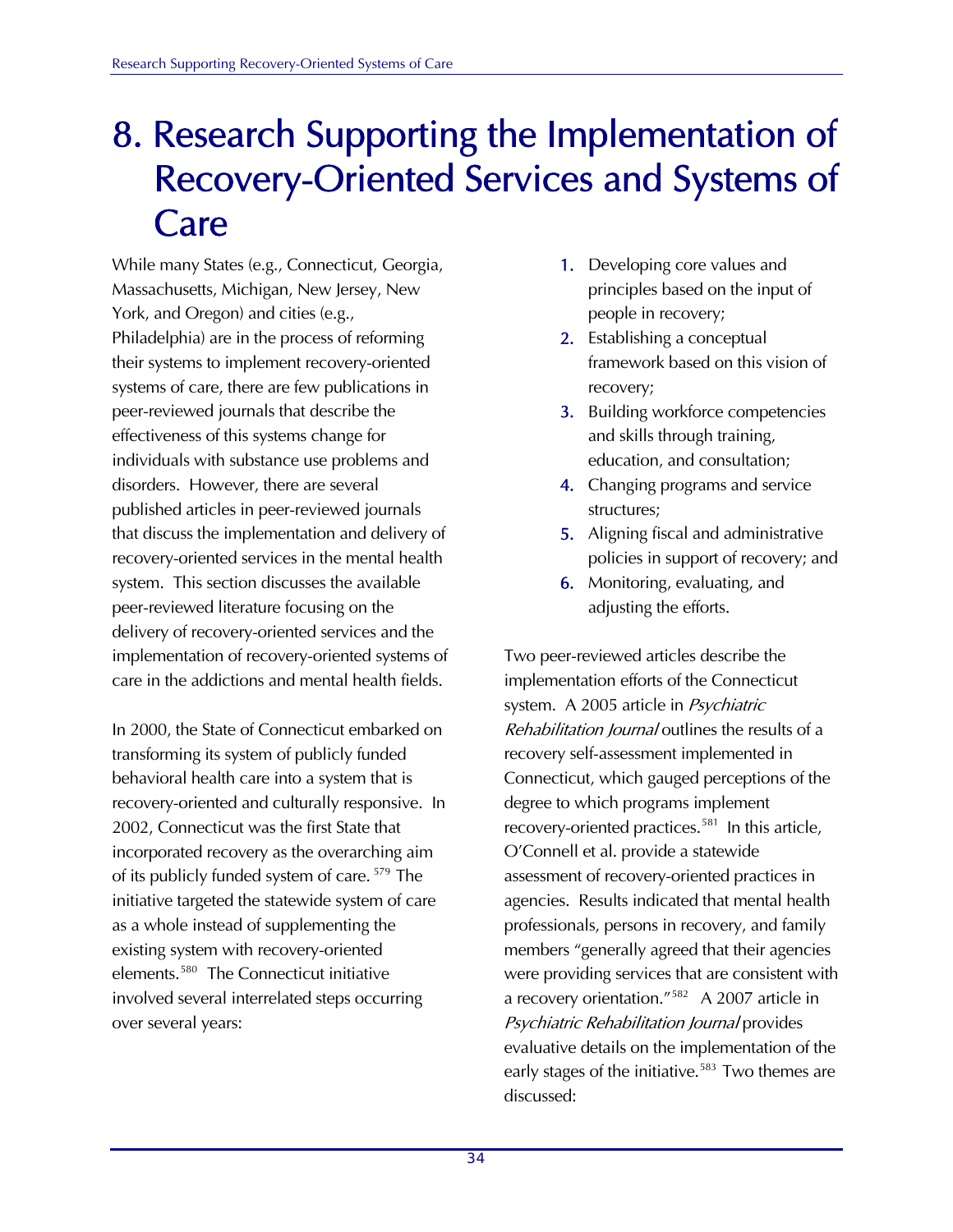# 8. Research Supporting the Implementation of Recovery-Oriented Services and Systems of Care

While many States (e.g., Connecticut, Georgia, Massachusetts, Michigan, New Jersey, New York, and Oregon) and cities (e.g., Philadelphia) are in the process of reforming their systems to implement recovery-oriented systems of care, there are few publications in peer-reviewed journals that describe the effectiveness of this systems change for individuals with substance use problems and disorders. However, there are several published articles in peer-reviewed journals that discuss the implementation and delivery of recovery-oriented services in the mental health system. This section discusses the available peer-reviewed literature focusing on the delivery of recovery-oriented services and the implementation of recovery-oriented systems of care in the addictions and mental health fields.

In 2000, the State of Connecticut embarked on transforming its system of publicly funded behavioral health care into a system that is recovery-oriented and culturally responsive. In 2002, Connecticut was the first State that incorporated recovery as the overarching aim of its publicly funded system of care.[579] The initiative targeted the statewide system of care as a whole instead of supplementing the existing system with recovery-oriented elements.[580] The Connecticut initiative involved several interrelated steps occurring over several years:

1. Developing core values and principles based on the input of people in recovery;
2. Establishing a conceptual framework based on this vision of recovery;
3. Building workforce competencies and skills through training, education, and consultation;
4. Changing programs and service structures;
5. Aligning fiscal and administrative policies in support of recovery; and
6. Monitoring, evaluating, and adjusting the efforts.

Two peer-reviewed articles describe the implementation efforts of the Connecticut system. A 2005 article in *Psychiatric Rehabilitation Journal* outlines the results of a recovery self-assessment implemented in Connecticut, which gauged perceptions of the degree to which programs implement recovery-oriented practices.[581] In this article, O'Connell et al. provide a statewide assessment of recovery-oriented practices in agencies. Results indicated that mental health professionals, persons in recovery, and family members "generally agreed that their agencies were providing services that are consistent with a recovery orientation."[582] A 2007 article in *Psychiatric Rehabilitation Journal* provides evaluative details on the implementation of the early stages of the initiative.[583] Two themes are discussed: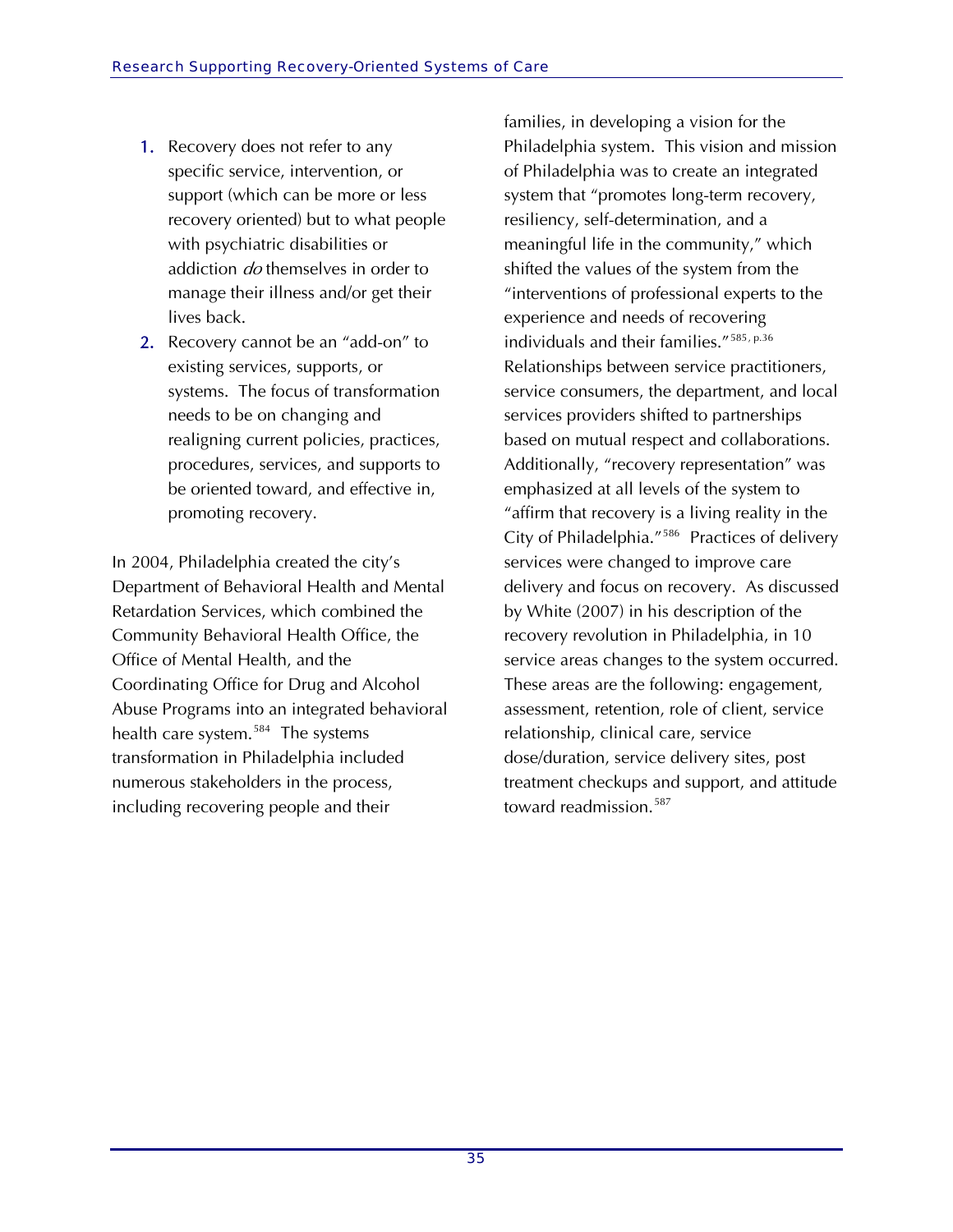1. Recovery does not refer to any specific service, intervention, or support (which can be more or less recovery oriented) but to what people with psychiatric disabilities or addiction *do* themselves in order to manage their illness and/or get their lives back.
2. Recovery cannot be an "add-on" to existing services, supports, or systems. The focus of transformation needs to be on changing and realigning current policies, practices, procedures, services, and supports to be oriented toward, and effective in, promoting recovery.

In 2004, Philadelphia created the city's Department of Behavioral Health and Mental Retardation Services, which combined the Community Behavioral Health Office, the Office of Mental Health, and the Coordinating Office for Drug and Alcohol Abuse Programs into an integrated behavioral health care system.[584] The systems transformation in Philadelphia included numerous stakeholders in the process, including recovering people and their families, in developing a vision for the Philadelphia system. This vision and mission of Philadelphia was to create an integrated system that "promotes long-term recovery, resiliency, self-determination, and a meaningful life in the community," which shifted the values of the system from the "interventions of professional experts to the experience and needs of recovering individuals and their families."[585, p.36] Relationships between service practitioners, service consumers, the department, and local services providers shifted to partnerships based on mutual respect and collaborations. Additionally, "recovery representation" was emphasized at all levels of the system to "affirm that recovery is a living reality in the City of Philadelphia."[586] Practices of delivery services were changed to improve care delivery and focus on recovery. As discussed by White (2007) in his description of the recovery revolution in Philadelphia, in 10 service areas changes to the system occurred. These areas are the following: engagement, assessment, retention, role of client, service relationship, clinical care, service dose/duration, service delivery sites, post treatment checkups and support, and attitude toward readmission.[587]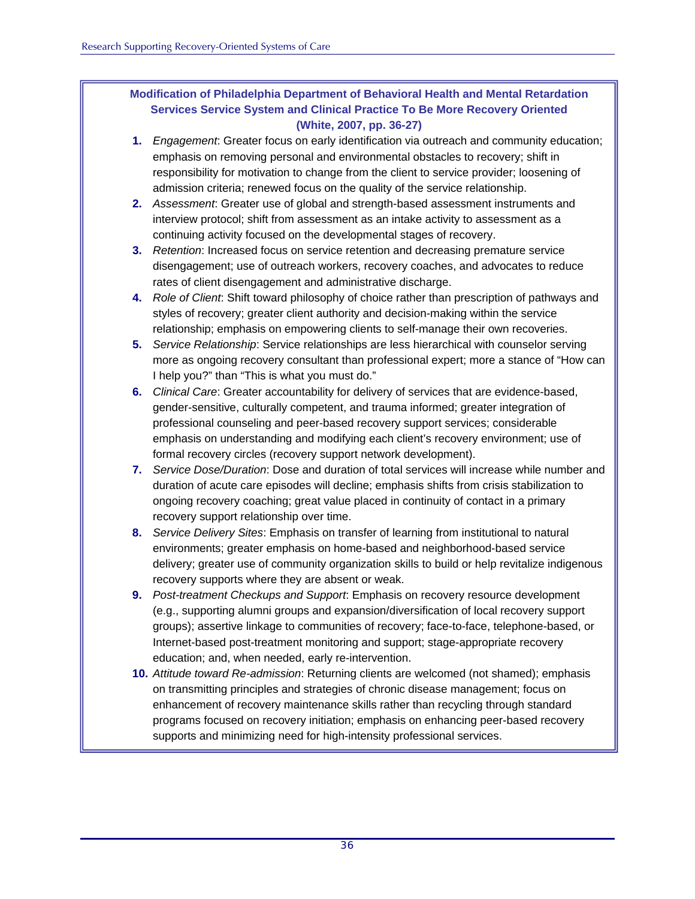**Modification of Philadelphia Department of Behavioral Health and Mental Retardation Services Service System and Clinical Practice To Be More Recovery Oriented (White, 2007, pp. 36-27)**

1. *Engagement*: Greater focus on early identification via outreach and community education; emphasis on removing personal and environmental obstacles to recovery; shift in responsibility for motivation to change from the client to service provider; loosening of admission criteria; renewed focus on the quality of the service relationship.
2. *Assessment*: Greater use of global and strength-based assessment instruments and interview protocol; shift from assessment as an intake activity to assessment as a continuing activity focused on the developmental stages of recovery.
3. *Retention*: Increased focus on service retention and decreasing premature service disengagement; use of outreach workers, recovery coaches, and advocates to reduce rates of client disengagement and administrative discharge.
4. *Role of Client*: Shift toward philosophy of choice rather than prescription of pathways and styles of recovery; greater client authority and decision-making within the service relationship; emphasis on empowering clients to self-manage their own recoveries.
5. *Service Relationship*: Service relationships are less hierarchical with counselor serving more as ongoing recovery consultant than professional expert; more a stance of "How can I help you?" than "This is what you must do."
6. *Clinical Care*: Greater accountability for delivery of services that are evidence-based, gender-sensitive, culturally competent, and trauma informed; greater integration of professional counseling and peer-based recovery support services; considerable emphasis on understanding and modifying each client's recovery environment; use of formal recovery circles (recovery support network development).
7. *Service Dose/Duration*: Dose and duration of total services will increase while number and duration of acute care episodes will decline; emphasis shifts from crisis stabilization to ongoing recovery coaching; great value placed in continuity of contact in a primary recovery support relationship over time.
8. *Service Delivery Sites*: Emphasis on transfer of learning from institutional to natural environments; greater emphasis on home-based and neighborhood-based service delivery; greater use of community organization skills to build or help revitalize indigenous recovery supports where they are absent or weak.
9. *Post-treatment Checkups and Support*: Emphasis on recovery resource development (e.g., supporting alumni groups and expansion/diversification of local recovery support groups); assertive linkage to communities of recovery; face-to-face, telephone-based, or Internet-based post-treatment monitoring and support; stage-appropriate recovery education; and, when needed, early re-intervention.
10. *Attitude toward Re-admission*: Returning clients are welcomed (not shamed); emphasis on transmitting principles and strategies of chronic disease management; focus on enhancement of recovery maintenance skills rather than recycling through standard programs focused on recovery initiation; emphasis on enhancing peer-based recovery supports and minimizing need for high-intensity professional services.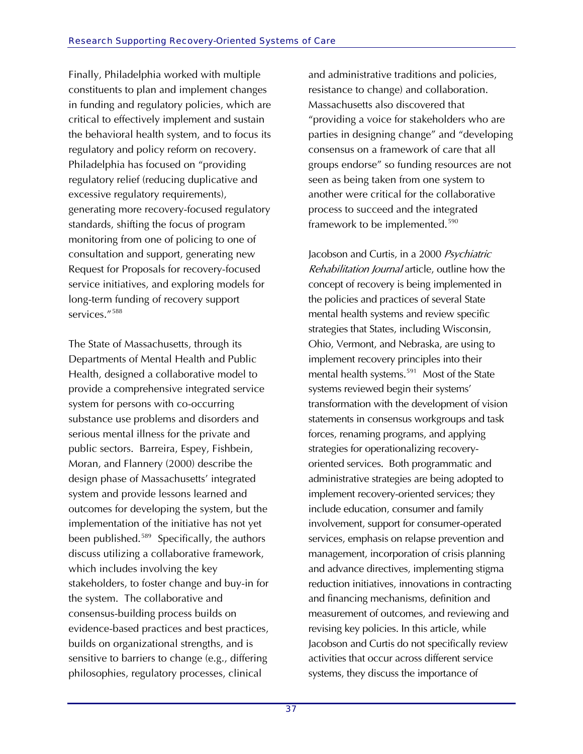Finally, Philadelphia worked with multiple constituents to plan and implement changes in funding and regulatory policies, which are critical to effectively implement and sustain the behavioral health system, and to focus its regulatory and policy reform on recovery. Philadelphia has focused on "providing regulatory relief (reducing duplicative and excessive regulatory requirements), generating more recovery-focused regulatory standards, shifting the focus of program monitoring from one of policing to one of consultation and support, generating new Request for Proposals for recovery-focused service initiatives, and exploring models for long-term funding of recovery support services."[588]

The State of Massachusetts, through its Departments of Mental Health and Public Health, designed a collaborative model to provide a comprehensive integrated service system for persons with co-occurring substance use problems and disorders and serious mental illness for the private and public sectors. Barreira, Espey, Fishbein, Moran, and Flannery (2000) describe the design phase of Massachusetts' integrated system and provide lessons learned and outcomes for developing the system, but the implementation of the initiative has not yet been published.[589] Specifically, the authors discuss utilizing a collaborative framework, which includes involving the key stakeholders, to foster change and buy-in for the system. The collaborative and consensus-building process builds on evidence-based practices and best practices, builds on organizational strengths, and is sensitive to barriers to change (e.g., differing philosophies, regulatory processes, clinical and administrative traditions and policies, resistance to change) and collaboration. Massachusetts also discovered that "providing a voice for stakeholders who are parties in designing change" and "developing consensus on a framework of care that all groups endorse" so funding resources are not seen as being taken from one system to another were critical for the collaborative process to succeed and the integrated framework to be implemented.[590]

Jacobson and Curtis, in a 2000 *Psychiatric Rehabilitation Journal* article, outline how the concept of recovery is being implemented in the policies and practices of several State mental health systems and review specific strategies that States, including Wisconsin, Ohio, Vermont, and Nebraska, are using to implement recovery principles into their mental health systems.[591] Most of the State systems reviewed begin their systems' transformation with the development of vision statements in consensus workgroups and task forces, renaming programs, and applying strategies for operationalizing recovery-oriented services. Both programmatic and administrative strategies are being adopted to implement recovery-oriented services; they include education, consumer and family involvement, support for consumer-operated services, emphasis on relapse prevention and management, incorporation of crisis planning and advance directives, implementing stigma reduction initiatives, innovations in contracting and financing mechanisms, definition and measurement of outcomes, and reviewing and revising key policies. In this article, while Jacobson and Curtis do not specifically review activities that occur across different service systems, they discuss the importance of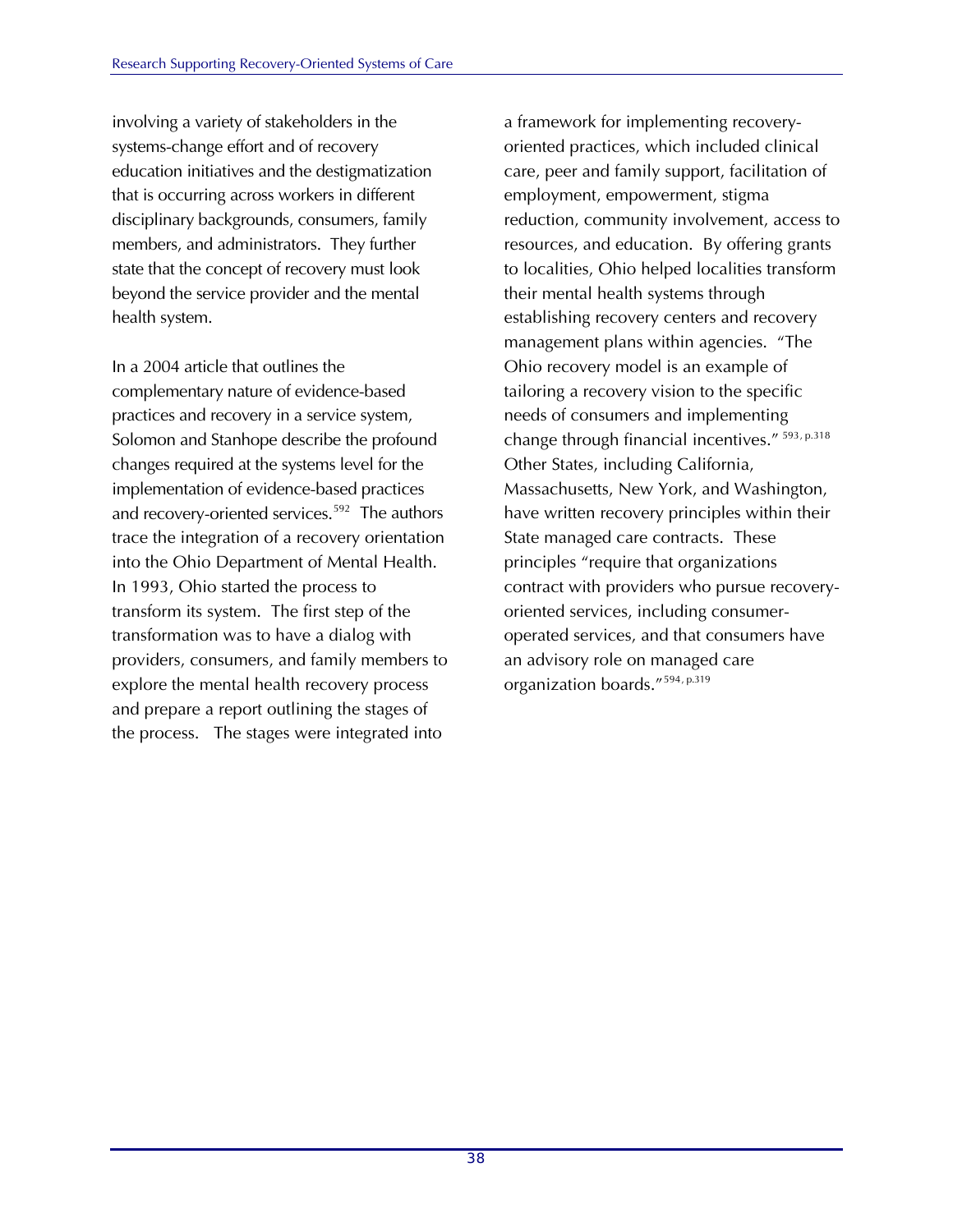involving a variety of stakeholders in the systems-change effort and of recovery education initiatives and the destigmatization that is occurring across workers in different disciplinary backgrounds, consumers, family members, and administrators. They further state that the concept of recovery must look beyond the service provider and the mental health system.

In a 2004 article that outlines the complementary nature of evidence-based practices and recovery in a service system, Solomon and Stanhope describe the profound changes required at the systems level for the implementation of evidence-based practices and recovery-oriented services.[592] The authors trace the integration of a recovery orientation into the Ohio Department of Mental Health. In 1993, Ohio started the process to transform its system. The first step of the transformation was to have a dialog with providers, consumers, and family members to explore the mental health recovery process and prepare a report outlining the stages of the process. The stages were integrated into a framework for implementing recovery-oriented practices, which included clinical care, peer and family support, facilitation of employment, empowerment, stigma reduction, community involvement, access to resources, and education. By offering grants to localities, Ohio helped localities transform their mental health systems through establishing recovery centers and recovery management plans within agencies. "The Ohio recovery model is an example of tailoring a recovery vision to the specific needs of consumers and implementing change through financial incentives." [593, p.318] Other States, including California, Massachusetts, New York, and Washington, have written recovery principles within their State managed care contracts. These principles "require that organizations contract with providers who pursue recovery-oriented services, including consumer-operated services, and that consumers have an advisory role on managed care organization boards."[594, p.319]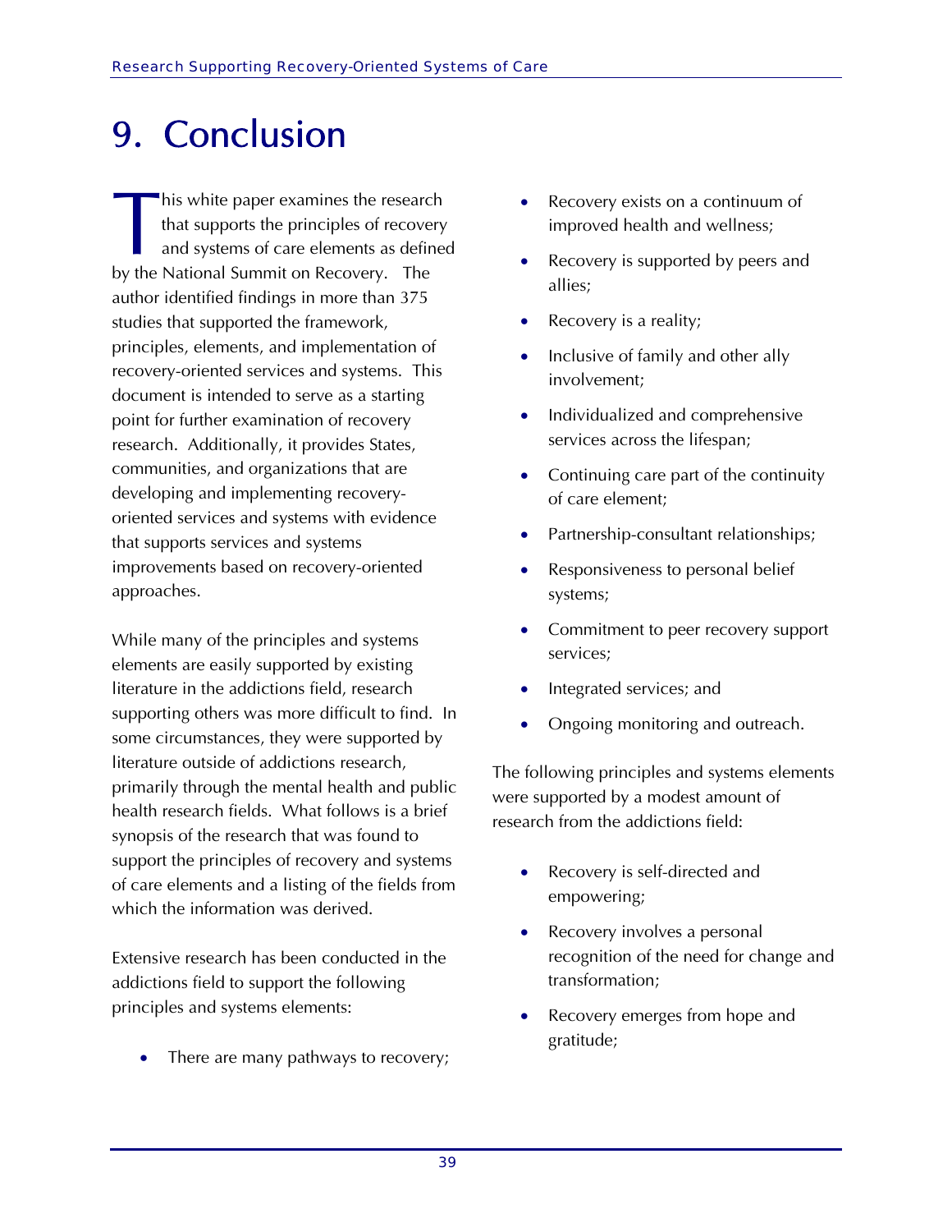# 9. Conclusion

This white paper examines the research that supports the principles of recovery and systems of care elements as defined by the National Summit on Recovery. The author identified findings in more than 375 studies that supported the framework, principles, elements, and implementation of recovery-oriented services and systems. This document is intended to serve as a starting point for further examination of recovery research. Additionally, it provides States, communities, and organizations that are developing and implementing recovery-oriented services and systems with evidence that supports services and systems improvements based on recovery-oriented approaches.

While many of the principles and systems elements are easily supported by existing literature in the addictions field, research supporting others was more difficult to find. In some circumstances, they were supported by literature outside of addictions research, primarily through the mental health and public health research fields. What follows is a brief synopsis of the research that was found to support the principles of recovery and systems of care elements and a listing of the fields from which the information was derived.

Extensive research has been conducted in the addictions field to support the following principles and systems elements:

- There are many pathways to recovery;
- Recovery exists on a continuum of improved health and wellness;
- Recovery is supported by peers and allies;
- Recovery is a reality;
- Inclusive of family and other ally involvement;
- Individualized and comprehensive services across the lifespan;
- Continuing care part of the continuity of care element;
- Partnership-consultant relationships;
- Responsiveness to personal belief systems;
- Commitment to peer recovery support services;
- Integrated services; and
- Ongoing monitoring and outreach.

The following principles and systems elements were supported by a modest amount of research from the addictions field:

- Recovery is self-directed and empowering;
- Recovery involves a personal recognition of the need for change and transformation;
- Recovery emerges from hope and gratitude;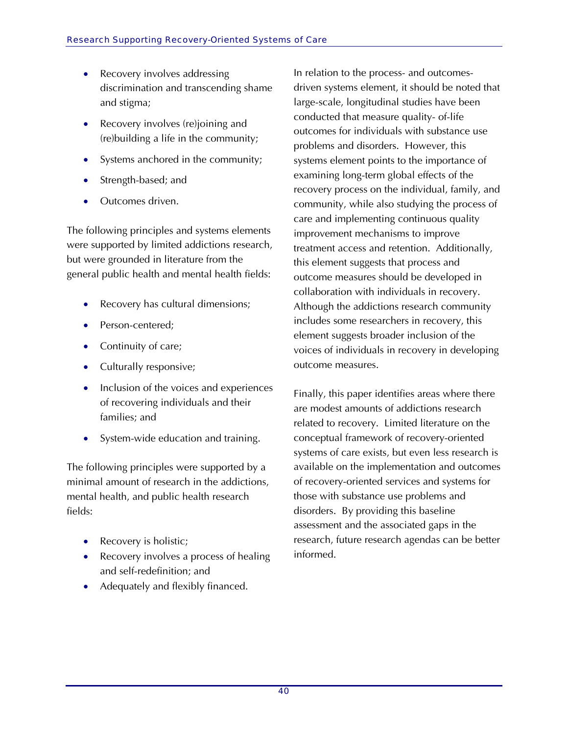- Recovery involves addressing discrimination and transcending shame and stigma;
- Recovery involves (re)joining and (re)building a life in the community;
- Systems anchored in the community;
- Strength-based; and
- Outcomes driven.

The following principles and systems elements were supported by limited addictions research, but were grounded in literature from the general public health and mental health fields:

- Recovery has cultural dimensions;
- Person-centered;
- Continuity of care;
- Culturally responsive;
- Inclusion of the voices and experiences of recovering individuals and their families; and
- System-wide education and training.

The following principles were supported by a minimal amount of research in the addictions, mental health, and public health research fields:

- Recovery is holistic;
- Recovery involves a process of healing and self-redefinition; and
- Adequately and flexibly financed.

In relation to the process- and outcomes-driven systems element, it should be noted that large-scale, longitudinal studies have been conducted that measure quality- of-life outcomes for individuals with substance use problems and disorders. However, this systems element points to the importance of examining long-term global effects of the recovery process on the individual, family, and community, while also studying the process of care and implementing continuous quality improvement mechanisms to improve treatment access and retention. Additionally, this element suggests that process and outcome measures should be developed in collaboration with individuals in recovery. Although the addictions research community includes some researchers in recovery, this element suggests broader inclusion of the voices of individuals in recovery in developing outcome measures.

Finally, this paper identifies areas where there are modest amounts of addictions research related to recovery. Limited literature on the conceptual framework of recovery-oriented systems of care exists, but even less research is available on the implementation and outcomes of recovery-oriented services and systems for those with substance use problems and disorders. By providing this baseline assessment and the associated gaps in the research, future research agendas can be better informed.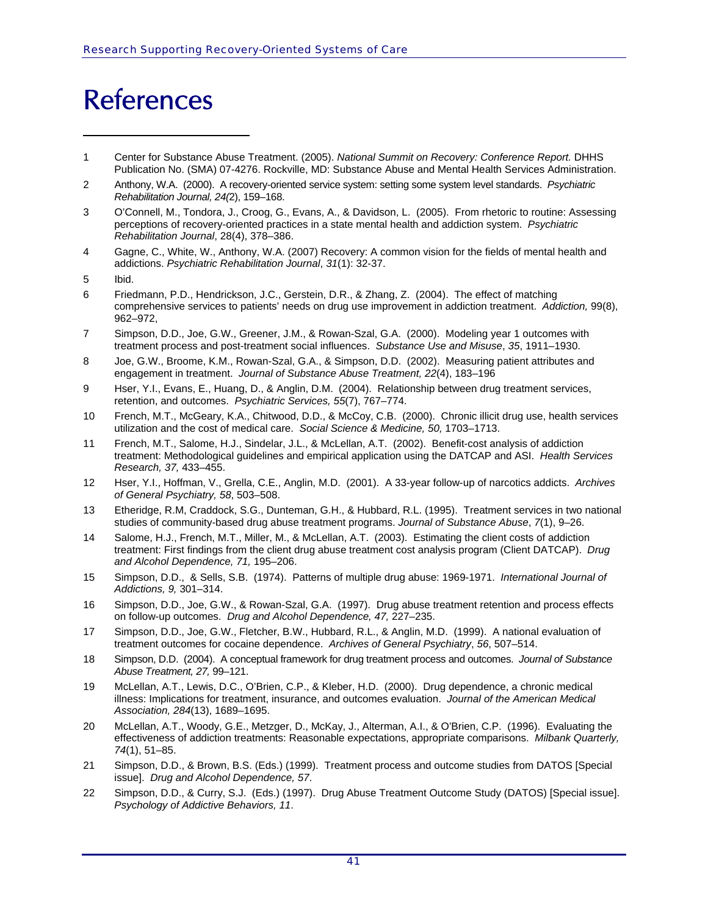# References

1. Center for Substance Abuse Treatment. (2005). *National Summit on Recovery: Conference Report.* DHHS Publication No. (SMA) 07-4276. Rockville, MD: Substance Abuse and Mental Health Services Administration.
2. Anthony, W.A. (2000). A recovery-oriented service system: setting some system level standards. *Psychiatric Rehabilitation Journal, 24(*2), 159–168.
3. O'Connell, M., Tondora, J., Croog, G., Evans, A., & Davidson, L. (2005). From rhetoric to routine: Assessing perceptions of recovery-oriented practices in a state mental health and addiction system. *Psychiatric Rehabilitation Journal*, 28(4), 378–386.
4. Gagne, C., White, W., Anthony, W.A. (2007) Recovery: A common vision for the fields of mental health and addictions. *Psychiatric Rehabilitation Journal*, *31*(1): 32-37.
5. Ibid.
6. Friedmann, P.D., Hendrickson, J.C., Gerstein, D.R., & Zhang, Z. (2004). The effect of matching comprehensive services to patients' needs on drug use improvement in addiction treatment. *Addiction,* 99(8), 962–972,
7. Simpson, D.D., Joe, G.W., Greener, J.M., & Rowan-Szal, G.A. (2000). Modeling year 1 outcomes with treatment process and post-treatment social influences. *Substance Use and Misuse*, *35*, 1911–1930.
8. Joe, G.W., Broome, K.M., Rowan-Szal, G.A., & Simpson, D.D. (2002). Measuring patient attributes and engagement in treatment. *Journal of Substance Abuse Treatment, 22*(4), 183–196
9. Hser, Y.I., Evans, E., Huang, D., & Anglin, D.M. (2004). Relationship between drug treatment services, retention, and outcomes. *Psychiatric Services, 55*(7), 767–774.
10. French, M.T., McGeary, K.A., Chitwood, D.D., & McCoy, C.B. (2000). Chronic illicit drug use, health services utilization and the cost of medical care. *Social Science & Medicine, 50,* 1703–1713.
11. French, M.T., Salome, H.J., Sindelar, J.L., & McLellan, A.T. (2002). Benefit-cost analysis of addiction treatment: Methodological guidelines and empirical application using the DATCAP and ASI. *Health Services Research, 37,* 433–455.
12. Hser, Y.I., Hoffman, V., Grella, C.E., Anglin, M.D. (2001). A 33-year follow-up of narcotics addicts. *Archives of General Psychiatry, 58*, 503–508.
13. Etheridge, R.M, Craddock, S.G., Dunteman, G.H., & Hubbard, R.L. (1995). Treatment services in two national studies of community-based drug abuse treatment programs. *Journal of Substance Abuse*, *7*(1), 9–26.
14. Salome, H.J., French, M.T., Miller, M., & McLellan, A.T. (2003). Estimating the client costs of addiction treatment: First findings from the client drug abuse treatment cost analysis program (Client DATCAP). *Drug and Alcohol Dependence, 71,* 195–206.
15. Simpson, D.D., & Sells, S.B. (1974). Patterns of multiple drug abuse: 1969-1971. *International Journal of Addictions, 9,* 301–314.
16. Simpson, D.D., Joe, G.W., & Rowan-Szal, G.A. (1997). Drug abuse treatment retention and process effects on follow-up outcomes. *Drug and Alcohol Dependence, 47,* 227–235.
17. Simpson, D.D., Joe, G.W., Fletcher, B.W., Hubbard, R.L., & Anglin, M.D. (1999). A national evaluation of treatment outcomes for cocaine dependence. *Archives of General Psychiatry*, *56*, 507–514.
18. Simpson, D.D. (2004). A conceptual framework for drug treatment process and outcomes. *Journal of Substance Abuse Treatment, 27,* 99–121.
19. McLellan, A.T., Lewis, D.C., O'Brien, C.P., & Kleber, H.D. (2000). Drug dependence, a chronic medical illness: Implications for treatment, insurance, and outcomes evaluation. *Journal of the American Medical Association, 284*(13), 1689–1695.
20. McLellan, A.T., Woody, G.E., Metzger, D., McKay, J., Alterman, A.I., & O'Brien, C.P. (1996). Evaluating the effectiveness of addiction treatments: Reasonable expectations, appropriate comparisons. *Milbank Quarterly, 74*(1), 51–85.
21. Simpson, D.D., & Brown, B.S. (Eds.) (1999). Treatment process and outcome studies from DATOS [Special issue]. *Drug and Alcohol Dependence, 57*.
22. Simpson, D.D., & Curry, S.J. (Eds.) (1997). Drug Abuse Treatment Outcome Study (DATOS) [Special issue]. *Psychology of Addictive Behaviors, 11*.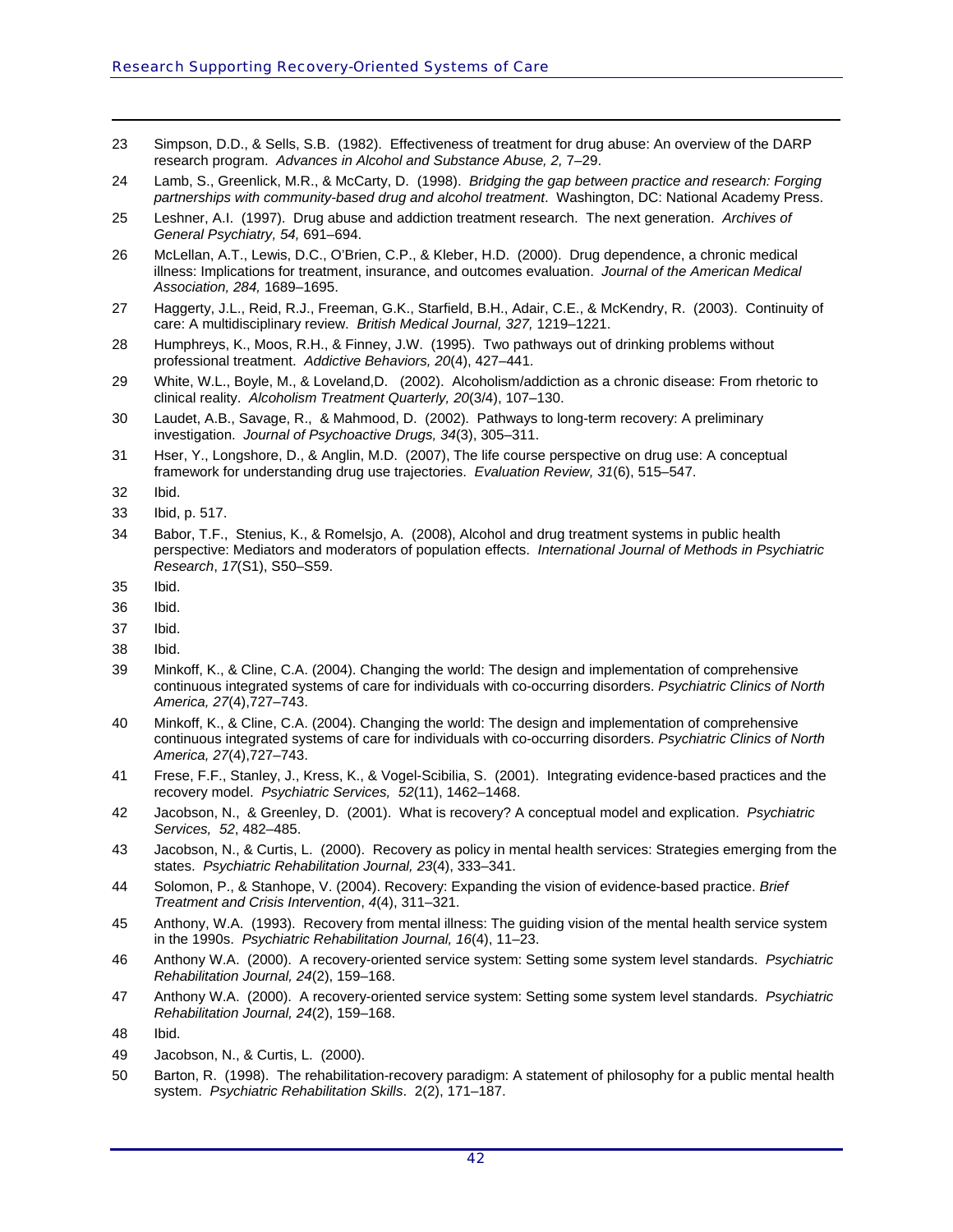23 Simpson, D.D., & Sells, S.B. (1982). Effectiveness of treatment for drug abuse: An overview of the DARP research program. *Advances in Alcohol and Substance Abuse, 2,* 7–29.

24 Lamb, S., Greenlick, M.R., & McCarty, D. (1998). *Bridging the gap between practice and research: Forging partnerships with community-based drug and alcohol treatment*. Washington, DC: National Academy Press.

25 Leshner, A.I. (1997). Drug abuse and addiction treatment research. The next generation. *Archives of General Psychiatry, 54,* 691–694.

26 McLellan, A.T., Lewis, D.C., O'Brien, C.P., & Kleber, H.D. (2000). Drug dependence, a chronic medical illness: Implications for treatment, insurance, and outcomes evaluation. *Journal of the American Medical Association, 284,* 1689–1695.

27 Haggerty, J.L., Reid, R.J., Freeman, G.K., Starfield, B.H., Adair, C.E., & McKendry, R. (2003). Continuity of care: A multidisciplinary review. *British Medical Journal, 327,* 1219–1221.

28 Humphreys, K., Moos, R.H., & Finney, J.W. (1995). Two pathways out of drinking problems without professional treatment. *Addictive Behaviors, 20*(4), 427–441.

29 White, W.L., Boyle, M., & Loveland,D. (2002). Alcoholism/addiction as a chronic disease: From rhetoric to clinical reality. *Alcoholism Treatment Quarterly, 20*(3/4), 107–130.

30 Laudet, A.B., Savage, R., & Mahmood, D. (2002). Pathways to long-term recovery: A preliminary investigation. *Journal of Psychoactive Drugs, 34*(3), 305–311.

31 Hser, Y., Longshore, D., & Anglin, M.D. (2007), The life course perspective on drug use: A conceptual framework for understanding drug use trajectories. *Evaluation Review, 31*(6), 515–547.

32 Ibid.

33 Ibid, p. 517.

34 Babor, T.F., Stenius, K., & Romelsjo, A. (2008), Alcohol and drug treatment systems in public health perspective: Mediators and moderators of population effects. *International Journal of Methods in Psychiatric Research*, *17*(S1), S50–S59.

35 Ibid.

36 Ibid.

37 Ibid.

38 Ibid.

39 Minkoff, K., & Cline, C.A. (2004). Changing the world: The design and implementation of comprehensive continuous integrated systems of care for individuals with co-occurring disorders. *Psychiatric Clinics of North America, 27*(4),727–743.

40 Minkoff, K., & Cline, C.A. (2004). Changing the world: The design and implementation of comprehensive continuous integrated systems of care for individuals with co-occurring disorders. *Psychiatric Clinics of North America, 27*(4),727–743.

41 Frese, F.F., Stanley, J., Kress, K., & Vogel-Scibilia, S. (2001). Integrating evidence-based practices and the recovery model. *Psychiatric Services, 52*(11), 1462–1468.

42 Jacobson, N., & Greenley, D. (2001). What is recovery? A conceptual model and explication. *Psychiatric Services, 52*, 482–485.

43 Jacobson, N., & Curtis, L. (2000). Recovery as policy in mental health services: Strategies emerging from the states. *Psychiatric Rehabilitation Journal, 23*(4), 333–341.

44 Solomon, P., & Stanhope, V. (2004). Recovery: Expanding the vision of evidence-based practice. *Brief Treatment and Crisis Intervention*, *4*(4), 311–321.

45 Anthony, W.A. (1993). Recovery from mental illness: The guiding vision of the mental health service system in the 1990s. *Psychiatric Rehabilitation Journal, 16*(4), 11–23.

46 Anthony W.A. (2000). A recovery-oriented service system: Setting some system level standards. *Psychiatric Rehabilitation Journal, 24*(2), 159–168.

47 Anthony W.A. (2000). A recovery-oriented service system: Setting some system level standards. *Psychiatric Rehabilitation Journal, 24*(2), 159–168.

48 Ibid.

49 Jacobson, N., & Curtis, L. (2000).

50 Barton, R. (1998). The rehabilitation-recovery paradigm: A statement of philosophy for a public mental health system. *Psychiatric Rehabilitation Skills*. 2(2), 171–187.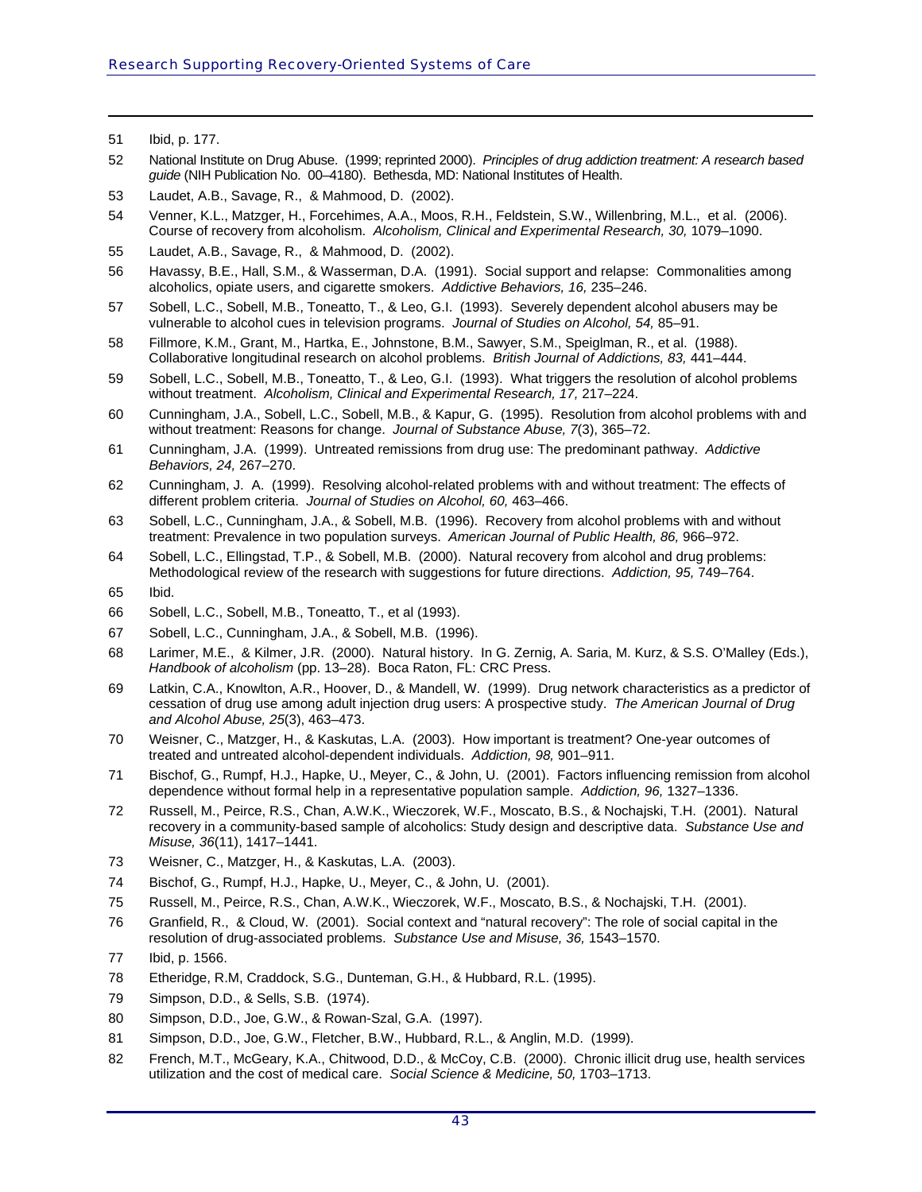51 Ibid, p. 177.

52 National Institute on Drug Abuse. (1999; reprinted 2000). *Principles of drug addiction treatment: A research based guide* (NIH Publication No. 00–4180). Bethesda, MD: National Institutes of Health.

53 Laudet, A.B., Savage, R., & Mahmood, D. (2002).

54 Venner, K.L., Matzger, H., Forcehimes, A.A., Moos, R.H., Feldstein, S.W., Willenbring, M.L., et al. (2006). Course of recovery from alcoholism. *Alcoholism, Clinical and Experimental Research, 30,* 1079–1090.

55 Laudet, A.B., Savage, R., & Mahmood, D. (2002).

56 Havassy, B.E., Hall, S.M., & Wasserman, D.A. (1991). Social support and relapse: Commonalities among alcoholics, opiate users, and cigarette smokers. *Addictive Behaviors, 16,* 235–246.

57 Sobell, L.C., Sobell, M.B., Toneatto, T., & Leo, G.I. (1993). Severely dependent alcohol abusers may be vulnerable to alcohol cues in television programs. *Journal of Studies on Alcohol, 54,* 85–91.

58 Fillmore, K.M., Grant, M., Hartka, E., Johnstone, B.M., Sawyer, S.M., Speiglman, R., et al. (1988). Collaborative longitudinal research on alcohol problems. *British Journal of Addictions, 83,* 441–444.

59 Sobell, L.C., Sobell, M.B., Toneatto, T., & Leo, G.I. (1993). What triggers the resolution of alcohol problems without treatment. *Alcoholism, Clinical and Experimental Research, 17,* 217–224.

60 Cunningham, J.A., Sobell, L.C., Sobell, M.B., & Kapur, G. (1995). Resolution from alcohol problems with and without treatment: Reasons for change. *Journal of Substance Abuse, 7*(3), 365–72.

61 Cunningham, J.A. (1999). Untreated remissions from drug use: The predominant pathway. *Addictive Behaviors, 24,* 267–270.

62 Cunningham, J. A. (1999). Resolving alcohol-related problems with and without treatment: The effects of different problem criteria. *Journal of Studies on Alcohol, 60,* 463–466.

63 Sobell, L.C., Cunningham, J.A., & Sobell, M.B. (1996). Recovery from alcohol problems with and without treatment: Prevalence in two population surveys. *American Journal of Public Health, 86,* 966–972.

64 Sobell, L.C., Ellingstad, T.P., & Sobell, M.B. (2000). Natural recovery from alcohol and drug problems: Methodological review of the research with suggestions for future directions. *Addiction, 95,* 749–764.

65 Ibid.

66 Sobell, L.C., Sobell, M.B., Toneatto, T., et al (1993).

67 Sobell, L.C., Cunningham, J.A., & Sobell, M.B. (1996).

68 Larimer, M.E., & Kilmer, J.R. (2000). Natural history. In G. Zernig, A. Saria, M. Kurz, & S.S. O'Malley (Eds.), *Handbook of alcoholism* (pp. 13–28). Boca Raton, FL: CRC Press.

69 Latkin, C.A., Knowlton, A.R., Hoover, D., & Mandell, W. (1999). Drug network characteristics as a predictor of cessation of drug use among adult injection drug users: A prospective study. *The American Journal of Drug and Alcohol Abuse, 25*(3), 463–473.

70 Weisner, C., Matzger, H., & Kaskutas, L.A. (2003). How important is treatment? One-year outcomes of treated and untreated alcohol-dependent individuals. *Addiction, 98,* 901–911.

71 Bischof, G., Rumpf, H.J., Hapke, U., Meyer, C., & John, U. (2001). Factors influencing remission from alcohol dependence without formal help in a representative population sample. *Addiction, 96,* 1327–1336.

72 Russell, M., Peirce, R.S., Chan, A.W.K., Wieczorek, W.F., Moscato, B.S., & Nochajski, T.H. (2001). Natural recovery in a community-based sample of alcoholics: Study design and descriptive data. *Substance Use and Misuse, 36*(11), 1417–1441.

73 Weisner, C., Matzger, H., & Kaskutas, L.A. (2003).

74 Bischof, G., Rumpf, H.J., Hapke, U., Meyer, C., & John, U. (2001).

75 Russell, M., Peirce, R.S., Chan, A.W.K., Wieczorek, W.F., Moscato, B.S., & Nochajski, T.H. (2001).

76 Granfield, R., & Cloud, W. (2001). Social context and "natural recovery": The role of social capital in the resolution of drug-associated problems. *Substance Use and Misuse, 36,* 1543–1570.

77 Ibid, p. 1566.

78 Etheridge, R.M, Craddock, S.G., Dunteman, G.H., & Hubbard, R.L. (1995).

79 Simpson, D.D., & Sells, S.B. (1974).

80 Simpson, D.D., Joe, G.W., & Rowan-Szal, G.A. (1997).

81 Simpson, D.D., Joe, G.W., Fletcher, B.W., Hubbard, R.L., & Anglin, M.D. (1999).

82 French, M.T., McGeary, K.A., Chitwood, D.D., & McCoy, C.B. (2000). Chronic illicit drug use, health services utilization and the cost of medical care. *Social Science & Medicine, 50,* 1703–1713.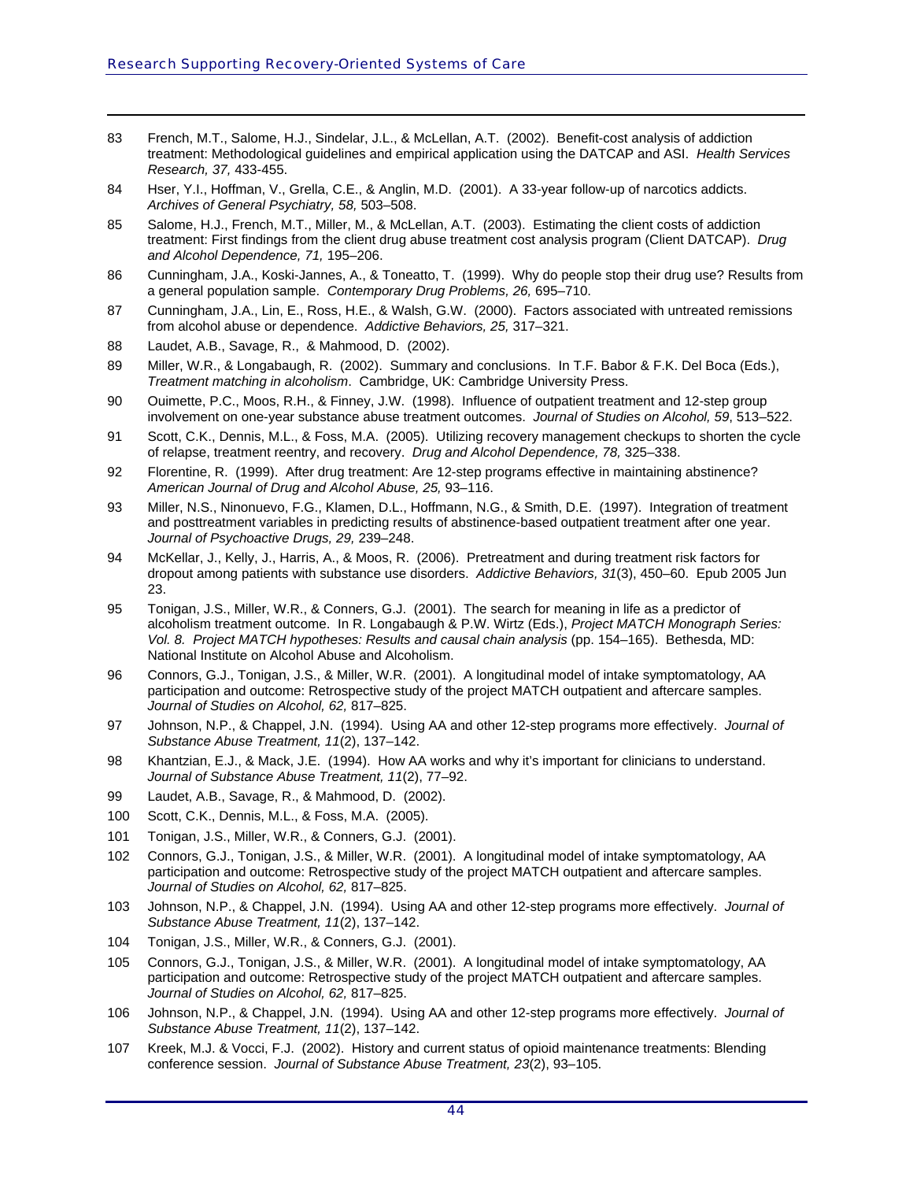83 French, M.T., Salome, H.J., Sindelar, J.L., & McLellan, A.T. (2002). Benefit-cost analysis of addiction treatment: Methodological guidelines and empirical application using the DATCAP and ASI. *Health Services Research, 37,* 433-455.

84 Hser, Y.I., Hoffman, V., Grella, C.E., & Anglin, M.D. (2001). A 33-year follow-up of narcotics addicts. *Archives of General Psychiatry, 58,* 503–508.

85 Salome, H.J., French, M.T., Miller, M., & McLellan, A.T. (2003). Estimating the client costs of addiction treatment: First findings from the client drug abuse treatment cost analysis program (Client DATCAP). *Drug and Alcohol Dependence, 71,* 195–206.

86 Cunningham, J.A., Koski-Jannes, A., & Toneatto, T. (1999). Why do people stop their drug use? Results from a general population sample. *Contemporary Drug Problems, 26,* 695–710.

87 Cunningham, J.A., Lin, E., Ross, H.E., & Walsh, G.W. (2000). Factors associated with untreated remissions from alcohol abuse or dependence. *Addictive Behaviors, 25,* 317–321.

88 Laudet, A.B., Savage, R., & Mahmood, D. (2002).

89 Miller, W.R., & Longabaugh, R. (2002). Summary and conclusions. In T.F. Babor & F.K. Del Boca (Eds.), *Treatment matching in alcoholism*. Cambridge, UK: Cambridge University Press.

90 Ouimette, P.C., Moos, R.H., & Finney, J.W. (1998). Influence of outpatient treatment and 12-step group involvement on one-year substance abuse treatment outcomes. *Journal of Studies on Alcohol, 59*, 513–522.

91 Scott, C.K., Dennis, M.L., & Foss, M.A. (2005). Utilizing recovery management checkups to shorten the cycle of relapse, treatment reentry, and recovery. *Drug and Alcohol Dependence, 78,* 325–338.

92 Florentine, R. (1999). After drug treatment: Are 12-step programs effective in maintaining abstinence? *American Journal of Drug and Alcohol Abuse, 25,* 93–116.

93 Miller, N.S., Ninonuevo, F.G., Klamen, D.L., Hoffmann, N.G., & Smith, D.E. (1997). Integration of treatment and posttreatment variables in predicting results of abstinence-based outpatient treatment after one year. *Journal of Psychoactive Drugs, 29,* 239–248.

94 McKellar, J., Kelly, J., Harris, A., & Moos, R. (2006). Pretreatment and during treatment risk factors for dropout among patients with substance use disorders. *Addictive Behaviors, 31*(3), 450–60. Epub 2005 Jun 23.

95 Tonigan, J.S., Miller, W.R., & Conners, G.J. (2001). The search for meaning in life as a predictor of alcoholism treatment outcome. In R. Longabaugh & P.W. Wirtz (Eds.), *Project MATCH Monograph Series: Vol. 8. Project MATCH hypotheses: Results and causal chain analysis* (pp. 154–165). Bethesda, MD: National Institute on Alcohol Abuse and Alcoholism.

96 Connors, G.J., Tonigan, J.S., & Miller, W.R. (2001). A longitudinal model of intake symptomatology, AA participation and outcome: Retrospective study of the project MATCH outpatient and aftercare samples. *Journal of Studies on Alcohol, 62,* 817–825.

97 Johnson, N.P., & Chappel, J.N. (1994). Using AA and other 12-step programs more effectively. *Journal of Substance Abuse Treatment, 11*(2), 137–142.

98 Khantzian, E.J., & Mack, J.E. (1994). How AA works and why it's important for clinicians to understand. *Journal of Substance Abuse Treatment, 11*(2), 77–92.

99 Laudet, A.B., Savage, R., & Mahmood, D. (2002).

100 Scott, C.K., Dennis, M.L., & Foss, M.A. (2005).

101 Tonigan, J.S., Miller, W.R., & Conners, G.J. (2001).

102 Connors, G.J., Tonigan, J.S., & Miller, W.R. (2001). A longitudinal model of intake symptomatology, AA participation and outcome: Retrospective study of the project MATCH outpatient and aftercare samples. *Journal of Studies on Alcohol, 62,* 817–825.

103 Johnson, N.P., & Chappel, J.N. (1994). Using AA and other 12-step programs more effectively. *Journal of Substance Abuse Treatment, 11*(2), 137–142.

104 Tonigan, J.S., Miller, W.R., & Conners, G.J. (2001).

105 Connors, G.J., Tonigan, J.S., & Miller, W.R. (2001). A longitudinal model of intake symptomatology, AA participation and outcome: Retrospective study of the project MATCH outpatient and aftercare samples. *Journal of Studies on Alcohol, 62,* 817–825.

106 Johnson, N.P., & Chappel, J.N. (1994). Using AA and other 12-step programs more effectively. *Journal of Substance Abuse Treatment, 11*(2), 137–142.

107 Kreek, M.J. & Vocci, F.J. (2002). History and current status of opioid maintenance treatments: Blending conference session. *Journal of Substance Abuse Treatment, 23*(2), 93–105.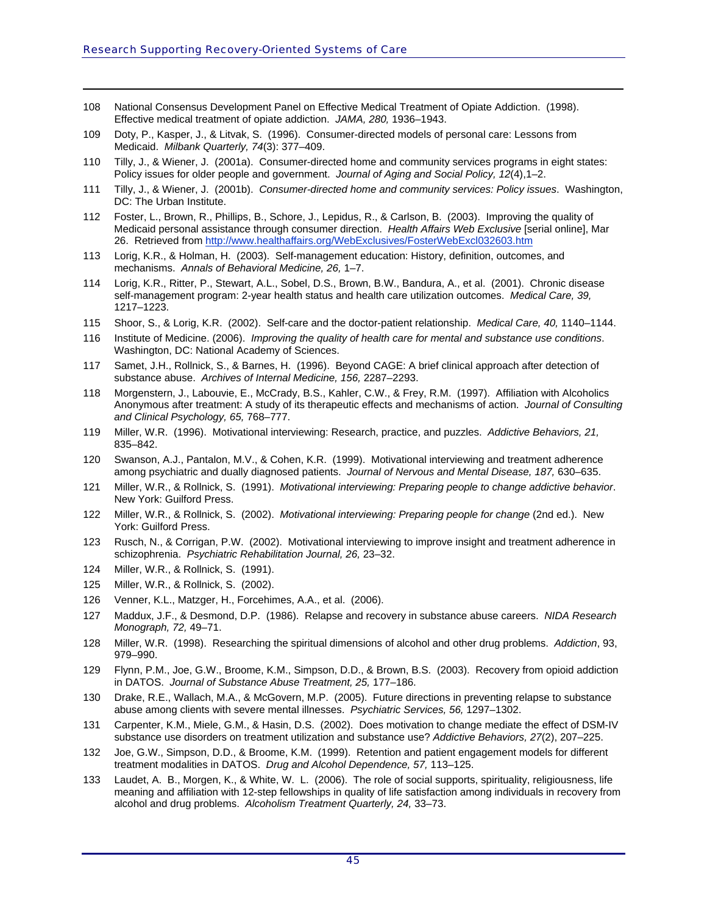108 National Consensus Development Panel on Effective Medical Treatment of Opiate Addiction. (1998). Effective medical treatment of opiate addiction. *JAMA, 280,* 1936–1943.

109 Doty, P., Kasper, J., & Litvak, S. (1996). Consumer-directed models of personal care: Lessons from Medicaid. *Milbank Quarterly, 74*(3): 377–409.

110 Tilly, J., & Wiener, J. (2001a). Consumer-directed home and community services programs in eight states: Policy issues for older people and government. *Journal of Aging and Social Policy, 12*(4),1–2.

111 Tilly, J., & Wiener, J. (2001b). *Consumer-directed home and community services: Policy issues*. Washington, DC: The Urban Institute.

112 Foster, L., Brown, R., Phillips, B., Schore, J., Lepidus, R., & Carlson, B. (2003). Improving the quality of Medicaid personal assistance through consumer direction. *Health Affairs Web Exclusive* [serial online], Mar 26. Retrieved from http://www.healthaffairs.org/WebExclusives/FosterWebExcl032603.htm

113 Lorig, K.R., & Holman, H. (2003). Self-management education: History, definition, outcomes, and mechanisms. *Annals of Behavioral Medicine, 26,* 1–7.

114 Lorig, K.R., Ritter, P., Stewart, A.L., Sobel, D.S., Brown, B.W., Bandura, A., et al. (2001). Chronic disease self-management program: 2-year health status and health care utilization outcomes. *Medical Care, 39,* 1217–1223.

115 Shoor, S., & Lorig, K.R. (2002). Self-care and the doctor-patient relationship. *Medical Care, 40,* 1140–1144.

116 Institute of Medicine. (2006). *Improving the quality of health care for mental and substance use conditions*. Washington, DC: National Academy of Sciences.

117 Samet, J.H., Rollnick, S., & Barnes, H. (1996). Beyond CAGE: A brief clinical approach after detection of substance abuse. *Archives of Internal Medicine, 156,* 2287–2293.

118 Morgenstern, J., Labouvie, E., McCrady, B.S., Kahler, C.W., & Frey, R.M. (1997). Affiliation with Alcoholics Anonymous after treatment: A study of its therapeutic effects and mechanisms of action. *Journal of Consulting and Clinical Psychology, 65,* 768–777.

119 Miller, W.R. (1996). Motivational interviewing: Research, practice, and puzzles. *Addictive Behaviors, 21,* 835–842.

120 Swanson, A.J., Pantalon, M.V., & Cohen, K.R. (1999). Motivational interviewing and treatment adherence among psychiatric and dually diagnosed patients. *Journal of Nervous and Mental Disease, 187,* 630–635.

121 Miller, W.R., & Rollnick, S. (1991). *Motivational interviewing: Preparing people to change addictive behavior*. New York: Guilford Press.

122 Miller, W.R., & Rollnick, S. (2002). *Motivational interviewing: Preparing people for change* (2nd ed.). New York: Guilford Press.

123 Rusch, N., & Corrigan, P.W. (2002). Motivational interviewing to improve insight and treatment adherence in schizophrenia. *Psychiatric Rehabilitation Journal, 26,* 23–32.

124 Miller, W.R., & Rollnick, S. (1991).

125 Miller, W.R., & Rollnick, S. (2002).

126 Venner, K.L., Matzger, H., Forcehimes, A.A., et al. (2006).

127 Maddux, J.F., & Desmond, D.P. (1986). Relapse and recovery in substance abuse careers. *NIDA Research Monograph, 72,* 49–71.

128 Miller, W.R. (1998). Researching the spiritual dimensions of alcohol and other drug problems. *Addiction*, 93, 979–990.

129 Flynn, P.M., Joe, G.W., Broome, K.M., Simpson, D.D., & Brown, B.S. (2003). Recovery from opioid addiction in DATOS. *Journal of Substance Abuse Treatment, 25,* 177–186.

130 Drake, R.E., Wallach, M.A., & McGovern, M.P. (2005). Future directions in preventing relapse to substance abuse among clients with severe mental illnesses. *Psychiatric Services, 56,* 1297–1302.

131 Carpenter, K.M., Miele, G.M., & Hasin, D.S. (2002). Does motivation to change mediate the effect of DSM-IV substance use disorders on treatment utilization and substance use? *Addictive Behaviors, 27*(2), 207–225.

132 Joe, G.W., Simpson, D.D., & Broome, K.M. (1999). Retention and patient engagement models for different treatment modalities in DATOS. *Drug and Alcohol Dependence, 57,* 113–125.

133 Laudet, A. B., Morgen, K., & White, W. L. (2006). The role of social supports, spirituality, religiousness, life meaning and affiliation with 12-step fellowships in quality of life satisfaction among individuals in recovery from alcohol and drug problems. *Alcoholism Treatment Quarterly, 24,* 33–73.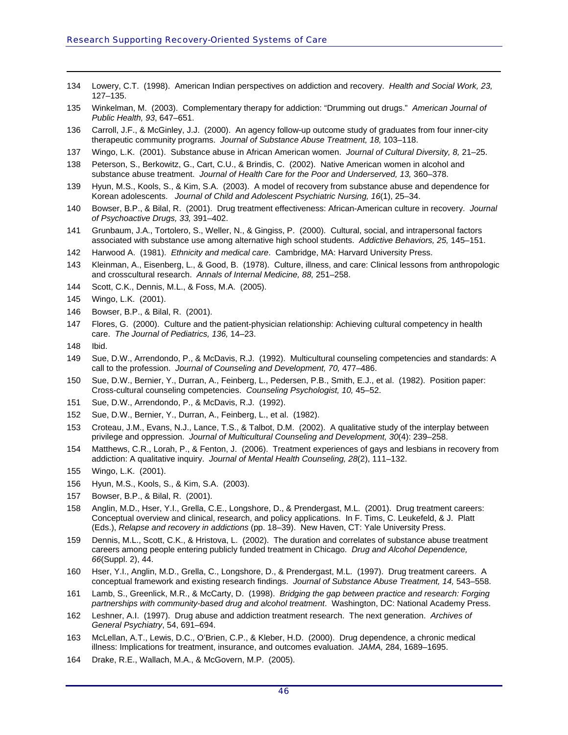134 Lowery, C.T. (1998). American Indian perspectives on addiction and recovery. *Health and Social Work, 23,* 127–135.

135 Winkelman, M. (2003). Complementary therapy for addiction: "Drumming out drugs." *American Journal of Public Health, 93*, 647–651.

136 Carroll, J.F., & McGinley, J.J. (2000). An agency follow-up outcome study of graduates from four inner-city therapeutic community programs. *Journal of Substance Abuse Treatment, 18,* 103–118.

137 Wingo, L.K. (2001). Substance abuse in African American women. *Journal of Cultural Diversity, 8,* 21–25.

138 Peterson, S., Berkowitz, G., Cart, C.U., & Brindis, C. (2002). Native American women in alcohol and substance abuse treatment. *Journal of Health Care for the Poor and Underserved, 13,* 360–378.

139 Hyun, M.S., Kools, S., & Kim, S.A. (2003). A model of recovery from substance abuse and dependence for Korean adolescents. *Journal of Child and Adolescent Psychiatric Nursing, 16*(1), 25–34.

140 Bowser, B.P., & Bilal, R. (2001). Drug treatment effectiveness: African-American culture in recovery. *Journal of Psychoactive Drugs, 33,* 391–402.

141 Grunbaum, J.A., Tortolero, S., Weller, N., & Gingiss, P. (2000). Cultural, social, and intrapersonal factors associated with substance use among alternative high school students. *Addictive Behaviors, 25,* 145–151.

142 Harwood A. (1981). *Ethnicity and medical care*. Cambridge, MA: Harvard University Press.

143 Kleinman, A., Eisenberg, L., & Good, B. (1978). Culture, illness, and care: Clinical lessons from anthropologic and crosscultural research. *Annals of Internal Medicine, 88,* 251–258.

144 Scott, C.K., Dennis, M.L., & Foss, M.A. (2005).

145 Wingo, L.K. (2001).

146 Bowser, B.P., & Bilal, R. (2001).

147 Flores, G. (2000). Culture and the patient-physician relationship: Achieving cultural competency in health care. *The Journal of Pediatrics, 136,* 14–23.

148 Ibid.

149 Sue, D.W., Arrendondo, P., & McDavis, R.J. (1992). Multicultural counseling competencies and standards: A call to the profession. *Journal of Counseling and Development, 70,* 477–486.

150 Sue, D.W., Bernier, Y., Durran, A., Feinberg, L., Pedersen, P.B., Smith, E.J., et al. (1982). Position paper: Cross-cultural counseling competencies. *Counseling Psychologist, 10,* 45–52.

151 Sue, D.W., Arrendondo, P., & McDavis, R.J. (1992).

152 Sue, D.W., Bernier, Y., Durran, A., Feinberg, L., et al. (1982).

153 Croteau, J.M., Evans, N.J., Lance, T.S., & Talbot, D.M. (2002). A qualitative study of the interplay between privilege and oppression. *Journal of Multicultural Counseling and Development, 30*(4): 239–258.

154 Matthews, C.R., Lorah, P., & Fenton, J. (2006). Treatment experiences of gays and lesbians in recovery from addiction: A qualitative inquiry. *Journal of Mental Health Counseling, 28*(2), 111–132.

155 Wingo, L.K. (2001).

156 Hyun, M.S., Kools, S., & Kim, S.A. (2003).

157 Bowser, B.P., & Bilal, R. (2001).

158 Anglin, M.D., Hser, Y.I., Grella, C.E., Longshore, D., & Prendergast, M.L. (2001). Drug treatment careers: Conceptual overview and clinical, research, and policy applications. In F. Tims, C. Leukefeld, & J. Platt (Eds.), *Relapse and recovery in addictions* (pp. 18–39). New Haven, CT: Yale University Press.

159 Dennis, M.L., Scott, C.K., & Hristova, L. (2002). The duration and correlates of substance abuse treatment careers among people entering publicly funded treatment in Chicago. *Drug and Alcohol Dependence, 66*(Suppl. 2), 44.

160 Hser, Y.I., Anglin, M.D., Grella, C., Longshore, D., & Prendergast, M.L. (1997). Drug treatment careers. A conceptual framework and existing research findings. *Journal of Substance Abuse Treatment, 14,* 543–558.

161 Lamb, S., Greenlick, M.R., & McCarty, D. (1998). *Bridging the gap between practice and research: Forging partnerships with community-based drug and alcohol treatment*. Washington, DC: National Academy Press.

162 Leshner, A.I. (1997). Drug abuse and addiction treatment research. The next generation. *Archives of General Psychiatry*, 54, 691–694.

163 McLellan, A.T., Lewis, D.C., O'Brien, C.P., & Kleber, H.D. (2000). Drug dependence, a chronic medical illness: Implications for treatment, insurance, and outcomes evaluation. *JAMA,* 284, 1689–1695.

164 Drake, R.E., Wallach, M.A., & McGovern, M.P. (2005).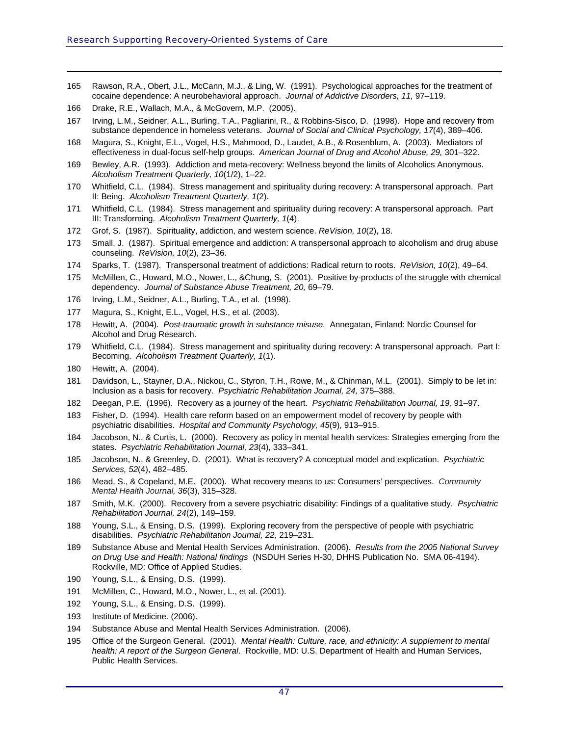165 Rawson, R.A., Obert, J.L., McCann, M.J., & Ling, W. (1991). Psychological approaches for the treatment of cocaine dependence: A neurobehavioral approach. *Journal of Addictive Disorders, 11,* 97–119.

166 Drake, R.E., Wallach, M.A., & McGovern, M.P. (2005).

167 Irving, L.M., Seidner, A.L., Burling, T.A., Pagliarini, R., & Robbins-Sisco, D. (1998). Hope and recovery from substance dependence in homeless veterans. *Journal of Social and Clinical Psychology, 17*(4), 389–406.

168 Magura, S., Knight, E.L., Vogel, H.S., Mahmood, D., Laudet, A.B., & Rosenblum, A. (2003). Mediators of effectiveness in dual-focus self-help groups. *American Journal of Drug and Alcohol Abuse, 29,* 301–322.

169 Bewley, A.R. (1993). Addiction and meta-recovery: Wellness beyond the limits of Alcoholics Anonymous. *Alcoholism Treatment Quarterly, 10*(1/2), 1–22.

170 Whitfield, C.L. (1984). Stress management and spirituality during recovery: A transpersonal approach. Part II: Being. *Alcoholism Treatment Quarterly, 1*(2).

171 Whitfield, C.L. (1984). Stress management and spirituality during recovery: A transpersonal approach. Part III: Transforming. *Alcoholism Treatment Quarterly, 1*(4).

172 Grof, S. (1987). Spirituality, addiction, and western science. *ReVision, 10*(2), 18.

173 Small, J. (1987). Spiritual emergence and addiction: A transpersonal approach to alcoholism and drug abuse counseling. *ReVision, 10*(2), 23–36.

174 Sparks, T. (1987). Transpersonal treatment of addictions: Radical return to roots. *ReVision, 10*(2), 49–64.

175 McMillen, C., Howard, M.O., Nower, L., &Chung, S. (2001). Positive by-products of the struggle with chemical dependency. *Journal of Substance Abuse Treatment, 20,* 69–79.

176 Irving, L.M., Seidner, A.L., Burling, T.A., et al. (1998).

177 Magura, S., Knight, E.L., Vogel, H.S., et al. (2003).

178 Hewitt, A. (2004). *Post-traumatic growth in substance misuse*. Annegatan, Finland: Nordic Counsel for Alcohol and Drug Research.

179 Whitfield, C.L. (1984). Stress management and spirituality during recovery: A transpersonal approach. Part I: Becoming. *Alcoholism Treatment Quarterly, 1*(1).

180 Hewitt, A. (2004).

181 Davidson, L., Stayner, D.A., Nickou, C., Styron, T.H., Rowe, M., & Chinman, M.L. (2001). Simply to be let in: Inclusion as a basis for recovery. *Psychiatric Rehabilitation Journal, 24,* 375–388.

182 Deegan, P.E. (1996). Recovery as a journey of the heart. *Psychiatric Rehabilitation Journal, 19,* 91–97.

183 Fisher, D. (1994). Health care reform based on an empowerment model of recovery by people with psychiatric disabilities. *Hospital and Community Psychology, 45*(9), 913–915.

184 Jacobson, N., & Curtis, L. (2000). Recovery as policy in mental health services: Strategies emerging from the states. *Psychiatric Rehabilitation Journal, 23*(4), 333–341.

185 Jacobson, N., & Greenley, D. (2001). What is recovery? A conceptual model and explication. *Psychiatric Services, 52*(4), 482–485.

186 Mead, S., & Copeland, M.E. (2000). What recovery means to us: Consumers' perspectives. *Community Mental Health Journal, 36*(3), 315–328.

187 Smith, M.K. (2000). Recovery from a severe psychiatric disability: Findings of a qualitative study. *Psychiatric Rehabilitation Journal, 24*(2), 149–159.

188 Young, S.L., & Ensing, D.S. (1999). Exploring recovery from the perspective of people with psychiatric disabilities. *Psychiatric Rehabilitation Journal, 22,* 219–231.

189 Substance Abuse and Mental Health Services Administration. (2006). *Results from the 2005 National Survey on Drug Use and Health: National findings* (NSDUH Series H-30, DHHS Publication No. SMA 06-4194). Rockville, MD: Office of Applied Studies.

190 Young, S.L., & Ensing, D.S. (1999).

191 McMillen, C., Howard, M.O., Nower, L., et al. (2001).

192 Young, S.L., & Ensing, D.S. (1999).

193 Institute of Medicine. (2006).

194 Substance Abuse and Mental Health Services Administration. (2006).

195 Office of the Surgeon General. (2001). *Mental Health: Culture, race, and ethnicity: A supplement to mental health: A report of the Surgeon General*. Rockville, MD: U.S. Department of Health and Human Services, Public Health Services.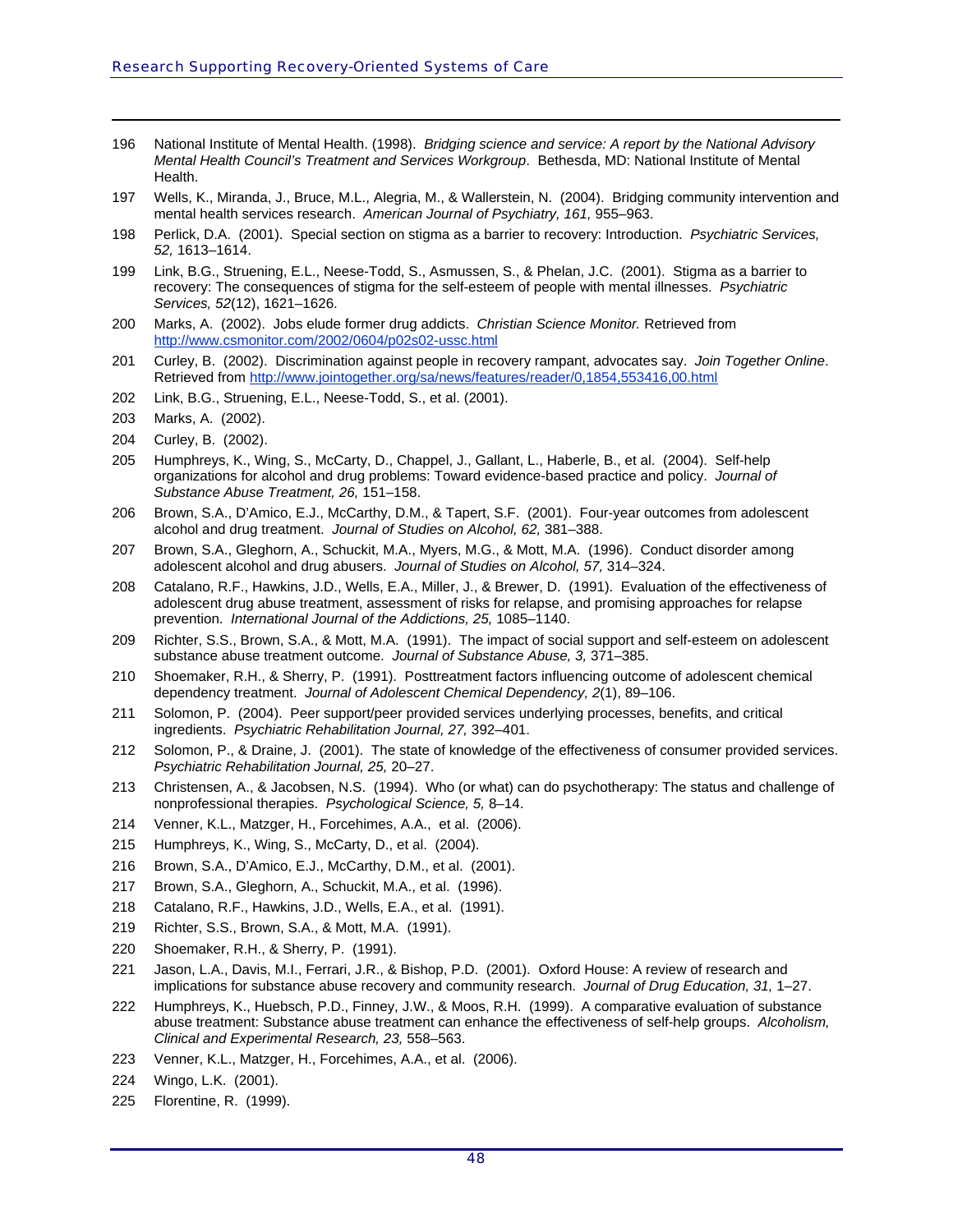196 National Institute of Mental Health. (1998). *Bridging science and service: A report by the National Advisory Mental Health Council's Treatment and Services Workgroup*. Bethesda, MD: National Institute of Mental Health.

197 Wells, K., Miranda, J., Bruce, M.L., Alegria, M., & Wallerstein, N. (2004). Bridging community intervention and mental health services research. *American Journal of Psychiatry, 161,* 955–963.

198 Perlick, D.A. (2001). Special section on stigma as a barrier to recovery: Introduction. *Psychiatric Services, 52,* 1613–1614.

199 Link, B.G., Struening, E.L., Neese-Todd, S., Asmussen, S., & Phelan, J.C. (2001). Stigma as a barrier to recovery: The consequences of stigma for the self-esteem of people with mental illnesses. *Psychiatric Services, 52*(12), 1621–1626.

200 Marks, A. (2002). Jobs elude former drug addicts. *Christian Science Monitor.* Retrieved from http://www.csmonitor.com/2002/0604/p02s02-ussc.html

201 Curley, B. (2002). Discrimination against people in recovery rampant, advocates say. *Join Together Online*. Retrieved from http://www.jointogether.org/sa/news/features/reader/0,1854,553416,00.html

202 Link, B.G., Struening, E.L., Neese-Todd, S., et al. (2001).

203 Marks, A. (2002).

204 Curley, B. (2002).

205 Humphreys, K., Wing, S., McCarty, D., Chappel, J., Gallant, L., Haberle, B., et al. (2004). Self-help organizations for alcohol and drug problems: Toward evidence-based practice and policy. *Journal of Substance Abuse Treatment, 26,* 151–158.

206 Brown, S.A., D'Amico, E.J., McCarthy, D.M., & Tapert, S.F. (2001). Four-year outcomes from adolescent alcohol and drug treatment. *Journal of Studies on Alcohol, 62,* 381–388.

207 Brown, S.A., Gleghorn, A., Schuckit, M.A., Myers, M.G., & Mott, M.A. (1996). Conduct disorder among adolescent alcohol and drug abusers. *Journal of Studies on Alcohol, 57,* 314–324.

208 Catalano, R.F., Hawkins, J.D., Wells, E.A., Miller, J., & Brewer, D. (1991). Evaluation of the effectiveness of adolescent drug abuse treatment, assessment of risks for relapse, and promising approaches for relapse prevention. *International Journal of the Addictions, 25,* 1085–1140.

209 Richter, S.S., Brown, S.A., & Mott, M.A. (1991). The impact of social support and self-esteem on adolescent substance abuse treatment outcome. *Journal of Substance Abuse, 3,* 371–385.

210 Shoemaker, R.H., & Sherry, P. (1991). Posttreatment factors influencing outcome of adolescent chemical dependency treatment. *Journal of Adolescent Chemical Dependency, 2*(1), 89–106.

211 Solomon, P. (2004). Peer support/peer provided services underlying processes, benefits, and critical ingredients. *Psychiatric Rehabilitation Journal, 27,* 392–401.

212 Solomon, P., & Draine, J. (2001). The state of knowledge of the effectiveness of consumer provided services. *Psychiatric Rehabilitation Journal, 25,* 20–27.

213 Christensen, A., & Jacobsen, N.S. (1994). Who (or what) can do psychotherapy: The status and challenge of nonprofessional therapies. *Psychological Science, 5,* 8–14.

214 Venner, K.L., Matzger, H., Forcehimes, A.A., et al. (2006).

215 Humphreys, K., Wing, S., McCarty, D., et al. (2004).

216 Brown, S.A., D'Amico, E.J., McCarthy, D.M., et al. (2001).

217 Brown, S.A., Gleghorn, A., Schuckit, M.A., et al. (1996).

218 Catalano, R.F., Hawkins, J.D., Wells, E.A., et al. (1991).

219 Richter, S.S., Brown, S.A., & Mott, M.A. (1991).

220 Shoemaker, R.H., & Sherry, P. (1991).

221 Jason, L.A., Davis, M.I., Ferrari, J.R., & Bishop, P.D. (2001). Oxford House: A review of research and implications for substance abuse recovery and community research. *Journal of Drug Education, 31,* 1–27.

222 Humphreys, K., Huebsch, P.D., Finney, J.W., & Moos, R.H. (1999). A comparative evaluation of substance abuse treatment: Substance abuse treatment can enhance the effectiveness of self-help groups. *Alcoholism, Clinical and Experimental Research, 23,* 558–563.

223 Venner, K.L., Matzger, H., Forcehimes, A.A., et al. (2006).

224 Wingo, L.K. (2001).

225 Florentine, R. (1999).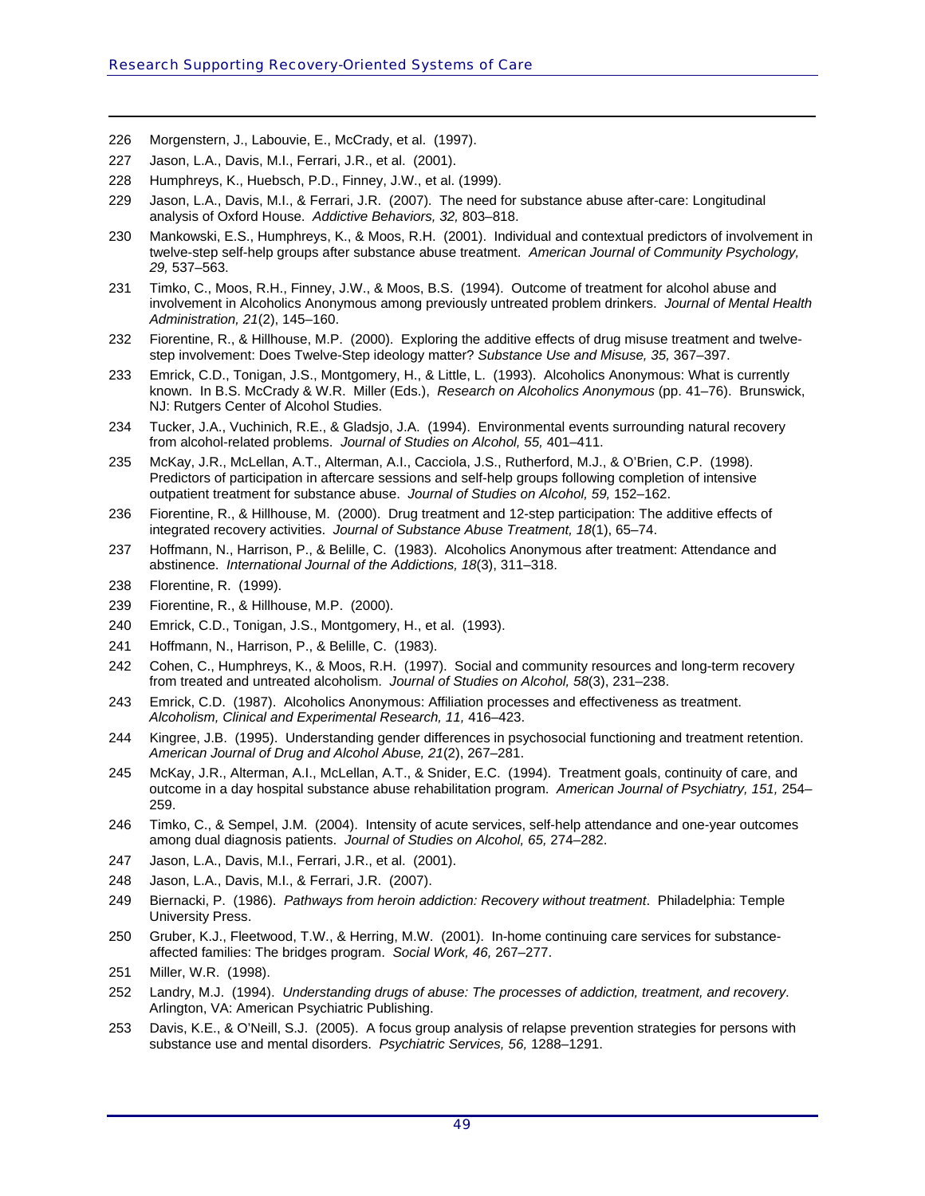226 Morgenstern, J., Labouvie, E., McCrady, et al. (1997).

227 Jason, L.A., Davis, M.I., Ferrari, J.R., et al. (2001).

228 Humphreys, K., Huebsch, P.D., Finney, J.W., et al. (1999).

229 Jason, L.A., Davis, M.I., & Ferrari, J.R. (2007). The need for substance abuse after-care: Longitudinal analysis of Oxford House. *Addictive Behaviors, 32,* 803–818.

230 Mankowski, E.S., Humphreys, K., & Moos, R.H. (2001). Individual and contextual predictors of involvement in twelve-step self-help groups after substance abuse treatment. *American Journal of Community Psychology, 29,* 537–563.

231 Timko, C., Moos, R.H., Finney, J.W., & Moos, B.S. (1994). Outcome of treatment for alcohol abuse and involvement in Alcoholics Anonymous among previously untreated problem drinkers. *Journal of Mental Health Administration, 21*(2), 145–160.

232 Fiorentine, R., & Hillhouse, M.P. (2000). Exploring the additive effects of drug misuse treatment and twelve-step involvement: Does Twelve-Step ideology matter? *Substance Use and Misuse, 35,* 367–397.

233 Emrick, C.D., Tonigan, J.S., Montgomery, H., & Little, L. (1993). Alcoholics Anonymous: What is currently known. In B.S. McCrady & W.R. Miller (Eds.), *Research on Alcoholics Anonymous* (pp. 41–76). Brunswick, NJ: Rutgers Center of Alcohol Studies.

234 Tucker, J.A., Vuchinich, R.E., & Gladsjo, J.A. (1994). Environmental events surrounding natural recovery from alcohol-related problems. *Journal of Studies on Alcohol, 55,* 401–411.

235 McKay, J.R., McLellan, A.T., Alterman, A.I., Cacciola, J.S., Rutherford, M.J., & O'Brien, C.P. (1998). Predictors of participation in aftercare sessions and self-help groups following completion of intensive outpatient treatment for substance abuse. *Journal of Studies on Alcohol, 59,* 152–162.

236 Fiorentine, R., & Hillhouse, M. (2000). Drug treatment and 12-step participation: The additive effects of integrated recovery activities. *Journal of Substance Abuse Treatment, 18*(1), 65–74.

237 Hoffmann, N., Harrison, P., & Belille, C. (1983). Alcoholics Anonymous after treatment: Attendance and abstinence. *International Journal of the Addictions, 18*(3), 311–318.

238 Florentine, R. (1999).

239 Fiorentine, R., & Hillhouse, M.P. (2000).

240 Emrick, C.D., Tonigan, J.S., Montgomery, H., et al. (1993).

241 Hoffmann, N., Harrison, P., & Belille, C. (1983).

242 Cohen, C., Humphreys, K., & Moos, R.H. (1997). Social and community resources and long-term recovery from treated and untreated alcoholism. *Journal of Studies on Alcohol, 58*(3), 231–238.

243 Emrick, C.D. (1987). Alcoholics Anonymous: Affiliation processes and effectiveness as treatment. *Alcoholism, Clinical and Experimental Research, 11,* 416–423.

244 Kingree, J.B. (1995). Understanding gender differences in psychosocial functioning and treatment retention. *American Journal of Drug and Alcohol Abuse, 21*(2), 267–281.

245 McKay, J.R., Alterman, A.I., McLellan, A.T., & Snider, E.C. (1994). Treatment goals, continuity of care, and outcome in a day hospital substance abuse rehabilitation program. *American Journal of Psychiatry, 151,* 254–259.

246 Timko, C., & Sempel, J.M. (2004). Intensity of acute services, self-help attendance and one-year outcomes among dual diagnosis patients. *Journal of Studies on Alcohol, 65,* 274–282.

247 Jason, L.A., Davis, M.I., Ferrari, J.R., et al. (2001).

248 Jason, L.A., Davis, M.I., & Ferrari, J.R. (2007).

249 Biernacki, P. (1986). *Pathways from heroin addiction: Recovery without treatment*. Philadelphia: Temple University Press.

250 Gruber, K.J., Fleetwood, T.W., & Herring, M.W. (2001). In-home continuing care services for substance-affected families: The bridges program. *Social Work, 46,* 267–277.

251 Miller, W.R. (1998).

252 Landry, M.J. (1994). *Understanding drugs of abuse: The processes of addiction, treatment, and recovery*. Arlington, VA: American Psychiatric Publishing.

253 Davis, K.E., & O'Neill, S.J. (2005). A focus group analysis of relapse prevention strategies for persons with substance use and mental disorders. *Psychiatric Services, 56,* 1288–1291.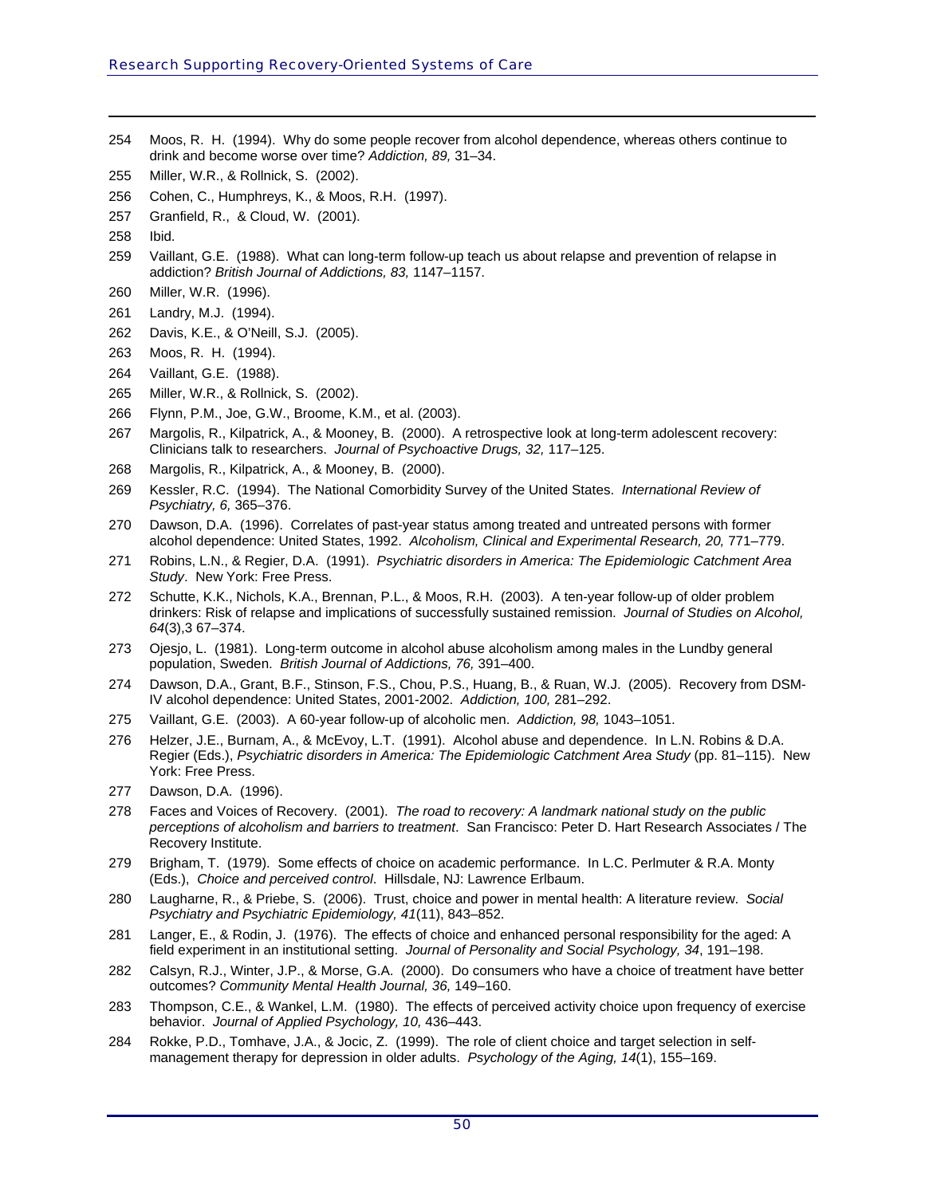254 Moos, R. H. (1994). Why do some people recover from alcohol dependence, whereas others continue to drink and become worse over time? *Addiction, 89,* 31–34.

255 Miller, W.R., & Rollnick, S. (2002).

256 Cohen, C., Humphreys, K., & Moos, R.H. (1997).

257 Granfield, R., & Cloud, W. (2001).

258 Ibid.

259 Vaillant, G.E. (1988). What can long-term follow-up teach us about relapse and prevention of relapse in addiction? *British Journal of Addictions, 83,* 1147–1157.

260 Miller, W.R. (1996).

261 Landry, M.J. (1994).

262 Davis, K.E., & O'Neill, S.J. (2005).

263 Moos, R. H. (1994).

264 Vaillant, G.E. (1988).

265 Miller, W.R., & Rollnick, S. (2002).

266 Flynn, P.M., Joe, G.W., Broome, K.M., et al. (2003).

267 Margolis, R., Kilpatrick, A., & Mooney, B. (2000). A retrospective look at long-term adolescent recovery: Clinicians talk to researchers. *Journal of Psychoactive Drugs, 32,* 117–125.

268 Margolis, R., Kilpatrick, A., & Mooney, B. (2000).

269 Kessler, R.C. (1994). The National Comorbidity Survey of the United States. *International Review of Psychiatry, 6,* 365–376.

270 Dawson, D.A. (1996). Correlates of past-year status among treated and untreated persons with former alcohol dependence: United States, 1992. *Alcoholism, Clinical and Experimental Research, 20,* 771–779.

271 Robins, L.N., & Regier, D.A. (1991). *Psychiatric disorders in America: The Epidemiologic Catchment Area Study*. New York: Free Press.

272 Schutte, K.K., Nichols, K.A., Brennan, P.L., & Moos, R.H. (2003). A ten-year follow-up of older problem drinkers: Risk of relapse and implications of successfully sustained remission. *Journal of Studies on Alcohol, 64*(3),3 67–374.

273 Ojesjo, L. (1981). Long-term outcome in alcohol abuse alcoholism among males in the Lundby general population, Sweden. *British Journal of Addictions, 76,* 391–400.

274 Dawson, D.A., Grant, B.F., Stinson, F.S., Chou, P.S., Huang, B., & Ruan, W.J. (2005). Recovery from DSM-IV alcohol dependence: United States, 2001-2002. *Addiction, 100,* 281–292.

275 Vaillant, G.E. (2003). A 60-year follow-up of alcoholic men. *Addiction, 98,* 1043–1051.

276 Helzer, J.E., Burnam, A., & McEvoy, L.T. (1991). Alcohol abuse and dependence. In L.N. Robins & D.A. Regier (Eds.), *Psychiatric disorders in America: The Epidemiologic Catchment Area Study* (pp. 81–115). New York: Free Press.

277 Dawson, D.A. (1996).

278 Faces and Voices of Recovery. (2001). *The road to recovery: A landmark national study on the public perceptions of alcoholism and barriers to treatment*. San Francisco: Peter D. Hart Research Associates / The Recovery Institute.

279 Brigham, T. (1979). Some effects of choice on academic performance. In L.C. Perlmuter & R.A. Monty (Eds.), *Choice and perceived control*. Hillsdale, NJ: Lawrence Erlbaum.

280 Laugharne, R., & Priebe, S. (2006). Trust, choice and power in mental health: A literature review. *Social Psychiatry and Psychiatric Epidemiology, 41*(11), 843–852.

281 Langer, E., & Rodin, J. (1976). The effects of choice and enhanced personal responsibility for the aged: A field experiment in an institutional setting. *Journal of Personality and Social Psychology, 34*, 191–198.

282 Calsyn, R.J., Winter, J.P., & Morse, G.A. (2000). Do consumers who have a choice of treatment have better outcomes? *Community Mental Health Journal, 36,* 149–160.

283 Thompson, C.E., & Wankel, L.M. (1980). The effects of perceived activity choice upon frequency of exercise behavior. *Journal of Applied Psychology, 10,* 436–443.

284 Rokke, P.D., Tomhave, J.A., & Jocic, Z. (1999). The role of client choice and target selection in self-management therapy for depression in older adults. *Psychology of the Aging, 14*(1), 155–169.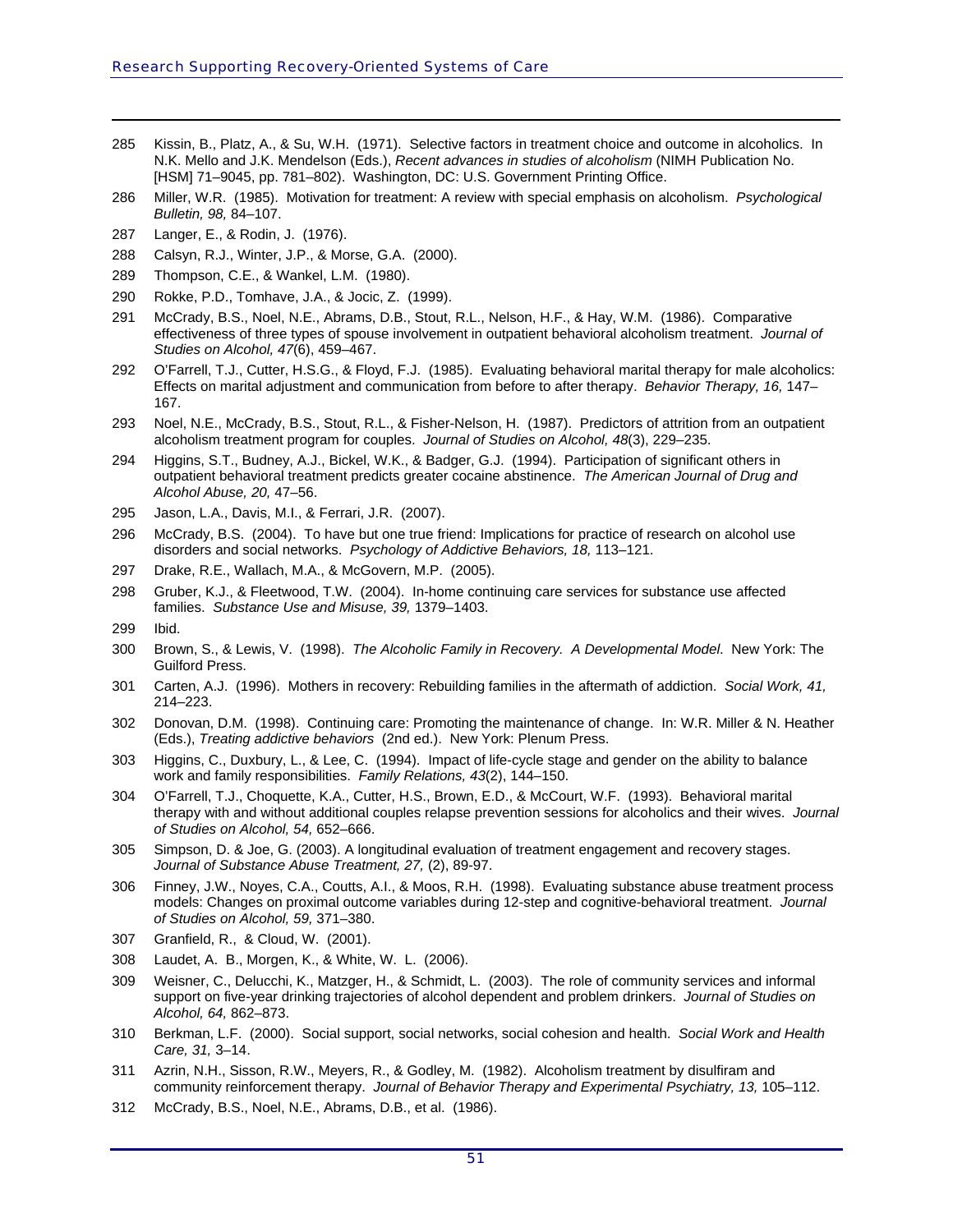285 Kissin, B., Platz, A., & Su, W.H. (1971). Selective factors in treatment choice and outcome in alcoholics. In N.K. Mello and J.K. Mendelson (Eds.), *Recent advances in studies of alcoholism* (NIMH Publication No. [HSM] 71–9045, pp. 781–802). Washington, DC: U.S. Government Printing Office.

286 Miller, W.R. (1985). Motivation for treatment: A review with special emphasis on alcoholism. *Psychological Bulletin, 98,* 84–107.

287 Langer, E., & Rodin, J. (1976).

288 Calsyn, R.J., Winter, J.P., & Morse, G.A. (2000).

289 Thompson, C.E., & Wankel, L.M. (1980).

290 Rokke, P.D., Tomhave, J.A., & Jocic, Z. (1999).

291 McCrady, B.S., Noel, N.E., Abrams, D.B., Stout, R.L., Nelson, H.F., & Hay, W.M. (1986). Comparative effectiveness of three types of spouse involvement in outpatient behavioral alcoholism treatment. *Journal of Studies on Alcohol, 47*(6), 459–467.

292 O'Farrell, T.J., Cutter, H.S.G., & Floyd, F.J. (1985). Evaluating behavioral marital therapy for male alcoholics: Effects on marital adjustment and communication from before to after therapy. *Behavior Therapy, 16,* 147–167.

293 Noel, N.E., McCrady, B.S., Stout, R.L., & Fisher-Nelson, H. (1987). Predictors of attrition from an outpatient alcoholism treatment program for couples. *Journal of Studies on Alcohol, 48*(3), 229–235.

294 Higgins, S.T., Budney, A.J., Bickel, W.K., & Badger, G.J. (1994). Participation of significant others in outpatient behavioral treatment predicts greater cocaine abstinence. *The American Journal of Drug and Alcohol Abuse, 20,* 47–56.

295 Jason, L.A., Davis, M.I., & Ferrari, J.R. (2007).

296 McCrady, B.S. (2004). To have but one true friend: Implications for practice of research on alcohol use disorders and social networks. *Psychology of Addictive Behaviors, 18,* 113–121.

297 Drake, R.E., Wallach, M.A., & McGovern, M.P. (2005).

298 Gruber, K.J., & Fleetwood, T.W. (2004). In-home continuing care services for substance use affected families. *Substance Use and Misuse, 39,* 1379–1403.

299 Ibid.

300 Brown, S., & Lewis, V. (1998). *The Alcoholic Family in Recovery. A Developmental Model*. New York: The Guilford Press.

301 Carten, A.J. (1996). Mothers in recovery: Rebuilding families in the aftermath of addiction. *Social Work, 41,* 214–223.

302 Donovan, D.M. (1998). Continuing care: Promoting the maintenance of change. In: W.R. Miller & N. Heather (Eds.), *Treating addictive behaviors* (2nd ed.). New York: Plenum Press.

303 Higgins, C., Duxbury, L., & Lee, C. (1994). Impact of life-cycle stage and gender on the ability to balance work and family responsibilities. *Family Relations, 43*(2), 144–150.

304 O'Farrell, T.J., Choquette, K.A., Cutter, H.S., Brown, E.D., & McCourt, W.F. (1993). Behavioral marital therapy with and without additional couples relapse prevention sessions for alcoholics and their wives. *Journal of Studies on Alcohol, 54,* 652–666.

305 Simpson, D. & Joe, G. (2003). A longitudinal evaluation of treatment engagement and recovery stages. *Journal of Substance Abuse Treatment, 27,* (2), 89-97.

306 Finney, J.W., Noyes, C.A., Coutts, A.I., & Moos, R.H. (1998). Evaluating substance abuse treatment process models: Changes on proximal outcome variables during 12-step and cognitive-behavioral treatment. *Journal of Studies on Alcohol, 59,* 371–380.

307 Granfield, R., & Cloud, W. (2001).

308 Laudet, A. B., Morgen, K., & White, W. L. (2006).

309 Weisner, C., Delucchi, K., Matzger, H., & Schmidt, L. (2003). The role of community services and informal support on five-year drinking trajectories of alcohol dependent and problem drinkers. *Journal of Studies on Alcohol, 64,* 862–873.

310 Berkman, L.F. (2000). Social support, social networks, social cohesion and health. *Social Work and Health Care, 31,* 3–14.

311 Azrin, N.H., Sisson, R.W., Meyers, R., & Godley, M. (1982). Alcoholism treatment by disulfiram and community reinforcement therapy. *Journal of Behavior Therapy and Experimental Psychiatry, 13,* 105–112.

312 McCrady, B.S., Noel, N.E., Abrams, D.B., et al. (1986).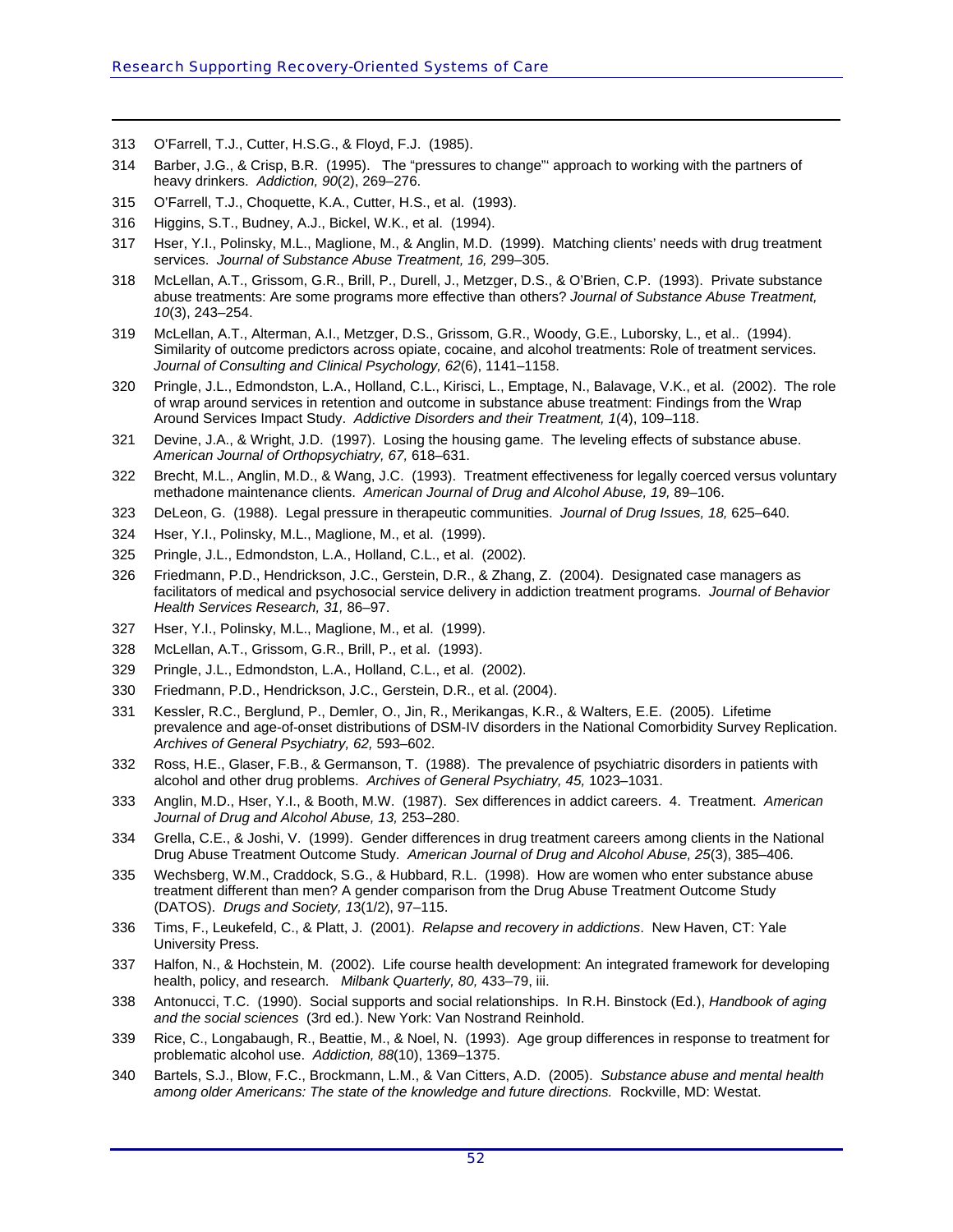313 O'Farrell, T.J., Cutter, H.S.G., & Floyd, F.J. (1985).

314 Barber, J.G., & Crisp, B.R. (1995). The "pressures to change"' approach to working with the partners of heavy drinkers. *Addiction, 90*(2), 269–276.

315 O'Farrell, T.J., Choquette, K.A., Cutter, H.S., et al. (1993).

316 Higgins, S.T., Budney, A.J., Bickel, W.K., et al. (1994).

317 Hser, Y.I., Polinsky, M.L., Maglione, M., & Anglin, M.D. (1999). Matching clients' needs with drug treatment services. *Journal of Substance Abuse Treatment, 16,* 299–305.

318 McLellan, A.T., Grissom, G.R., Brill, P., Durell, J., Metzger, D.S., & O'Brien, C.P. (1993). Private substance abuse treatments: Are some programs more effective than others? *Journal of Substance Abuse Treatment, 10*(3), 243–254.

319 McLellan, A.T., Alterman, A.I., Metzger, D.S., Grissom, G.R., Woody, G.E., Luborsky, L., et al.. (1994). Similarity of outcome predictors across opiate, cocaine, and alcohol treatments: Role of treatment services. *Journal of Consulting and Clinical Psychology, 62*(6), 1141–1158.

320 Pringle, J.L., Edmondston, L.A., Holland, C.L., Kirisci, L., Emptage, N., Balavage, V.K., et al. (2002). The role of wrap around services in retention and outcome in substance abuse treatment: Findings from the Wrap Around Services Impact Study. *Addictive Disorders and their Treatment, 1*(4), 109–118.

321 Devine, J.A., & Wright, J.D. (1997). Losing the housing game. The leveling effects of substance abuse. *American Journal of Orthopsychiatry, 67,* 618–631.

322 Brecht, M.L., Anglin, M.D., & Wang, J.C. (1993). Treatment effectiveness for legally coerced versus voluntary methadone maintenance clients. *American Journal of Drug and Alcohol Abuse, 19,* 89–106.

323 DeLeon, G. (1988). Legal pressure in therapeutic communities. *Journal of Drug Issues, 18,* 625–640.

324 Hser, Y.I., Polinsky, M.L., Maglione, M., et al. (1999).

325 Pringle, J.L., Edmondston, L.A., Holland, C.L., et al. (2002).

326 Friedmann, P.D., Hendrickson, J.C., Gerstein, D.R., & Zhang, Z. (2004). Designated case managers as facilitators of medical and psychosocial service delivery in addiction treatment programs. *Journal of Behavior Health Services Research, 31,* 86–97.

327 Hser, Y.I., Polinsky, M.L., Maglione, M., et al. (1999).

328 McLellan, A.T., Grissom, G.R., Brill, P., et al. (1993).

329 Pringle, J.L., Edmondston, L.A., Holland, C.L., et al. (2002).

330 Friedmann, P.D., Hendrickson, J.C., Gerstein, D.R., et al. (2004).

331 Kessler, R.C., Berglund, P., Demler, O., Jin, R., Merikangas, K.R., & Walters, E.E. (2005). Lifetime prevalence and age-of-onset distributions of DSM-IV disorders in the National Comorbidity Survey Replication. *Archives of General Psychiatry, 62,* 593–602.

332 Ross, H.E., Glaser, F.B., & Germanson, T. (1988). The prevalence of psychiatric disorders in patients with alcohol and other drug problems. *Archives of General Psychiatry, 45,* 1023–1031.

333 Anglin, M.D., Hser, Y.I., & Booth, M.W. (1987). Sex differences in addict careers. 4. Treatment. *American Journal of Drug and Alcohol Abuse, 13,* 253–280.

334 Grella, C.E., & Joshi, V. (1999). Gender differences in drug treatment careers among clients in the National Drug Abuse Treatment Outcome Study. *American Journal of Drug and Alcohol Abuse, 25*(3), 385–406.

335 Wechsberg, W.M., Craddock, S.G., & Hubbard, R.L. (1998). How are women who enter substance abuse treatment different than men? A gender comparison from the Drug Abuse Treatment Outcome Study (DATOS). *Drugs and Society, 13*(1/2), 97–115.

336 Tims, F., Leukefeld, C., & Platt, J. (2001). *Relapse and recovery in addictions*. New Haven, CT: Yale University Press.

337 Halfon, N., & Hochstein, M. (2002). Life course health development: An integrated framework for developing health, policy, and research. *Milbank Quarterly, 80,* 433–79, iii.

338 Antonucci, T.C. (1990). Social supports and social relationships. In R.H. Binstock (Ed.), *Handbook of aging and the social sciences* (3rd ed.). New York: Van Nostrand Reinhold.

339 Rice, C., Longabaugh, R., Beattie, M., & Noel, N. (1993). Age group differences in response to treatment for problematic alcohol use. *Addiction, 88*(10), 1369–1375.

340 Bartels, S.J., Blow, F.C., Brockmann, L.M., & Van Citters, A.D. (2005). *Substance abuse and mental health among older Americans: The state of the knowledge and future directions.* Rockville, MD: Westat.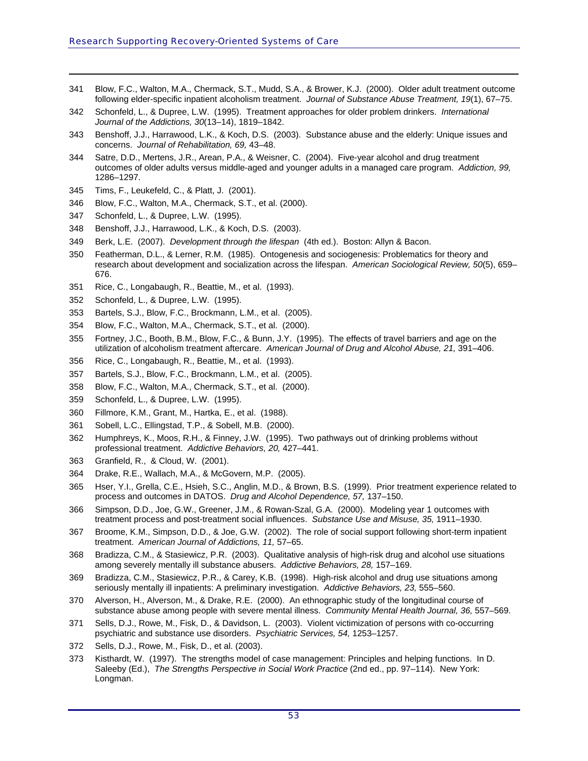341 Blow, F.C., Walton, M.A., Chermack, S.T., Mudd, S.A., & Brower, K.J. (2000). Older adult treatment outcome following elder-specific inpatient alcoholism treatment. *Journal of Substance Abuse Treatment, 19*(1), 67–75.

342 Schonfeld, L., & Dupree, L.W. (1995). Treatment approaches for older problem drinkers. *International Journal of the Addictions, 30*(13–14), 1819–1842.

343 Benshoff, J.J., Harrawood, L.K., & Koch, D.S. (2003). Substance abuse and the elderly: Unique issues and concerns. *Journal of Rehabilitation, 69,* 43–48.

344 Satre, D.D., Mertens, J.R., Arean, P.A., & Weisner, C. (2004). Five-year alcohol and drug treatment outcomes of older adults versus middle-aged and younger adults in a managed care program. *Addiction, 99,* 1286–1297.

345 Tims, F., Leukefeld, C., & Platt, J. (2001).

346 Blow, F.C., Walton, M.A., Chermack, S.T., et al. (2000).

347 Schonfeld, L., & Dupree, L.W. (1995).

348 Benshoff, J.J., Harrawood, L.K., & Koch, D.S. (2003).

349 Berk, L.E. (2007). *Development through the lifespan* (4th ed.). Boston: Allyn & Bacon.

350 Featherman, D.L., & Lerner, R.M. (1985). Ontogenesis and sociogenesis: Problematics for theory and research about development and socialization across the lifespan. *American Sociological Review, 50*(5), 659–676.

351 Rice, C., Longabaugh, R., Beattie, M., et al. (1993).

352 Schonfeld, L., & Dupree, L.W. (1995).

353 Bartels, S.J., Blow, F.C., Brockmann, L.M., et al. (2005).

354 Blow, F.C., Walton, M.A., Chermack, S.T., et al. (2000).

355 Fortney, J.C., Booth, B.M., Blow, F.C., & Bunn, J.Y. (1995). The effects of travel barriers and age on the utilization of alcoholism treatment aftercare. *American Journal of Drug and Alcohol Abuse, 21,* 391–406.

356 Rice, C., Longabaugh, R., Beattie, M., et al. (1993).

357 Bartels, S.J., Blow, F.C., Brockmann, L.M., et al. (2005).

358 Blow, F.C., Walton, M.A., Chermack, S.T., et al. (2000).

359 Schonfeld, L., & Dupree, L.W. (1995).

360 Fillmore, K.M., Grant, M., Hartka, E., et al. (1988).

361 Sobell, L.C., Ellingstad, T.P., & Sobell, M.B. (2000).

362 Humphreys, K., Moos, R.H., & Finney, J.W. (1995). Two pathways out of drinking problems without professional treatment. *Addictive Behaviors, 20,* 427–441.

363 Granfield, R., & Cloud, W. (2001).

364 Drake, R.E., Wallach, M.A., & McGovern, M.P. (2005).

365 Hser, Y.I., Grella, C.E., Hsieh, S.C., Anglin, M.D., & Brown, B.S. (1999). Prior treatment experience related to process and outcomes in DATOS. *Drug and Alcohol Dependence, 57,* 137–150.

366 Simpson, D.D., Joe, G.W., Greener, J.M., & Rowan-Szal, G.A. (2000). Modeling year 1 outcomes with treatment process and post-treatment social influences. *Substance Use and Misuse, 35,* 1911–1930.

367 Broome, K.M., Simpson, D.D., & Joe, G.W. (2002). The role of social support following short-term inpatient treatment. *American Journal of Addictions, 11,* 57–65.

368 Bradizza, C.M., & Stasiewicz, P.R. (2003). Qualitative analysis of high-risk drug and alcohol use situations among severely mentally ill substance abusers. *Addictive Behaviors, 28,* 157–169.

369 Bradizza, C.M., Stasiewicz, P.R., & Carey, K.B. (1998). High-risk alcohol and drug use situations among seriously mentally ill inpatients: A preliminary investigation. *Addictive Behaviors, 23,* 555–560.

370 Alverson, H., Alverson, M., & Drake, R.E. (2000). An ethnographic study of the longitudinal course of substance abuse among people with severe mental illness. *Community Mental Health Journal, 36,* 557–569.

371 Sells, D.J., Rowe, M., Fisk, D., & Davidson, L. (2003). Violent victimization of persons with co-occurring psychiatric and substance use disorders. *Psychiatric Services, 54,* 1253–1257.

372 Sells, D.J., Rowe, M., Fisk, D., et al. (2003).

373 Kisthardt, W. (1997). The strengths model of case management: Principles and helping functions. In D. Saleeby (Ed.), *The Strengths Perspective in Social Work Practice* (2nd ed., pp. 97–114). New York: Longman.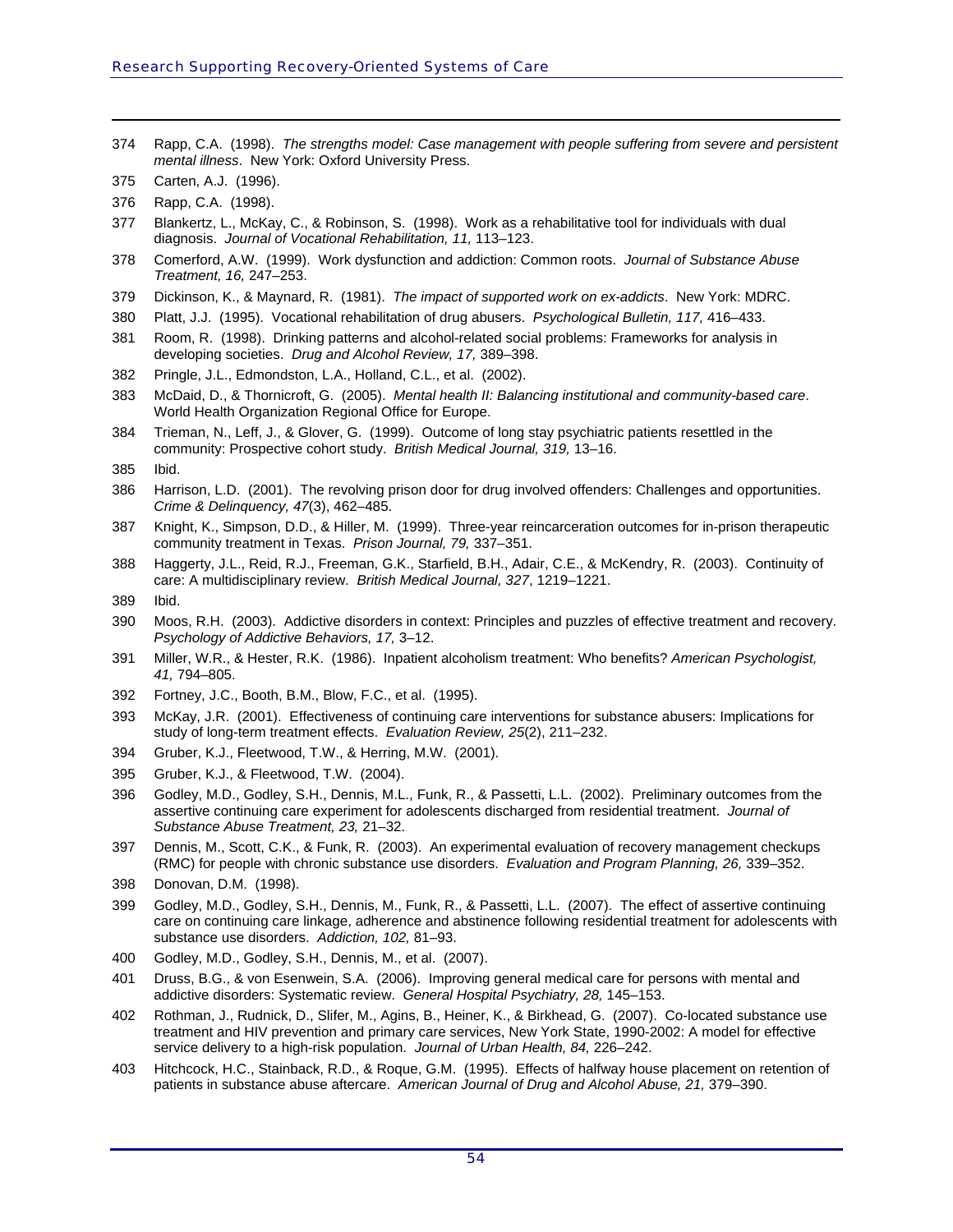374 Rapp, C.A. (1998). *The strengths model: Case management with people suffering from severe and persistent mental illness*. New York: Oxford University Press.

375 Carten, A.J. (1996).

376 Rapp, C.A. (1998).

377 Blankertz, L., McKay, C., & Robinson, S. (1998). Work as a rehabilitative tool for individuals with dual diagnosis. *Journal of Vocational Rehabilitation, 11,* 113–123.

378 Comerford, A.W. (1999). Work dysfunction and addiction: Common roots. *Journal of Substance Abuse Treatment, 16,* 247–253.

379 Dickinson, K., & Maynard, R. (1981). *The impact of supported work on ex-addicts*. New York: MDRC.

380 Platt, J.J. (1995). Vocational rehabilitation of drug abusers. *Psychological Bulletin, 117,* 416–433.

381 Room, R. (1998). Drinking patterns and alcohol-related social problems: Frameworks for analysis in developing societies. *Drug and Alcohol Review, 17,* 389–398.

382 Pringle, J.L., Edmondston, L.A., Holland, C.L., et al. (2002).

383 McDaid, D., & Thornicroft, G. (2005). *Mental health II: Balancing institutional and community-based care*. World Health Organization Regional Office for Europe.

384 Trieman, N., Leff, J., & Glover, G. (1999). Outcome of long stay psychiatric patients resettled in the community: Prospective cohort study. *British Medical Journal, 319,* 13–16.

385 Ibid.

386 Harrison, L.D. (2001). The revolving prison door for drug involved offenders: Challenges and opportunities. *Crime & Delinquency, 47*(3), 462–485.

387 Knight, K., Simpson, D.D., & Hiller, M. (1999). Three-year reincarceration outcomes for in-prison therapeutic community treatment in Texas. *Prison Journal, 79,* 337–351.

388 Haggerty, J.L., Reid, R.J., Freeman, G.K., Starfield, B.H., Adair, C.E., & McKendry, R. (2003). Continuity of care: A multidisciplinary review. *British Medical Journal, 327*, 1219–1221.

389 Ibid.

390 Moos, R.H. (2003). Addictive disorders in context: Principles and puzzles of effective treatment and recovery. *Psychology of Addictive Behaviors, 17,* 3–12.

391 Miller, W.R., & Hester, R.K. (1986). Inpatient alcoholism treatment: Who benefits? *American Psychologist, 41,* 794–805.

392 Fortney, J.C., Booth, B.M., Blow, F.C., et al. (1995).

393 McKay, J.R. (2001). Effectiveness of continuing care interventions for substance abusers: Implications for study of long-term treatment effects. *Evaluation Review, 25*(2), 211–232.

394 Gruber, K.J., Fleetwood, T.W., & Herring, M.W. (2001).

395 Gruber, K.J., & Fleetwood, T.W. (2004).

396 Godley, M.D., Godley, S.H., Dennis, M.L., Funk, R., & Passetti, L.L. (2002). Preliminary outcomes from the assertive continuing care experiment for adolescents discharged from residential treatment. *Journal of Substance Abuse Treatment, 23,* 21–32.

397 Dennis, M., Scott, C.K., & Funk, R. (2003). An experimental evaluation of recovery management checkups (RMC) for people with chronic substance use disorders. *Evaluation and Program Planning, 26,* 339–352.

398 Donovan, D.M. (1998).

399 Godley, M.D., Godley, S.H., Dennis, M., Funk, R., & Passetti, L.L. (2007). The effect of assertive continuing care on continuing care linkage, adherence and abstinence following residential treatment for adolescents with substance use disorders. *Addiction, 102,* 81–93.

400 Godley, M.D., Godley, S.H., Dennis, M., et al. (2007).

401 Druss, B.G., & von Esenwein, S.A. (2006). Improving general medical care for persons with mental and addictive disorders: Systematic review. *General Hospital Psychiatry, 28,* 145–153.

402 Rothman, J., Rudnick, D., Slifer, M., Agins, B., Heiner, K., & Birkhead, G. (2007). Co-located substance use treatment and HIV prevention and primary care services, New York State, 1990-2002: A model for effective service delivery to a high-risk population. *Journal of Urban Health, 84,* 226–242.

403 Hitchcock, H.C., Stainback, R.D., & Roque, G.M. (1995). Effects of halfway house placement on retention of patients in substance abuse aftercare. *American Journal of Drug and Alcohol Abuse, 21,* 379–390.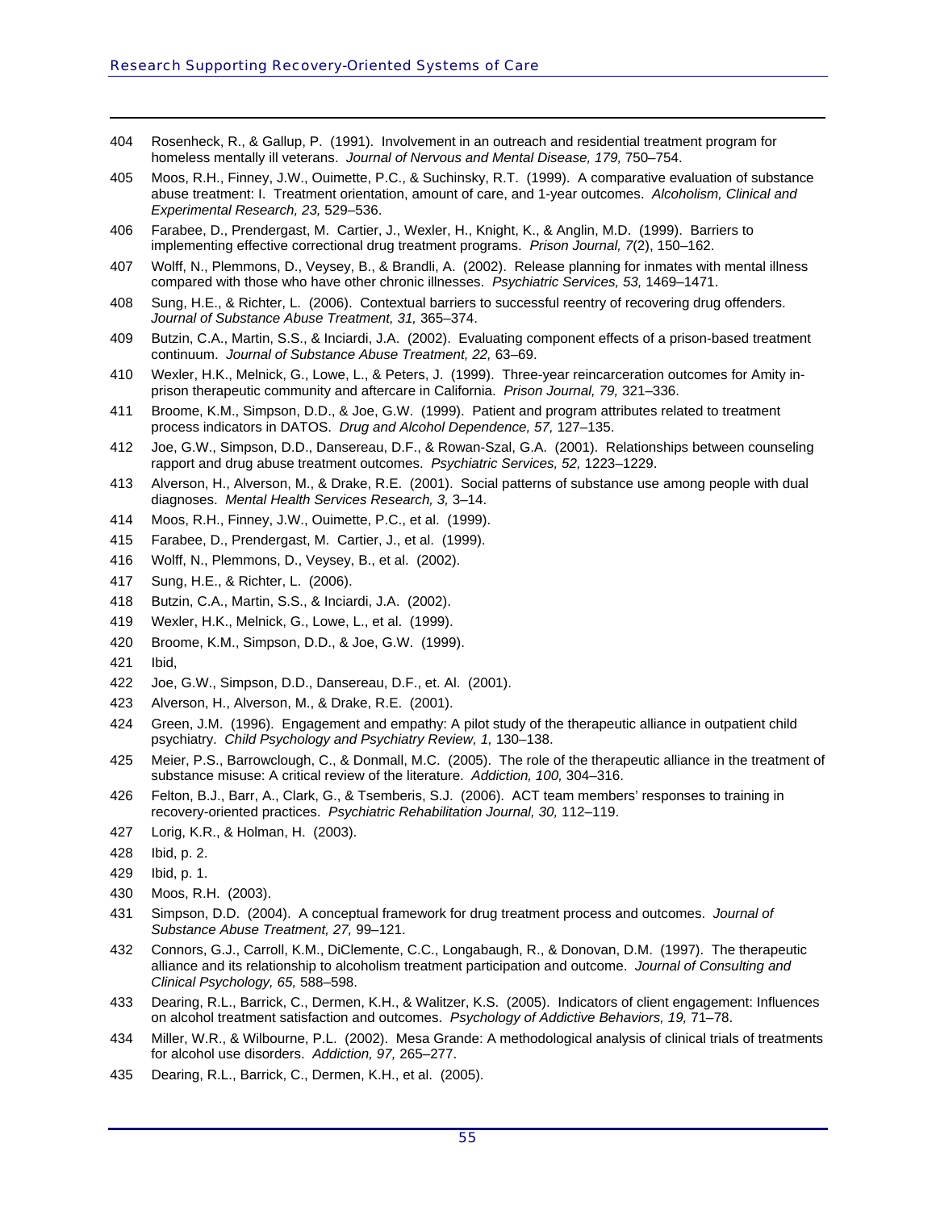404 Rosenheck, R., & Gallup, P. (1991). Involvement in an outreach and residential treatment program for homeless mentally ill veterans. *Journal of Nervous and Mental Disease, 179,* 750–754.

405 Moos, R.H., Finney, J.W., Ouimette, P.C., & Suchinsky, R.T. (1999). A comparative evaluation of substance abuse treatment: I. Treatment orientation, amount of care, and 1-year outcomes. *Alcoholism, Clinical and Experimental Research, 23,* 529–536.

406 Farabee, D., Prendergast, M. Cartier, J., Wexler, H., Knight, K., & Anglin, M.D. (1999). Barriers to implementing effective correctional drug treatment programs. *Prison Journal, 7*(2), 150–162.

407 Wolff, N., Plemmons, D., Veysey, B., & Brandli, A. (2002). Release planning for inmates with mental illness compared with those who have other chronic illnesses. *Psychiatric Services, 53,* 1469–1471.

408 Sung, H.E., & Richter, L. (2006). Contextual barriers to successful reentry of recovering drug offenders. *Journal of Substance Abuse Treatment, 31,* 365–374.

409 Butzin, C.A., Martin, S.S., & Inciardi, J.A. (2002). Evaluating component effects of a prison-based treatment continuum. *Journal of Substance Abuse Treatment, 22,* 63–69.

410 Wexler, H.K., Melnick, G., Lowe, L., & Peters, J. (1999). Three-year reincarceration outcomes for Amity in-prison therapeutic community and aftercare in California. *Prison Journal, 79,* 321–336.

411 Broome, K.M., Simpson, D.D., & Joe, G.W. (1999). Patient and program attributes related to treatment process indicators in DATOS. *Drug and Alcohol Dependence, 57,* 127–135.

412 Joe, G.W., Simpson, D.D., Dansereau, D.F., & Rowan-Szal, G.A. (2001). Relationships between counseling rapport and drug abuse treatment outcomes. *Psychiatric Services, 52,* 1223–1229.

413 Alverson, H., Alverson, M., & Drake, R.E. (2001). Social patterns of substance use among people with dual diagnoses. *Mental Health Services Research, 3,* 3–14.

414 Moos, R.H., Finney, J.W., Ouimette, P.C., et al. (1999).

415 Farabee, D., Prendergast, M. Cartier, J., et al. (1999).

416 Wolff, N., Plemmons, D., Veysey, B., et al. (2002).

417 Sung, H.E., & Richter, L. (2006).

418 Butzin, C.A., Martin, S.S., & Inciardi, J.A. (2002).

419 Wexler, H.K., Melnick, G., Lowe, L., et al. (1999).

420 Broome, K.M., Simpson, D.D., & Joe, G.W. (1999).

421 Ibid,

422 Joe, G.W., Simpson, D.D., Dansereau, D.F., et. Al. (2001).

423 Alverson, H., Alverson, M., & Drake, R.E. (2001).

424 Green, J.M. (1996). Engagement and empathy: A pilot study of the therapeutic alliance in outpatient child psychiatry. *Child Psychology and Psychiatry Review, 1,* 130–138.

425 Meier, P.S., Barrowclough, C., & Donmall, M.C. (2005). The role of the therapeutic alliance in the treatment of substance misuse: A critical review of the literature. *Addiction, 100,* 304–316.

426 Felton, B.J., Barr, A., Clark, G., & Tsemberis, S.J. (2006). ACT team members' responses to training in recovery-oriented practices. *Psychiatric Rehabilitation Journal, 30,* 112–119.

427 Lorig, K.R., & Holman, H. (2003).

428 Ibid, p. 2.

429 Ibid, p. 1.

430 Moos, R.H. (2003).

431 Simpson, D.D. (2004). A conceptual framework for drug treatment process and outcomes. *Journal of Substance Abuse Treatment, 27,* 99–121.

432 Connors, G.J., Carroll, K.M., DiClemente, C.C., Longabaugh, R., & Donovan, D.M. (1997). The therapeutic alliance and its relationship to alcoholism treatment participation and outcome. *Journal of Consulting and Clinical Psychology, 65,* 588–598.

433 Dearing, R.L., Barrick, C., Dermen, K.H., & Walitzer, K.S. (2005). Indicators of client engagement: Influences on alcohol treatment satisfaction and outcomes. *Psychology of Addictive Behaviors, 19,* 71–78.

434 Miller, W.R., & Wilbourne, P.L. (2002). Mesa Grande: A methodological analysis of clinical trials of treatments for alcohol use disorders. *Addiction, 97,* 265–277.

435 Dearing, R.L., Barrick, C., Dermen, K.H., et al. (2005).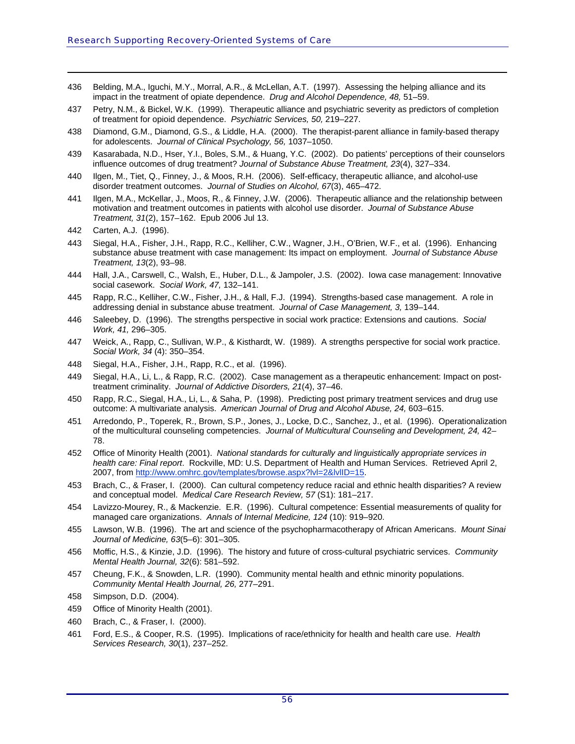436 Belding, M.A., Iguchi, M.Y., Morral, A.R., & McLellan, A.T. (1997). Assessing the helping alliance and its impact in the treatment of opiate dependence. *Drug and Alcohol Dependence, 48,* 51–59.

437 Petry, N.M., & Bickel, W.K. (1999). Therapeutic alliance and psychiatric severity as predictors of completion of treatment for opioid dependence. *Psychiatric Services, 50,* 219–227.

438 Diamond, G.M., Diamond, G.S., & Liddle, H.A. (2000). The therapist-parent alliance in family-based therapy for adolescents. *Journal of Clinical Psychology, 56,* 1037–1050.

439 Kasarabada, N.D., Hser, Y.I., Boles, S.M., & Huang, Y.C. (2002). Do patients' perceptions of their counselors influence outcomes of drug treatment? *Journal of Substance Abuse Treatment, 23*(4), 327–334.

440 Ilgen, M., Tiet, Q., Finney, J., & Moos, R.H. (2006). Self-efficacy, therapeutic alliance, and alcohol-use disorder treatment outcomes. *Journal of Studies on Alcohol, 67*(3), 465–472.

441 Ilgen, M.A., McKellar, J., Moos, R., & Finney, J.W. (2006). Therapeutic alliance and the relationship between motivation and treatment outcomes in patients with alcohol use disorder. *Journal of Substance Abuse Treatment, 31*(2), 157–162. Epub 2006 Jul 13.

442 Carten, A.J. (1996).

443 Siegal, H.A., Fisher, J.H., Rapp, R.C., Kelliher, C.W., Wagner, J.H., O'Brien, W.F., et al. (1996). Enhancing substance abuse treatment with case management: Its impact on employment. *Journal of Substance Abuse Treatment, 13*(2), 93–98.

444 Hall, J.A., Carswell, C., Walsh, E., Huber, D.L., & Jampoler, J.S. (2002). Iowa case management: Innovative social casework. *Social Work, 47,* 132–141.

445 Rapp, R.C., Kelliher, C.W., Fisher, J.H., & Hall, F.J. (1994). Strengths-based case management. A role in addressing denial in substance abuse treatment. *Journal of Case Management, 3,* 139–144.

446 Saleebey, D. (1996). The strengths perspective in social work practice: Extensions and cautions. *Social Work, 41,* 296–305.

447 Weick, A., Rapp, C., Sullivan, W.P., & Kisthardt, W. (1989). A strengths perspective for social work practice. *Social Work, 34* (4): 350–354.

448 Siegal, H.A., Fisher, J.H., Rapp, R.C., et al. (1996).

449 Siegal, H.A., Li, L., & Rapp, R.C. (2002). Case management as a therapeutic enhancement: Impact on post-treatment criminality. *Journal of Addictive Disorders, 21*(4), 37–46.

450 Rapp, R.C., Siegal, H.A., Li, L., & Saha, P. (1998). Predicting post primary treatment services and drug use outcome: A multivariate analysis. *American Journal of Drug and Alcohol Abuse, 24,* 603–615.

451 Arredondo, P., Toperek, R., Brown, S.P., Jones, J., Locke, D.C., Sanchez, J., et al. (1996). Operationalization of the multicultural counseling competencies. *Journal of Multicultural Counseling and Development, 24,* 42–78.

452 Office of Minority Health (2001). *National standards for culturally and linguistically appropriate services in health care: Final report.* Rockville, MD: U.S. Department of Health and Human Services. Retrieved April 2, 2007, from http://www.omhrc.gov/templates/browse.aspx?lvl=2&lvlID=15.

453 Brach, C., & Fraser, I. (2000). Can cultural competency reduce racial and ethnic health disparities? A review and conceptual model. *Medical Care Research Review, 57* (S1): 181–217.

454 Lavizzo-Mourey, R., & Mackenzie. E.R. (1996). Cultural competence: Essential measurements of quality for managed care organizations. *Annals of Internal Medicine, 124* (10): 919–920.

455 Lawson, W.B. (1996). The art and science of the psychopharmacotherapy of African Americans. *Mount Sinai Journal of Medicine, 63*(5–6): 301–305.

456 Moffic, H.S., & Kinzie, J.D. (1996). The history and future of cross-cultural psychiatric services. *Community Mental Health Journal, 32*(6): 581–592.

457 Cheung, F.K., & Snowden, L.R. (1990). Community mental health and ethnic minority populations. *Community Mental Health Journal, 26,* 277–291.

458 Simpson, D.D. (2004).

459 Office of Minority Health (2001).

460 Brach, C., & Fraser, I. (2000).

461 Ford, E.S., & Cooper, R.S. (1995). Implications of race/ethnicity for health and health care use. *Health Services Research, 30*(1), 237–252.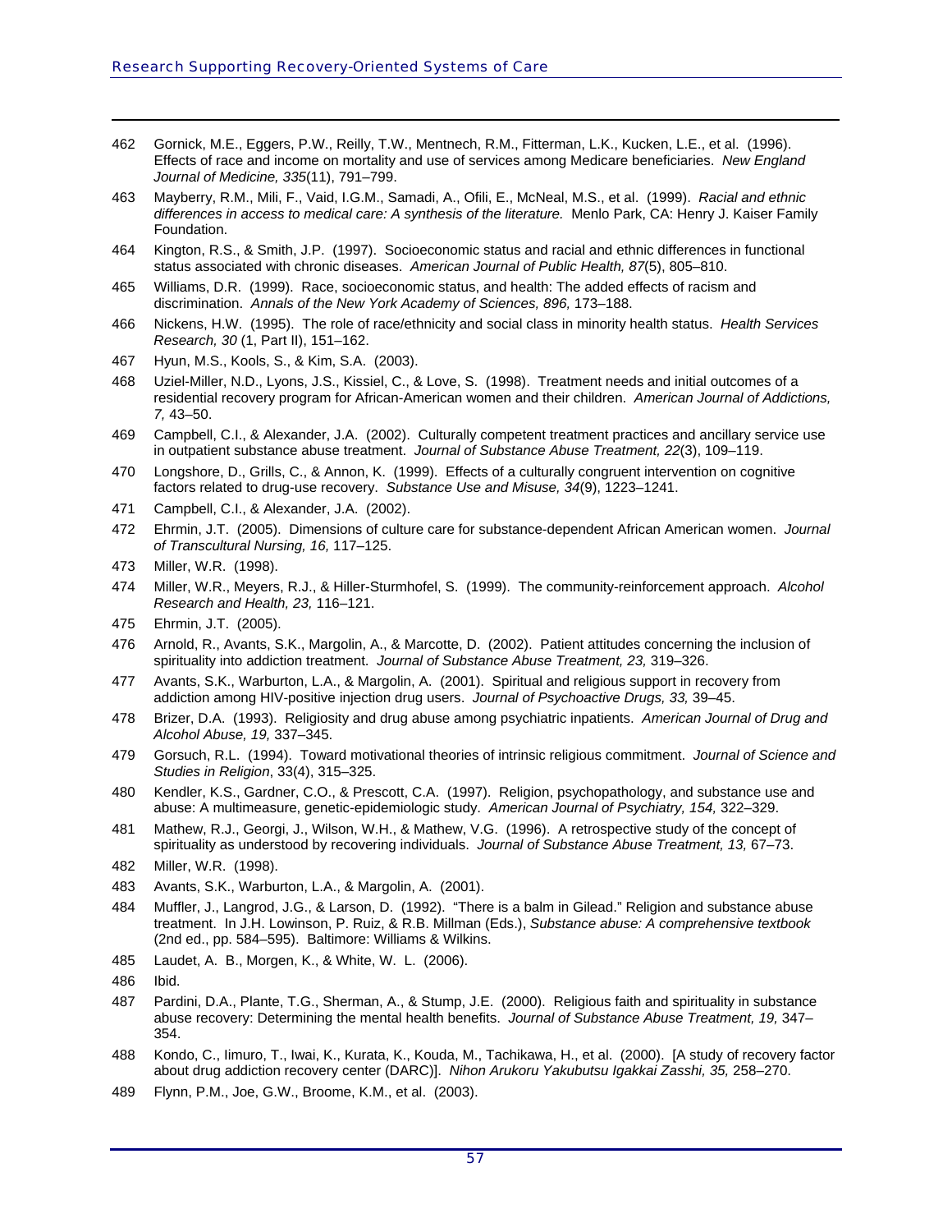462 Gornick, M.E., Eggers, P.W., Reilly, T.W., Mentnech, R.M., Fitterman, L.K., Kucken, L.E., et al. (1996). Effects of race and income on mortality and use of services among Medicare beneficiaries. *New England Journal of Medicine, 335*(11), 791–799.

463 Mayberry, R.M., Mili, F., Vaid, I.G.M., Samadi, A., Ofili, E., McNeal, M.S., et al. (1999). *Racial and ethnic differences in access to medical care: A synthesis of the literature.* Menlo Park, CA: Henry J. Kaiser Family Foundation.

464 Kington, R.S., & Smith, J.P. (1997). Socioeconomic status and racial and ethnic differences in functional status associated with chronic diseases. *American Journal of Public Health, 87*(5), 805–810.

465 Williams, D.R. (1999). Race, socioeconomic status, and health: The added effects of racism and discrimination. *Annals of the New York Academy of Sciences, 896,* 173–188.

466 Nickens, H.W. (1995). The role of race/ethnicity and social class in minority health status. *Health Services Research, 30* (1, Part II), 151–162.

467 Hyun, M.S., Kools, S., & Kim, S.A. (2003).

468 Uziel-Miller, N.D., Lyons, J.S., Kissiel, C., & Love, S. (1998). Treatment needs and initial outcomes of a residential recovery program for African-American women and their children. *American Journal of Addictions, 7,* 43–50.

469 Campbell, C.I., & Alexander, J.A. (2002). Culturally competent treatment practices and ancillary service use in outpatient substance abuse treatment. *Journal of Substance Abuse Treatment, 22*(3), 109–119.

470 Longshore, D., Grills, C., & Annon, K. (1999). Effects of a culturally congruent intervention on cognitive factors related to drug-use recovery. *Substance Use and Misuse, 34*(9), 1223–1241.

471 Campbell, C.I., & Alexander, J.A. (2002).

472 Ehrmin, J.T. (2005). Dimensions of culture care for substance-dependent African American women. *Journal of Transcultural Nursing, 16,* 117–125.

473 Miller, W.R. (1998).

474 Miller, W.R., Meyers, R.J., & Hiller-Sturmhofel, S. (1999). The community-reinforcement approach. *Alcohol Research and Health, 23,* 116–121.

475 Ehrmin, J.T. (2005).

476 Arnold, R., Avants, S.K., Margolin, A., & Marcotte, D. (2002). Patient attitudes concerning the inclusion of spirituality into addiction treatment. *Journal of Substance Abuse Treatment, 23,* 319–326.

477 Avants, S.K., Warburton, L.A., & Margolin, A. (2001). Spiritual and religious support in recovery from addiction among HIV-positive injection drug users. *Journal of Psychoactive Drugs, 33,* 39–45.

478 Brizer, D.A. (1993). Religiosity and drug abuse among psychiatric inpatients. *American Journal of Drug and Alcohol Abuse, 19,* 337–345.

479 Gorsuch, R.L. (1994). Toward motivational theories of intrinsic religious commitment. *Journal of Science and Studies in Religion*, 33(4), 315–325.

480 Kendler, K.S., Gardner, C.O., & Prescott, C.A. (1997). Religion, psychopathology, and substance use and abuse: A multimeasure, genetic-epidemiologic study. *American Journal of Psychiatry, 154,* 322–329.

481 Mathew, R.J., Georgi, J., Wilson, W.H., & Mathew, V.G. (1996). A retrospective study of the concept of spirituality as understood by recovering individuals. *Journal of Substance Abuse Treatment, 13,* 67–73.

482 Miller, W.R. (1998).

483 Avants, S.K., Warburton, L.A., & Margolin, A. (2001).

484 Muffler, J., Langrod, J.G., & Larson, D. (1992). "There is a balm in Gilead." Religion and substance abuse treatment. In J.H. Lowinson, P. Ruiz, & R.B. Millman (Eds.), *Substance abuse: A comprehensive textbook* (2nd ed., pp. 584–595). Baltimore: Williams & Wilkins.

485 Laudet, A. B., Morgen, K., & White, W. L. (2006).

486 Ibid.

487 Pardini, D.A., Plante, T.G., Sherman, A., & Stump, J.E. (2000). Religious faith and spirituality in substance abuse recovery: Determining the mental health benefits. *Journal of Substance Abuse Treatment, 19,* 347–354.

488 Kondo, C., Iimuro, T., Iwai, K., Kurata, K., Kouda, M., Tachikawa, H., et al. (2000). [A study of recovery factor about drug addiction recovery center (DARC)]. *Nihon Arukoru Yakubutsu Igakkai Zasshi, 35,* 258–270.

489 Flynn, P.M., Joe, G.W., Broome, K.M., et al. (2003).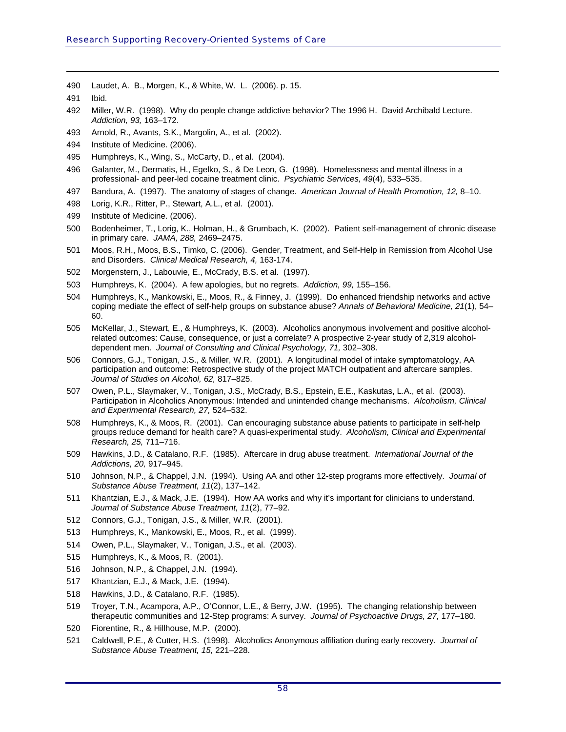490 Laudet, A. B., Morgen, K., & White, W. L. (2006). p. 15.

491 Ibid.

492 Miller, W.R. (1998). Why do people change addictive behavior? The 1996 H. David Archibald Lecture. *Addiction, 93,* 163–172.

493 Arnold, R., Avants, S.K., Margolin, A., et al. (2002).

494 Institute of Medicine. (2006).

495 Humphreys, K., Wing, S., McCarty, D., et al. (2004).

496 Galanter, M., Dermatis, H., Egelko, S., & De Leon, G. (1998). Homelessness and mental illness in a professional- and peer-led cocaine treatment clinic. *Psychiatric Services, 49*(4), 533–535.

497 Bandura, A. (1997). The anatomy of stages of change. *American Journal of Health Promotion, 12,* 8–10.

498 Lorig, K.R., Ritter, P., Stewart, A.L., et al. (2001).

499 Institute of Medicine. (2006).

500 Bodenheimer, T., Lorig, K., Holman, H., & Grumbach, K. (2002). Patient self-management of chronic disease in primary care. *JAMA, 288,* 2469–2475.

501 Moos, R.H., Moos, B.S., Timko, C. (2006). Gender, Treatment, and Self-Help in Remission from Alcohol Use and Disorders. *Clinical Medical Research, 4,* 163-174.

502 Morgenstern, J., Labouvie, E., McCrady, B.S. et al. (1997).

503 Humphreys, K. (2004). A few apologies, but no regrets. *Addiction, 99,* 155–156.

504 Humphreys, K., Mankowski, E., Moos, R., & Finney, J. (1999). Do enhanced friendship networks and active coping mediate the effect of self-help groups on substance abuse? *Annals of Behavioral Medicine, 21*(1), 54–60.

505 McKellar, J., Stewart, E., & Humphreys, K. (2003). Alcoholics anonymous involvement and positive alcohol-related outcomes: Cause, consequence, or just a correlate? A prospective 2-year study of 2,319 alcohol-dependent men. *Journal of Consulting and Clinical Psychology, 71,* 302–308.

506 Connors, G.J., Tonigan, J.S., & Miller, W.R. (2001). A longitudinal model of intake symptomatology, AA participation and outcome: Retrospective study of the project MATCH outpatient and aftercare samples. *Journal of Studies on Alcohol, 62,* 817–825.

507 Owen, P.L., Slaymaker, V., Tonigan, J.S., McCrady, B.S., Epstein, E.E., Kaskutas, L.A., et al. (2003). Participation in Alcoholics Anonymous: Intended and unintended change mechanisms. *Alcoholism, Clinical and Experimental Research, 27,* 524–532.

508 Humphreys, K., & Moos, R. (2001). Can encouraging substance abuse patients to participate in self-help groups reduce demand for health care? A quasi-experimental study. *Alcoholism, Clinical and Experimental Research, 25,* 711–716.

509 Hawkins, J.D., & Catalano, R.F. (1985). Aftercare in drug abuse treatment. *International Journal of the Addictions, 20,* 917–945.

510 Johnson, N.P., & Chappel, J.N. (1994). Using AA and other 12-step programs more effectively. *Journal of Substance Abuse Treatment, 11*(2), 137–142.

511 Khantzian, E.J., & Mack, J.E. (1994). How AA works and why it's important for clinicians to understand. *Journal of Substance Abuse Treatment, 11*(2), 77–92.

512 Connors, G.J., Tonigan, J.S., & Miller, W.R. (2001).

513 Humphreys, K., Mankowski, E., Moos, R., et al. (1999).

514 Owen, P.L., Slaymaker, V., Tonigan, J.S., et al. (2003).

515 Humphreys, K., & Moos, R. (2001).

516 Johnson, N.P., & Chappel, J.N. (1994).

517 Khantzian, E.J., & Mack, J.E. (1994).

518 Hawkins, J.D., & Catalano, R.F. (1985).

519 Troyer, T.N., Acampora, A.P., O'Connor, L.E., & Berry, J.W. (1995). The changing relationship between therapeutic communities and 12-Step programs: A survey. *Journal of Psychoactive Drugs, 27,* 177–180.

520 Fiorentine, R., & Hillhouse, M.P. (2000).

521 Caldwell, P.E., & Cutter, H.S. (1998). Alcoholics Anonymous affiliation during early recovery. *Journal of Substance Abuse Treatment, 15,* 221–228.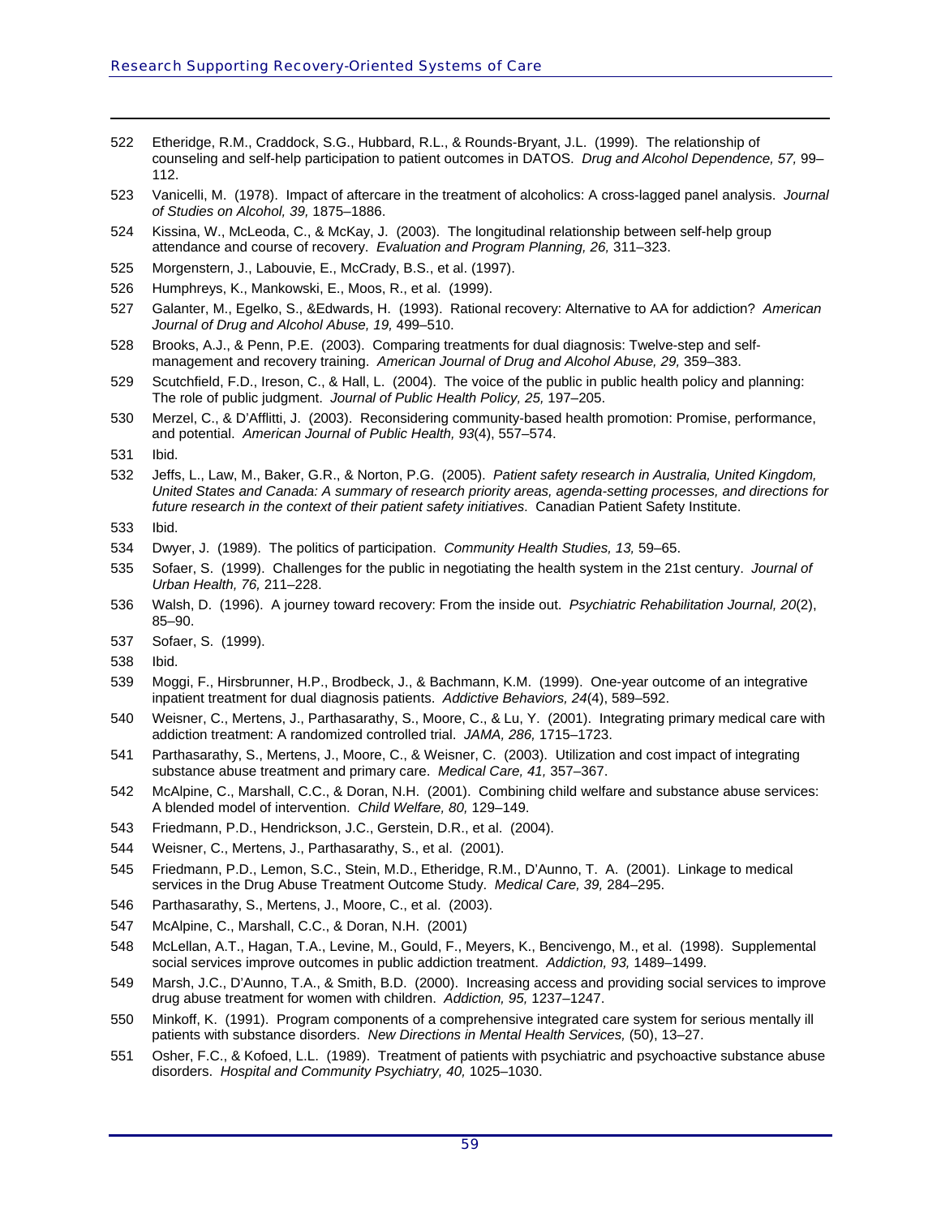522 Etheridge, R.M., Craddock, S.G., Hubbard, R.L., & Rounds-Bryant, J.L. (1999). The relationship of counseling and self-help participation to patient outcomes in DATOS. *Drug and Alcohol Dependence, 57,* 99–112.

523 Vanicelli, M. (1978). Impact of aftercare in the treatment of alcoholics: A cross-lagged panel analysis. *Journal of Studies on Alcohol, 39,* 1875–1886.

524 Kissina, W., McLeoda, C., & McKay, J. (2003). The longitudinal relationship between self-help group attendance and course of recovery. *Evaluation and Program Planning, 26,* 311–323.

525 Morgenstern, J., Labouvie, E., McCrady, B.S., et al. (1997).

526 Humphreys, K., Mankowski, E., Moos, R., et al. (1999).

527 Galanter, M., Egelko, S., &Edwards, H. (1993). Rational recovery: Alternative to AA for addiction? *American Journal of Drug and Alcohol Abuse, 19,* 499–510.

528 Brooks, A.J., & Penn, P.E. (2003). Comparing treatments for dual diagnosis: Twelve-step and self-management and recovery training. *American Journal of Drug and Alcohol Abuse, 29,* 359–383.

529 Scutchfield, F.D., Ireson, C., & Hall, L. (2004). The voice of the public in public health policy and planning: The role of public judgment. *Journal of Public Health Policy, 25,* 197–205.

530 Merzel, C., & D'Afflitti, J. (2003). Reconsidering community-based health promotion: Promise, performance, and potential. *American Journal of Public Health, 93*(4), 557–574.

531 Ibid.

532 Jeffs, L., Law, M., Baker, G.R., & Norton, P.G. (2005). *Patient safety research in Australia, United Kingdom, United States and Canada: A summary of research priority areas, agenda-setting processes, and directions for future research in the context of their patient safety initiatives*. Canadian Patient Safety Institute.

533 Ibid.

534 Dwyer, J. (1989). The politics of participation. *Community Health Studies, 13,* 59–65.

535 Sofaer, S. (1999). Challenges for the public in negotiating the health system in the 21st century. *Journal of Urban Health, 76,* 211–228.

536 Walsh, D. (1996). A journey toward recovery: From the inside out. *Psychiatric Rehabilitation Journal, 20*(2), 85–90.

537 Sofaer, S. (1999).

538 Ibid.

539 Moggi, F., Hirsbrunner, H.P., Brodbeck, J., & Bachmann, K.M. (1999). One-year outcome of an integrative inpatient treatment for dual diagnosis patients. *Addictive Behaviors, 24*(4), 589–592.

540 Weisner, C., Mertens, J., Parthasarathy, S., Moore, C., & Lu, Y. (2001). Integrating primary medical care with addiction treatment: A randomized controlled trial. *JAMA, 286,* 1715–1723.

541 Parthasarathy, S., Mertens, J., Moore, C., & Weisner, C. (2003). Utilization and cost impact of integrating substance abuse treatment and primary care. *Medical Care, 41,* 357–367.

542 McAlpine, C., Marshall, C.C., & Doran, N.H. (2001). Combining child welfare and substance abuse services: A blended model of intervention. *Child Welfare, 80,* 129–149.

543 Friedmann, P.D., Hendrickson, J.C., Gerstein, D.R., et al. (2004).

544 Weisner, C., Mertens, J., Parthasarathy, S., et al. (2001).

545 Friedmann, P.D., Lemon, S.C., Stein, M.D., Etheridge, R.M., D'Aunno, T. A. (2001). Linkage to medical services in the Drug Abuse Treatment Outcome Study. *Medical Care, 39,* 284–295.

546 Parthasarathy, S., Mertens, J., Moore, C., et al. (2003).

547 McAlpine, C., Marshall, C.C., & Doran, N.H. (2001)

548 McLellan, A.T., Hagan, T.A., Levine, M., Gould, F., Meyers, K., Bencivengo, M., et al. (1998). Supplemental social services improve outcomes in public addiction treatment. *Addiction, 93,* 1489–1499.

549 Marsh, J.C., D'Aunno, T.A., & Smith, B.D. (2000). Increasing access and providing social services to improve drug abuse treatment for women with children. *Addiction, 95,* 1237–1247.

550 Minkoff, K. (1991). Program components of a comprehensive integrated care system for serious mentally ill patients with substance disorders. *New Directions in Mental Health Services,* (50), 13–27.

551 Osher, F.C., & Kofoed, L.L. (1989). Treatment of patients with psychiatric and psychoactive substance abuse disorders. *Hospital and Community Psychiatry, 40,* 1025–1030.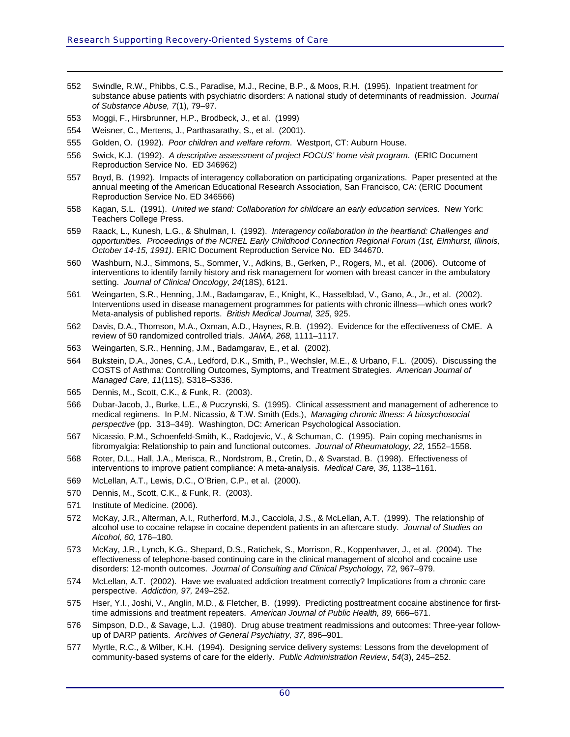552 Swindle, R.W., Phibbs, C.S., Paradise, M.J., Recine, B.P., & Moos, R.H. (1995). Inpatient treatment for substance abuse patients with psychiatric disorders: A national study of determinants of readmission. *Journal of Substance Abuse, 7*(1), 79–97.

553 Moggi, F., Hirsbrunner, H.P., Brodbeck, J., et al. (1999)

554 Weisner, C., Mertens, J., Parthasarathy, S., et al. (2001).

555 Golden, O. (1992). *Poor children and welfare reform*. Westport, CT: Auburn House.

556 Swick, K.J. (1992). *A descriptive assessment of project FOCUS' home visit program*. (ERIC Document Reproduction Service No. ED 346962)

557 Boyd, B. (1992). Impacts of interagency collaboration on participating organizations. Paper presented at the annual meeting of the American Educational Research Association, San Francisco, CA: (ERIC Document Reproduction Service No. ED 346566)

558 Kagan, S.L. (1991). *United we stand: Collaboration for childcare an early education services.* New York: Teachers College Press.

559 Raack, L., Kunesh, L.G., & Shulman, I. (1992). *Interagency collaboration in the heartland: Challenges and opportunities. Proceedings of the NCREL Early Childhood Connection Regional Forum (1st, Elmhurst, Illinois, October 14-15, 1991)*. ERIC Document Reproduction Service No. ED 344670.

560 Washburn, N.J., Simmons, S., Sommer, V., Adkins, B., Gerken, P., Rogers, M., et al. (2006). Outcome of interventions to identify family history and risk management for women with breast cancer in the ambulatory setting. *Journal of Clinical Oncology, 24*(18S), 6121.

561 Weingarten, S.R., Henning, J.M., Badamgarav, E., Knight, K., Hasselblad, V., Gano, A., Jr., et al. (2002). Interventions used in disease management programmes for patients with chronic illness—which ones work? Meta-analysis of published reports. *British Medical Journal, 325*, 925.

562 Davis, D.A., Thomson, M.A., Oxman, A.D., Haynes, R.B. (1992). Evidence for the effectiveness of CME. A review of 50 randomized controlled trials. *JAMA, 268,* 1111–1117.

563 Weingarten, S.R., Henning, J.M., Badamgarav, E., et al. (2002).

564 Bukstein, D.A., Jones, C.A., Ledford, D.K., Smith, P., Wechsler, M.E., & Urbano, F.L. (2005). Discussing the COSTS of Asthma: Controlling Outcomes, Symptoms, and Treatment Strategies. *American Journal of Managed Care, 11*(11S), S318–S336.

565 Dennis, M., Scott, C.K., & Funk, R. (2003).

566 Dubar-Jacob, J., Burke, L.E., & Puczynski, S. (1995). Clinical assessment and management of adherence to medical regimens. In P.M. Nicassio, & T.W. Smith (Eds.), *Managing chronic illness: A biosychosocial perspective* (pp. 313–349). Washington, DC: American Psychological Association.

567 Nicassio, P.M., Schoenfeld-Smith, K., Radojevic, V., & Schuman, C. (1995). Pain coping mechanisms in fibromyalgia: Relationship to pain and functional outcomes. *Journal of Rheumatology, 22,* 1552–1558.

568 Roter, D.L., Hall, J.A., Merisca, R., Nordstrom, B., Cretin, D., & Svarstad, B. (1998). Effectiveness of interventions to improve patient compliance: A meta-analysis. *Medical Care, 36,* 1138–1161.

569 McLellan, A.T., Lewis, D.C., O'Brien, C.P., et al. (2000).

570 Dennis, M., Scott, C.K., & Funk, R. (2003).

571 Institute of Medicine. (2006).

572 McKay, J.R., Alterman, A.I., Rutherford, M.J., Cacciola, J.S., & McLellan, A.T. (1999). The relationship of alcohol use to cocaine relapse in cocaine dependent patients in an aftercare study. *Journal of Studies on Alcohol, 60,* 176–180.

573 McKay, J.R., Lynch, K.G., Shepard, D.S., Ratichek, S., Morrison, R., Koppenhaver, J., et al. (2004). The effectiveness of telephone-based continuing care in the clinical management of alcohol and cocaine use disorders: 12-month outcomes. *Journal of Consulting and Clinical Psychology, 72,* 967–979.

574 McLellan, A.T. (2002). Have we evaluated addiction treatment correctly? Implications from a chronic care perspective. *Addiction, 97,* 249–252.

575 Hser, Y.I., Joshi, V., Anglin, M.D., & Fletcher, B. (1999). Predicting posttreatment cocaine abstinence for first-time admissions and treatment repeaters. *American Journal of Public Health, 89,* 666–671.

576 Simpson, D.D., & Savage, L.J. (1980). Drug abuse treatment readmissions and outcomes: Three-year follow-up of DARP patients. *Archives of General Psychiatry, 37,* 896–901.

577 Myrtle, R.C., & Wilber, K.H. (1994). Designing service delivery systems: Lessons from the development of community-based systems of care for the elderly. *Public Administration Review*, *54*(3), 245–252.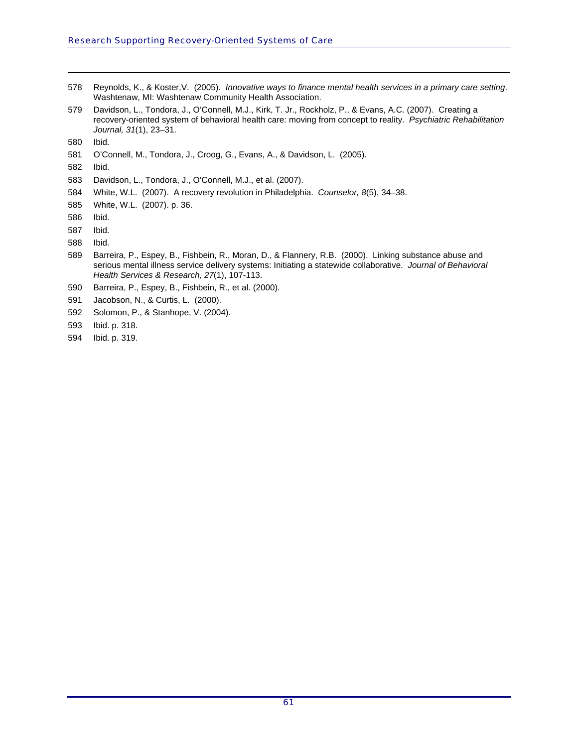578 Reynolds, K., & Koster,V. (2005). *Innovative ways to finance mental health services in a primary care setting*. Washtenaw, MI: Washtenaw Community Health Association.

579 Davidson, L., Tondora, J., O'Connell, M.J., Kirk, T. Jr., Rockholz, P., & Evans, A.C. (2007). Creating a recovery-oriented system of behavioral health care: moving from concept to reality. *Psychiatric Rehabilitation Journal, 31*(1), 23–31.

580 Ibid.

581 O'Connell, M., Tondora, J., Croog, G., Evans, A., & Davidson, L. (2005).

582 Ibid.

583 Davidson, L., Tondora, J., O'Connell, M.J., et al. (2007).

584 White, W.L. (2007). A recovery revolution in Philadelphia. *Counselor, 8*(5), 34–38.

585 White, W.L. (2007). p. 36.

586 Ibid.

587 Ibid.

588 Ibid.

589 Barreira, P., Espey, B., Fishbein, R., Moran, D., & Flannery, R.B. (2000). Linking substance abuse and serious mental illness service delivery systems: Initiating a statewide collaborative. *Journal of Behavioral Health Services & Research, 27*(1), 107-113.

590 Barreira, P., Espey, B., Fishbein, R., et al. (2000).

591 Jacobson, N., & Curtis, L. (2000).

592 Solomon, P., & Stanhope, V. (2004).

593 Ibid. p. 318.

594 Ibid. p. 319.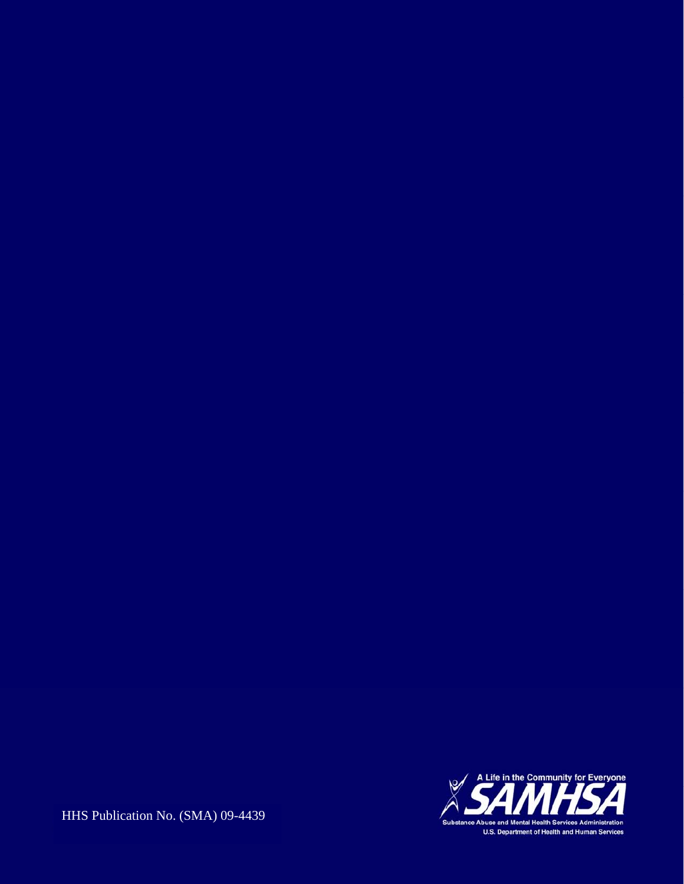HHS Publication No. (SMA) 09-4439

A Life in the Community for Everyone

SAMHSA

Substance Abuse and Mental Health Services Administration

U.S. Department of Health and Human Services